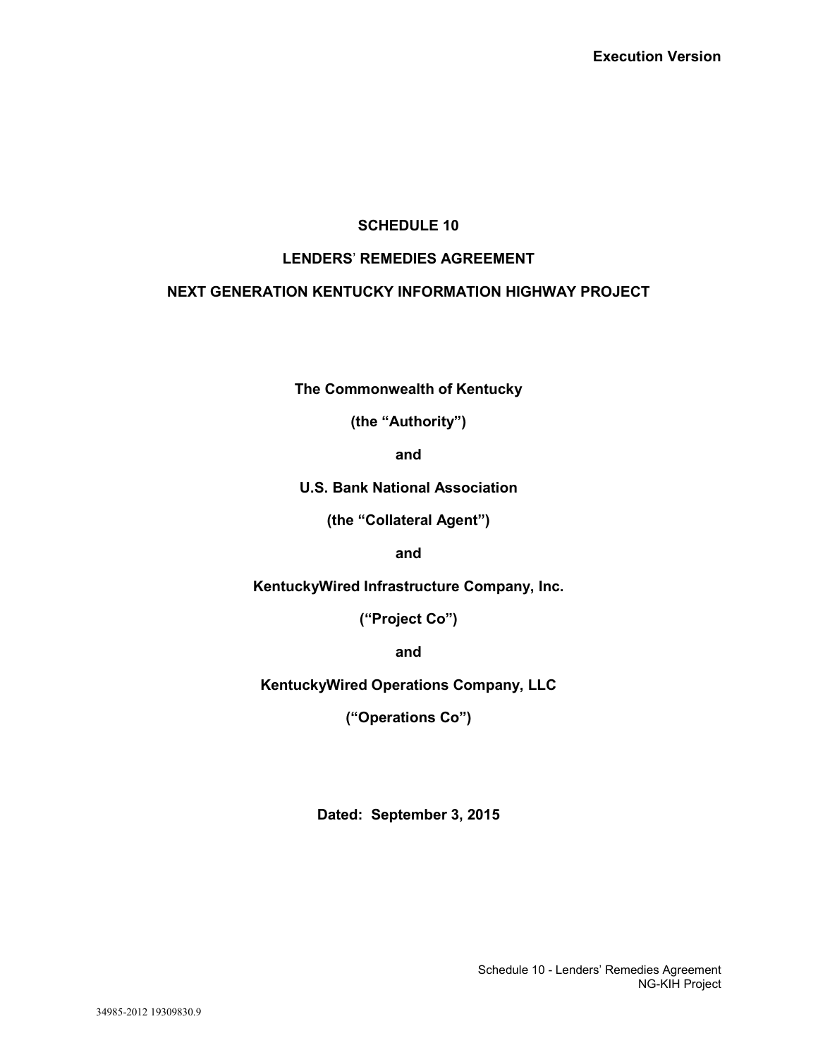**Execution Version**

# SCHEDULE 10

## LENDERS' REMEDIES AGREEMENT

## NEXT GENERATION KENTUCKY INFORMATION HIGHWAY PROJECT

**The Commonwealth of Kentucky**

**(the "Authority")**

**and**

**U.S. Bank National Association**

**(the "Collateral Agent")**

**and**

**KentuckyWired Infrastructure Company, Inc.**

**("Project Co")**

**and**

**KentuckyWired Operations Company, LLC**

**("Operations Co")**

**Dated: September 3, 2015**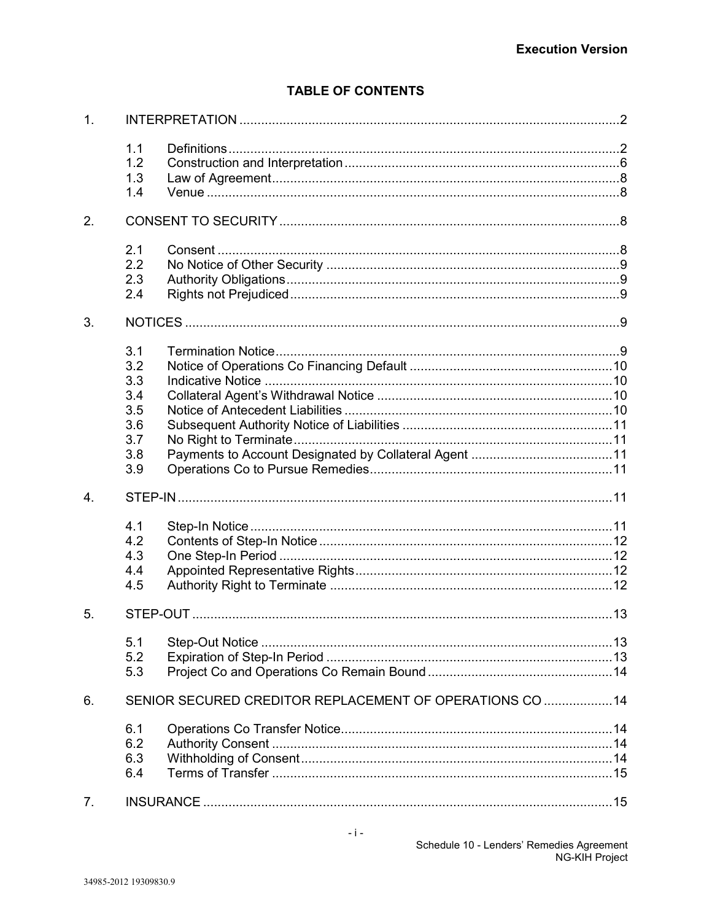**Execution Version**

# TABLE OF CONTENTS

1. INTERPRETATION ....................................................................................................2
   - 1.1 Definitions ........................................................................................................2
   - 1.2 Construction and Interpretation .........................................................................6
   - 1.3 Law of Agreement .............................................................................................8
   - 1.4 Venue ................................................................................................................8
2. CONSENT TO SECURITY ...........................................................................................8
   - 2.1 Consent .............................................................................................................8
   - 2.2 No Notice of Other Security ...............................................................................9
   - 2.3 Authority Obligations .........................................................................................9
   - 2.4 Rights not Prejudiced .........................................................................................9
3. NOTICES ......................................................................................................................9
   - 3.1 Termination Notice .............................................................................................9
   - 3.2 Notice of Operations Co Financing Default .......................................................10
   - 3.3 Indicative Notice ...............................................................................................10
   - 3.4 Collateral Agent's Withdrawal Notice ................................................................10
   - 3.5 Notice of Antecedent Liabilities .........................................................................10
   - 3.6 Subsequent Authority Notice of Liabilities .........................................................11
   - 3.7 No Right to Terminate .......................................................................................11
   - 3.8 Payments to Account Designated by Collateral Agent ......................................11
   - 3.9 Operations Co to Pursue Remedies ..................................................................11
4. STEP-IN ......................................................................................................................11
   - 4.1 Step-In Notice ...................................................................................................11
   - 4.2 Contents of Step-In Notice ................................................................................12
   - 4.3 One Step-In Period ...........................................................................................12
   - 4.4 Appointed Representative Rights ......................................................................12
   - 4.5 Authority Right to Terminate .............................................................................12
5. STEP-OUT ...................................................................................................................13
   - 5.1 Step-Out Notice ................................................................................................13
   - 5.2 Expiration of Step-In Period ..............................................................................13
   - 5.3 Project Co and Operations Co Remain Bound ..................................................14
6. SENIOR SECURED CREDITOR REPLACEMENT OF OPERATIONS CO ...................14
   - 6.1 Operations Co Transfer Notice ..........................................................................14
   - 6.2 Authority Consent .............................................................................................14
   - 6.3 Withholding of Consent .....................................................................................14
   - 6.4 Terms of Transfer .............................................................................................15
7. INSURANCE ...............................................................................................................15

Schedule 10 - Lenders' Remedies Agreement
NG-KIH Project

34985-2012 19309830.9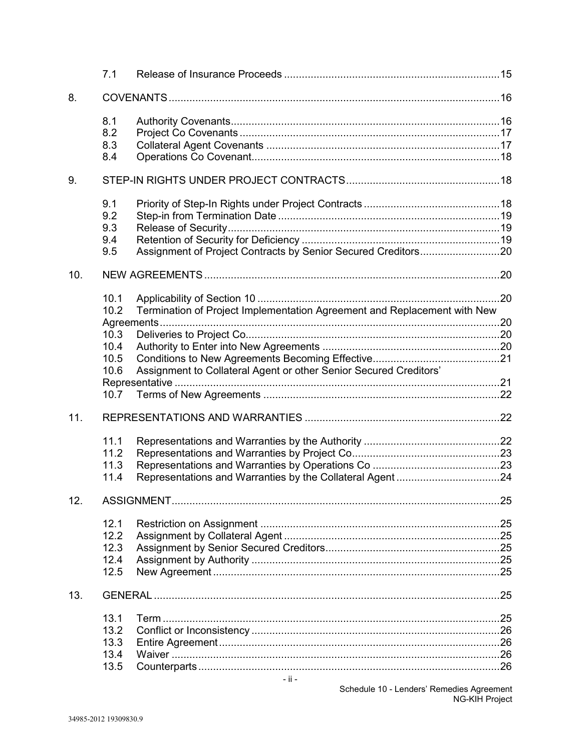| | | | |
|---|---|---|---|
| | 7.1 | Release of Insurance Proceeds | 15 |
| 8. | COVENANTS | | 16 |
| | 8.1 | Authority Covenants | 16 |
| | 8.2 | Project Co Covenants | 17 |
| | 8.3 | Collateral Agent Covenants | 17 |
| | 8.4 | Operations Co Covenant | 18 |
| 9. | STEP-IN RIGHTS UNDER PROJECT CONTRACTS | | 18 |
| | 9.1 | Priority of Step-In Rights under Project Contracts | 18 |
| | 9.2 | Step-in from Termination Date | 19 |
| | 9.3 | Release of Security | 19 |
| | 9.4 | Retention of Security for Deficiency | 19 |
| | 9.5 | Assignment of Project Contracts by Senior Secured Creditors | 20 |
| 10. | NEW AGREEMENTS | | 20 |
| | 10.1 | Applicability of Section 10 | 20 |
| | 10.2 | Termination of Project Implementation Agreement and Replacement with New Agreements | 20 |
| | 10.3 | Deliveries to Project Co | 20 |
| | 10.4 | Authority to Enter into New Agreements | 20 |
| | 10.5 | Conditions to New Agreements Becoming Effective | 21 |
| | 10.6 | Assignment to Collateral Agent or other Senior Secured Creditors' Representative | 21 |
| | 10.7 | Terms of New Agreements | 22 |
| 11. | REPRESENTATIONS AND WARRANTIES | | 22 |
| | 11.1 | Representations and Warranties by the Authority | 22 |
| | 11.2 | Representations and Warranties by Project Co | 23 |
| | 11.3 | Representations and Warranties by Operations Co | 23 |
| | 11.4 | Representations and Warranties by the Collateral Agent | 24 |
| 12. | ASSIGNMENT | | 25 |
| | 12.1 | Restriction on Assignment | 25 |
| | 12.2 | Assignment by Collateral Agent | 25 |
| | 12.3 | Assignment by Senior Secured Creditors | 25 |
| | 12.4 | Assignment by Authority | 25 |
| | 12.5 | New Agreement | 25 |
| 13. | GENERAL | | 25 |
| | 13.1 | Term | 25 |
| | 13.2 | Conflict or Inconsistency | 26 |
| | 13.3 | Entire Agreement | 26 |
| | 13.4 | Waiver | 26 |
| | 13.5 | Counterparts | 26 |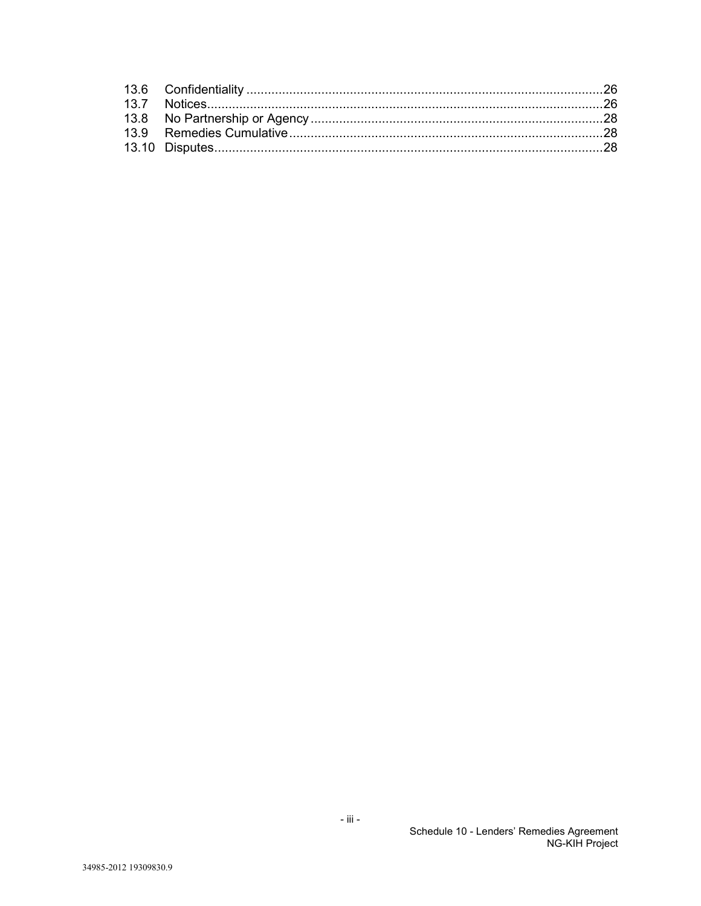13.6 Confidentiality ....................................................................................................26
13.7 Notices...................................................................................................................26
13.8 No Partnership or Agency .....................................................................................28
13.9 Remedies Cumulative............................................................................................28
13.10 Disputes.................................................................................................................28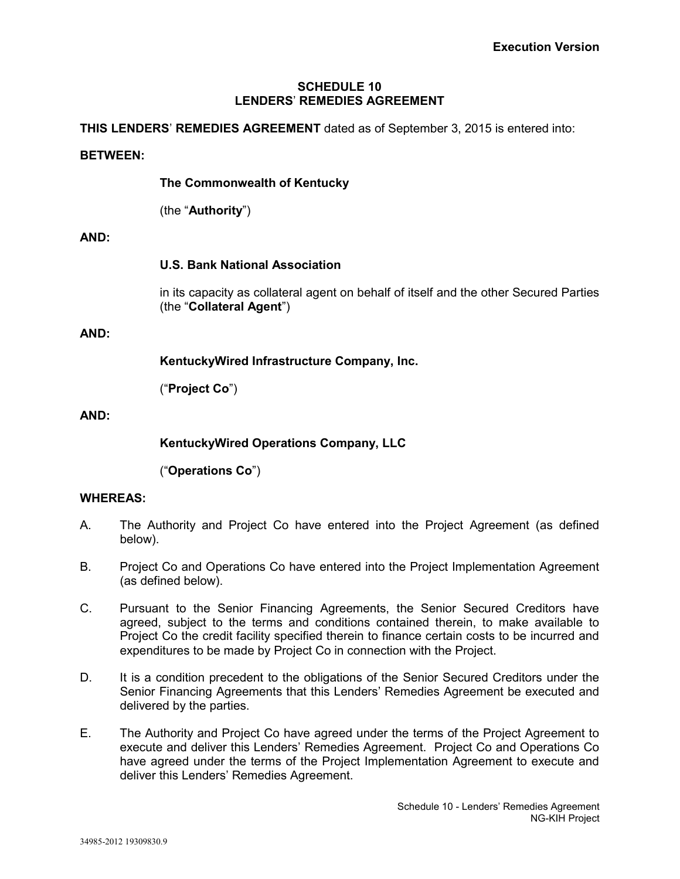Execution Version

## SCHEDULE 10
## LENDERS' REMEDIES AGREEMENT

**THIS LENDERS' REMEDIES AGREEMENT** dated as of September 3, 2015 is entered into:

**BETWEEN:**

**The Commonwealth of Kentucky**

(the "**Authority**")

**AND:**

**U.S. Bank National Association**

in its capacity as collateral agent on behalf of itself and the other Secured Parties (the "**Collateral Agent**")

**AND:**

**KentuckyWired Infrastructure Company, Inc.**

("**Project Co**")

**AND:**

**KentuckyWired Operations Company, LLC**

("**Operations Co**")

**WHEREAS:**

A. The Authority and Project Co have entered into the Project Agreement (as defined below).

B. Project Co and Operations Co have entered into the Project Implementation Agreement (as defined below).

C. Pursuant to the Senior Financing Agreements, the Senior Secured Creditors have agreed, subject to the terms and conditions contained therein, to make available to Project Co the credit facility specified therein to finance certain costs to be incurred and expenditures to be made by Project Co in connection with the Project.

D. It is a condition precedent to the obligations of the Senior Secured Creditors under the Senior Financing Agreements that this Lenders' Remedies Agreement be executed and delivered by the parties.

E. The Authority and Project Co have agreed under the terms of the Project Agreement to execute and deliver this Lenders' Remedies Agreement. Project Co and Operations Co have agreed under the terms of the Project Implementation Agreement to execute and deliver this Lenders' Remedies Agreement.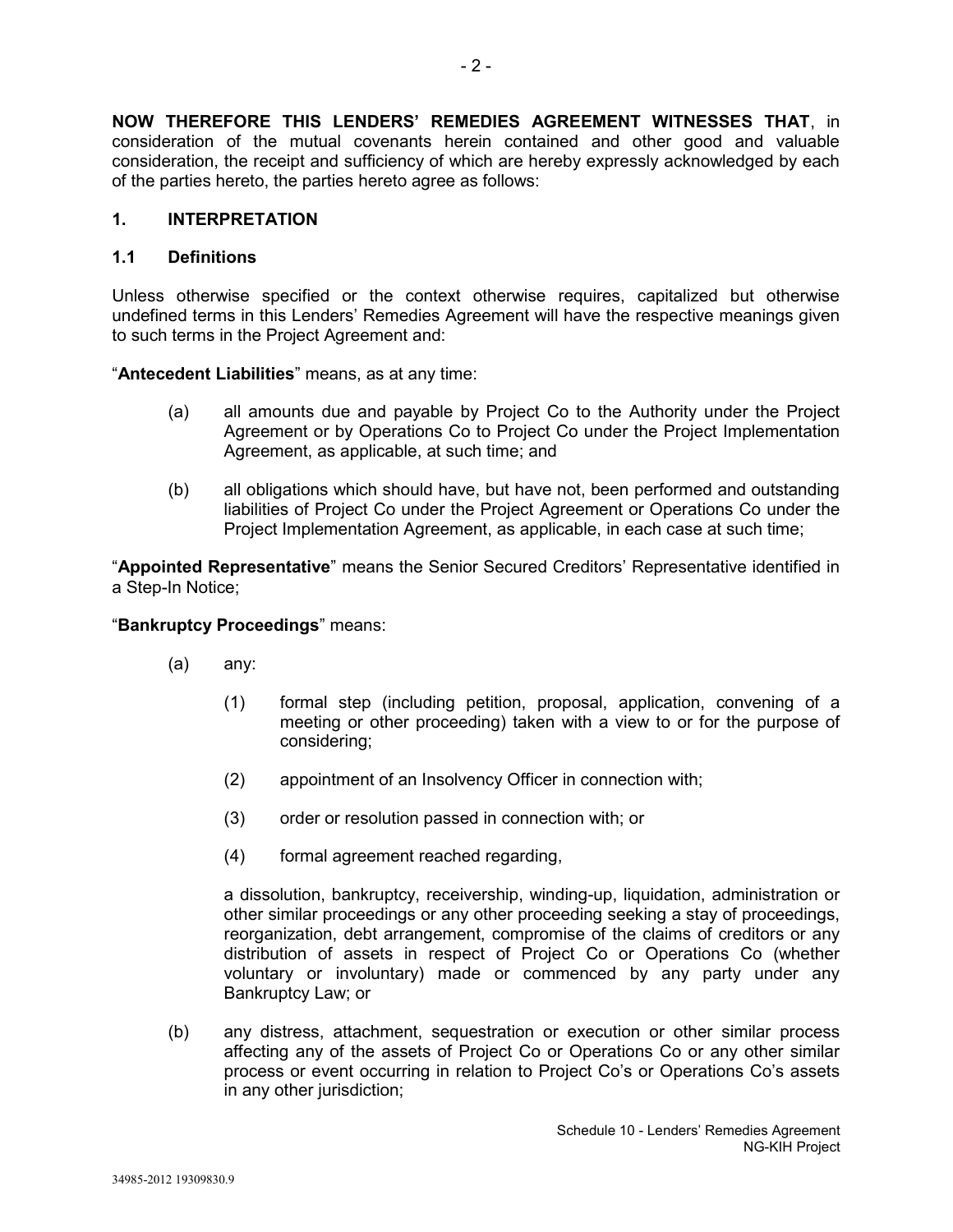**NOW THEREFORE THIS LENDERS' REMEDIES AGREEMENT WITNESSES THAT**, in consideration of the mutual covenants herein contained and other good and valuable consideration, the receipt and sufficiency of which are hereby expressly acknowledged by each of the parties hereto, the parties hereto agree as follows:

## 1. INTERPRETATION

### 1.1 Definitions

Unless otherwise specified or the context otherwise requires, capitalized but otherwise undefined terms in this Lenders' Remedies Agreement will have the respective meanings given to such terms in the Project Agreement and:

"**Antecedent Liabilities**" means, as at any time:

(a) all amounts due and payable by Project Co to the Authority under the Project Agreement or by Operations Co to Project Co under the Project Implementation Agreement, as applicable, at such time; and

(b) all obligations which should have, but have not, been performed and outstanding liabilities of Project Co under the Project Agreement or Operations Co under the Project Implementation Agreement, as applicable, in each case at such time;

"**Appointed Representative**" means the Senior Secured Creditors' Representative identified in a Step-In Notice;

"**Bankruptcy Proceedings**" means:

(a) any:

 (1) formal step (including petition, proposal, application, convening of a meeting or other proceeding) taken with a view to or for the purpose of considering;

 (2) appointment of an Insolvency Officer in connection with;

 (3) order or resolution passed in connection with; or

 (4) formal agreement reached regarding,

 a dissolution, bankruptcy, receivership, winding-up, liquidation, administration or other similar proceedings or any other proceeding seeking a stay of proceedings, reorganization, debt arrangement, compromise of the claims of creditors or any distribution of assets in respect of Project Co or Operations Co (whether voluntary or involuntary) made or commenced by any party under any Bankruptcy Law; or

(b) any distress, attachment, sequestration or execution or other similar process affecting any of the assets of Project Co or Operations Co or any other similar process or event occurring in relation to Project Co's or Operations Co's assets in any other jurisdiction;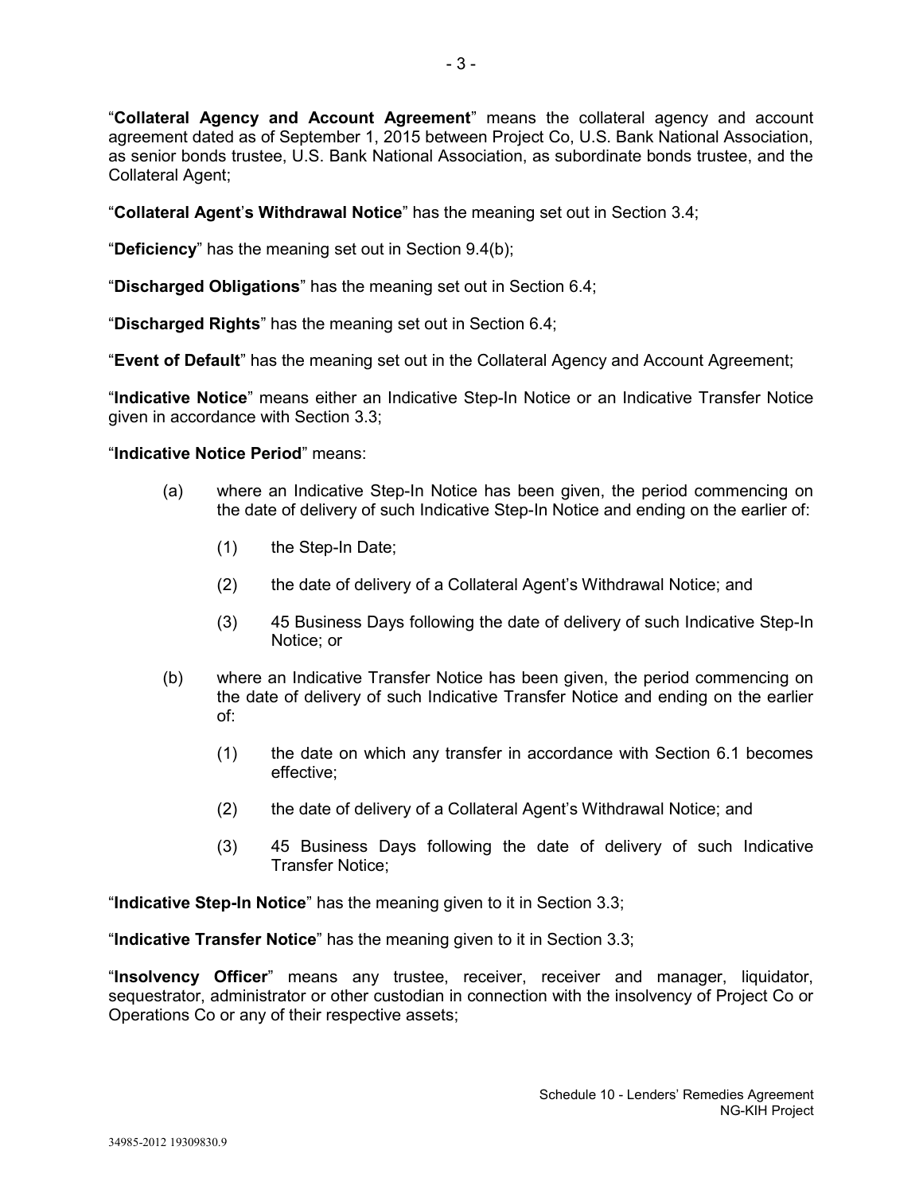"**Collateral Agency and Account Agreement**" means the collateral agency and account agreement dated as of September 1, 2015 between Project Co, U.S. Bank National Association, as senior bonds trustee, U.S. Bank National Association, as subordinate bonds trustee, and the Collateral Agent;

"**Collateral Agent's Withdrawal Notice**" has the meaning set out in Section 3.4;

"**Deficiency**" has the meaning set out in Section 9.4(b);

"**Discharged Obligations**" has the meaning set out in Section 6.4;

"**Discharged Rights**" has the meaning set out in Section 6.4;

"**Event of Default**" has the meaning set out in the Collateral Agency and Account Agreement;

"**Indicative Notice**" means either an Indicative Step-In Notice or an Indicative Transfer Notice given in accordance with Section 3.3;

"**Indicative Notice Period**" means:

(a) where an Indicative Step-In Notice has been given, the period commencing on the date of delivery of such Indicative Step-In Notice and ending on the earlier of:

(1) the Step-In Date;

(2) the date of delivery of a Collateral Agent's Withdrawal Notice; and

(3) 45 Business Days following the date of delivery of such Indicative Step-In Notice; or

(b) where an Indicative Transfer Notice has been given, the period commencing on the date of delivery of such Indicative Transfer Notice and ending on the earlier of:

(1) the date on which any transfer in accordance with Section 6.1 becomes effective;

(2) the date of delivery of a Collateral Agent's Withdrawal Notice; and

(3) 45 Business Days following the date of delivery of such Indicative Transfer Notice;

"**Indicative Step-In Notice**" has the meaning given to it in Section 3.3;

"**Indicative Transfer Notice**" has the meaning given to it in Section 3.3;

"**Insolvency Officer**" means any trustee, receiver, receiver and manager, liquidator, sequestrator, administrator or other custodian in connection with the insolvency of Project Co or Operations Co or any of their respective assets;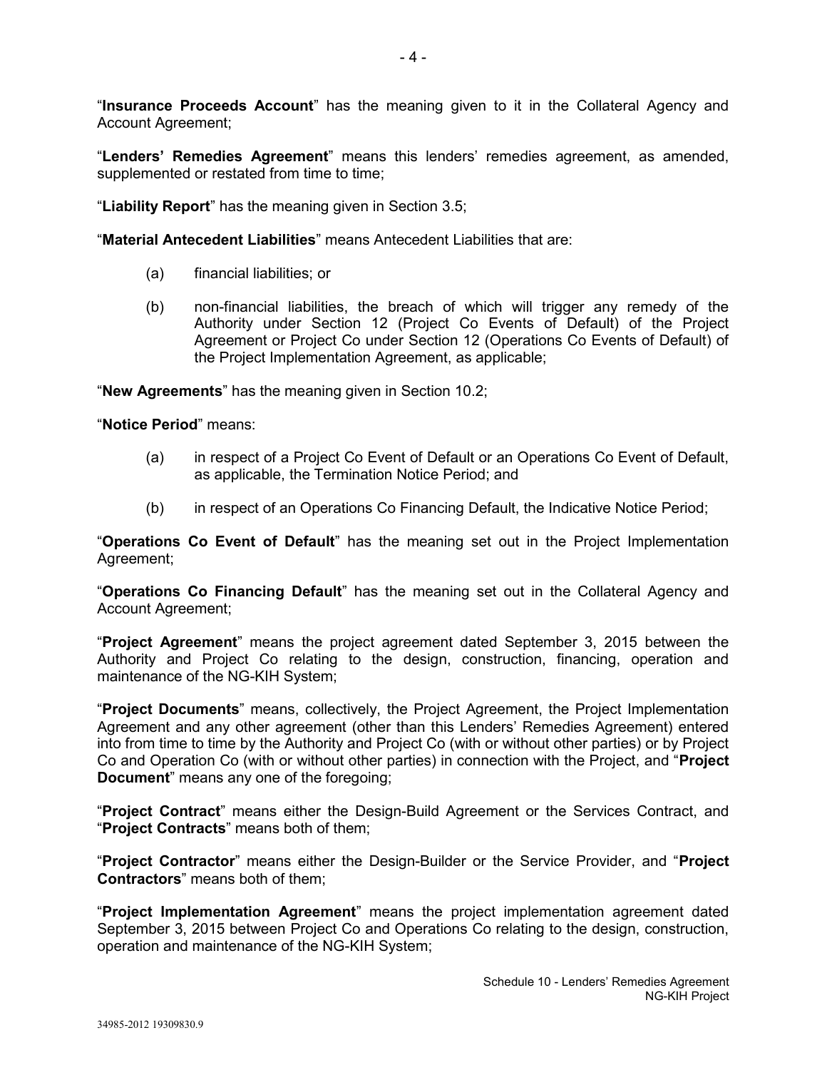"**Insurance Proceeds Account**" has the meaning given to it in the Collateral Agency and Account Agreement;

"**Lenders' Remedies Agreement**" means this lenders' remedies agreement, as amended, supplemented or restated from time to time;

"**Liability Report**" has the meaning given in Section 3.5;

"**Material Antecedent Liabilities**" means Antecedent Liabilities that are:

(a) financial liabilities; or

(b) non-financial liabilities, the breach of which will trigger any remedy of the Authority under Section 12 (Project Co Events of Default) of the Project Agreement or Project Co under Section 12 (Operations Co Events of Default) of the Project Implementation Agreement, as applicable;

"**New Agreements**" has the meaning given in Section 10.2;

"**Notice Period**" means:

(a) in respect of a Project Co Event of Default or an Operations Co Event of Default, as applicable, the Termination Notice Period; and

(b) in respect of an Operations Co Financing Default, the Indicative Notice Period;

"**Operations Co Event of Default**" has the meaning set out in the Project Implementation Agreement;

"**Operations Co Financing Default**" has the meaning set out in the Collateral Agency and Account Agreement;

"**Project Agreement**" means the project agreement dated September 3, 2015 between the Authority and Project Co relating to the design, construction, financing, operation and maintenance of the NG-KIH System;

"**Project Documents**" means, collectively, the Project Agreement, the Project Implementation Agreement and any other agreement (other than this Lenders' Remedies Agreement) entered into from time to time by the Authority and Project Co (with or without other parties) or by Project Co and Operation Co (with or without other parties) in connection with the Project, and "**Project Document**" means any one of the foregoing;

"**Project Contract**" means either the Design-Build Agreement or the Services Contract, and "**Project Contracts**" means both of them;

"**Project Contractor**" means either the Design-Builder or the Service Provider, and "**Project Contractors**" means both of them;

"**Project Implementation Agreement**" means the project implementation agreement dated September 3, 2015 between Project Co and Operations Co relating to the design, construction, operation and maintenance of the NG-KIH System;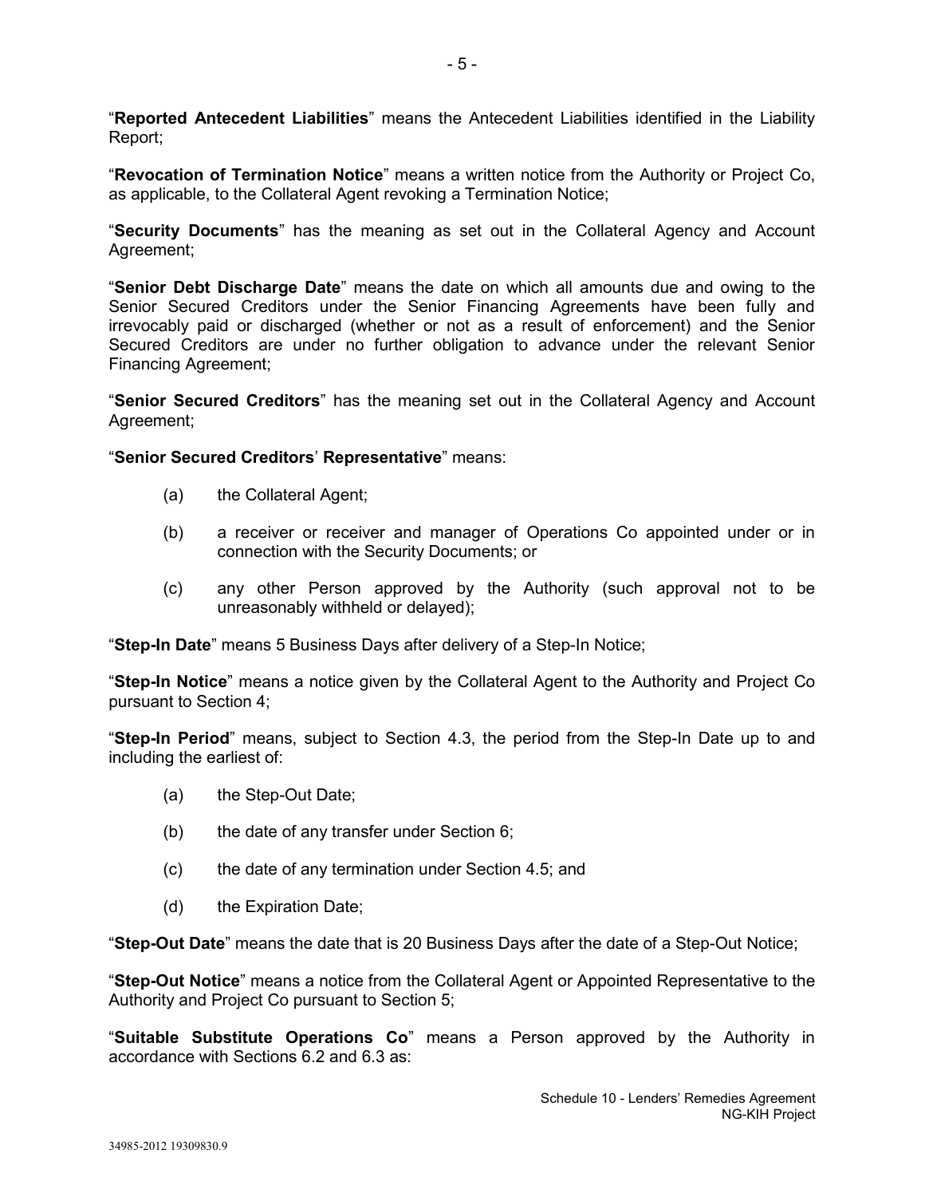"**Reported Antecedent Liabilities**" means the Antecedent Liabilities identified in the Liability Report;

"**Revocation of Termination Notice**" means a written notice from the Authority or Project Co, as applicable, to the Collateral Agent revoking a Termination Notice;

"**Security Documents**" has the meaning as set out in the Collateral Agency and Account Agreement;

"**Senior Debt Discharge Date**" means the date on which all amounts due and owing to the Senior Secured Creditors under the Senior Financing Agreements have been fully and irrevocably paid or discharged (whether or not as a result of enforcement) and the Senior Secured Creditors are under no further obligation to advance under the relevant Senior Financing Agreement;

"**Senior Secured Creditors**" has the meaning set out in the Collateral Agency and Account Agreement;

"**Senior Secured Creditors**' **Representative**" means:

(a) the Collateral Agent;

(b) a receiver or receiver and manager of Operations Co appointed under or in connection with the Security Documents; or

(c) any other Person approved by the Authority (such approval not to be unreasonably withheld or delayed);

"**Step-In Date**" means 5 Business Days after delivery of a Step-In Notice;

"**Step-In Notice**" means a notice given by the Collateral Agent to the Authority and Project Co pursuant to Section 4;

"**Step-In Period**" means, subject to Section 4.3, the period from the Step-In Date up to and including the earliest of:

(a) the Step-Out Date;

(b) the date of any transfer under Section 6;

(c) the date of any termination under Section 4.5; and

(d) the Expiration Date;

"**Step-Out Date**" means the date that is 20 Business Days after the date of a Step-Out Notice;

"**Step-Out Notice**" means a notice from the Collateral Agent or Appointed Representative to the Authority and Project Co pursuant to Section 5;

"**Suitable Substitute Operations Co**" means a Person approved by the Authority in accordance with Sections 6.2 and 6.3 as: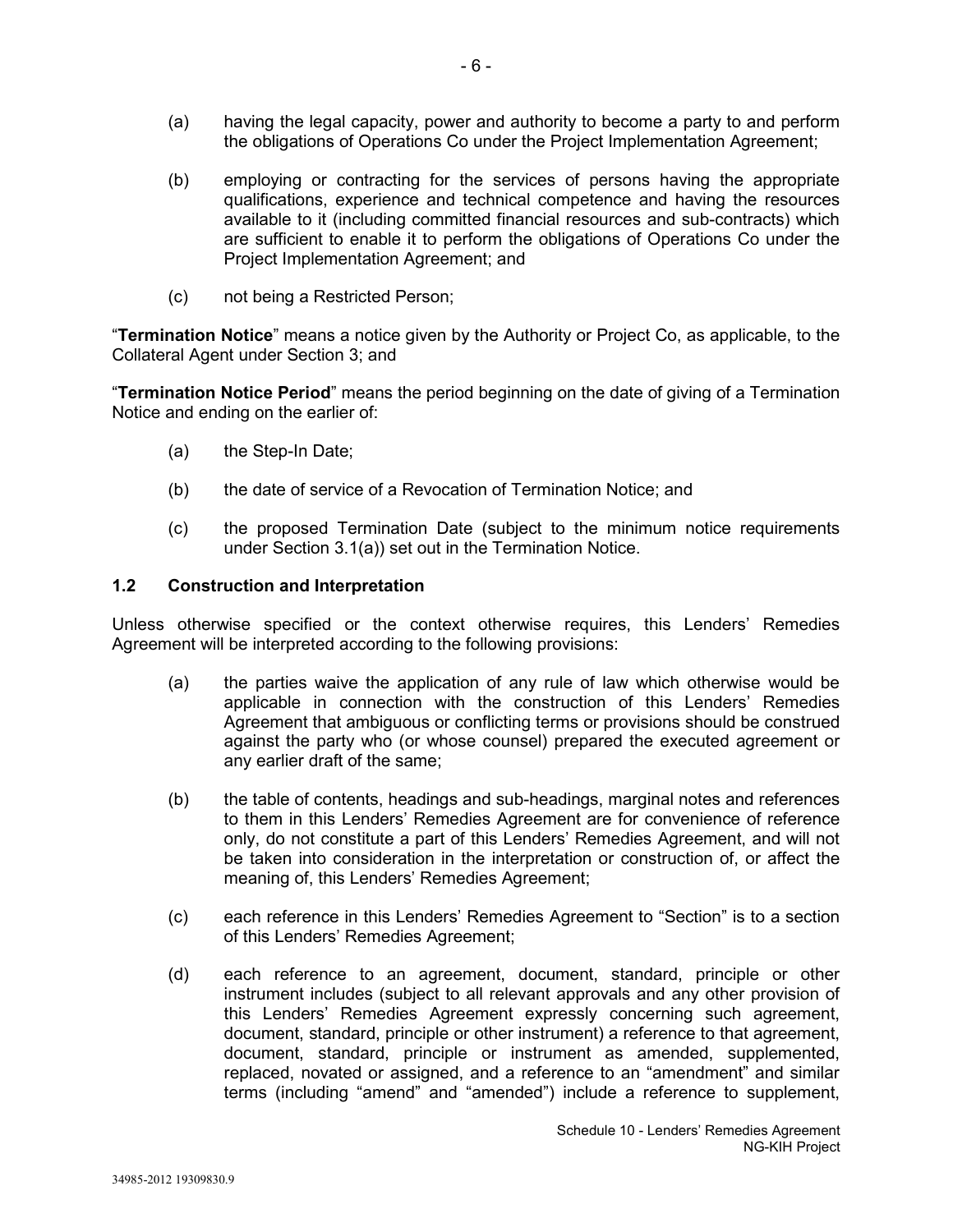(a) having the legal capacity, power and authority to become a party to and perform the obligations of Operations Co under the Project Implementation Agreement;

(b) employing or contracting for the services of persons having the appropriate qualifications, experience and technical competence and having the resources available to it (including committed financial resources and sub-contracts) which are sufficient to enable it to perform the obligations of Operations Co under the Project Implementation Agreement; and

(c) not being a Restricted Person;

"**Termination Notice**" means a notice given by the Authority or Project Co, as applicable, to the Collateral Agent under Section 3; and

"**Termination Notice Period**" means the period beginning on the date of giving of a Termination Notice and ending on the earlier of:

(a) the Step-In Date;

(b) the date of service of a Revocation of Termination Notice; and

(c) the proposed Termination Date (subject to the minimum notice requirements under Section 3.1(a)) set out in the Termination Notice.

### 1.2 Construction and Interpretation

Unless otherwise specified or the context otherwise requires, this Lenders' Remedies Agreement will be interpreted according to the following provisions:

(a) the parties waive the application of any rule of law which otherwise would be applicable in connection with the construction of this Lenders' Remedies Agreement that ambiguous or conflicting terms or provisions should be construed against the party who (or whose counsel) prepared the executed agreement or any earlier draft of the same;

(b) the table of contents, headings and sub-headings, marginal notes and references to them in this Lenders' Remedies Agreement are for convenience of reference only, do not constitute a part of this Lenders' Remedies Agreement, and will not be taken into consideration in the interpretation or construction of, or affect the meaning of, this Lenders' Remedies Agreement;

(c) each reference in this Lenders' Remedies Agreement to "Section" is to a section of this Lenders' Remedies Agreement;

(d) each reference to an agreement, document, standard, principle or other instrument includes (subject to all relevant approvals and any other provision of this Lenders' Remedies Agreement expressly concerning such agreement, document, standard, principle or other instrument) a reference to that agreement, document, standard, principle or instrument as amended, supplemented, replaced, novated or assigned, and a reference to an "amendment" and similar terms (including "amend" and "amended") include a reference to supplement,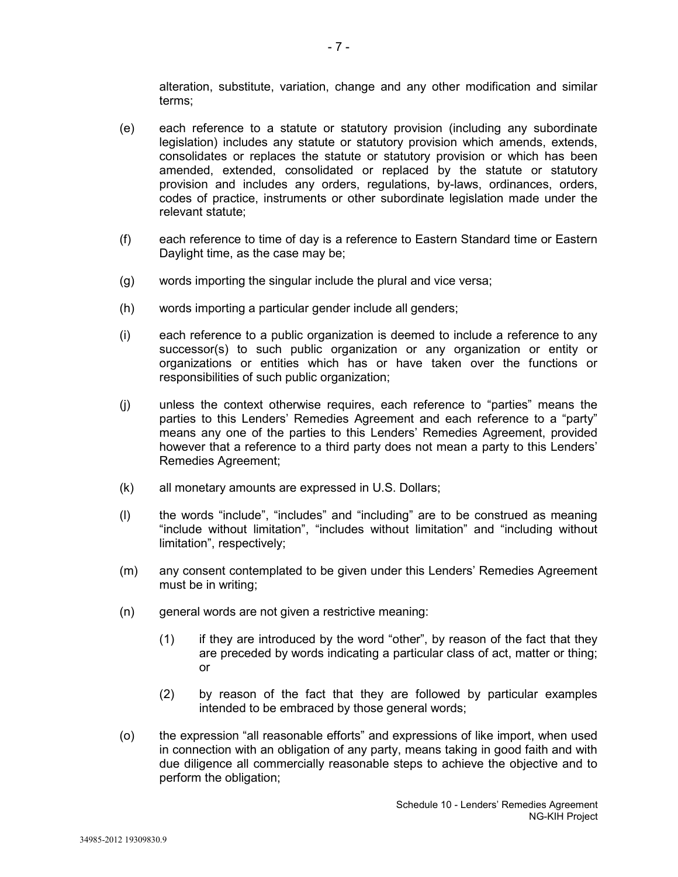alteration, substitute, variation, change and any other modification and similar terms;

(e) each reference to a statute or statutory provision (including any subordinate legislation) includes any statute or statutory provision which amends, extends, consolidates or replaces the statute or statutory provision or which has been amended, extended, consolidated or replaced by the statute or statutory provision and includes any orders, regulations, by-laws, ordinances, orders, codes of practice, instruments or other subordinate legislation made under the relevant statute;

(f) each reference to time of day is a reference to Eastern Standard time or Eastern Daylight time, as the case may be;

(g) words importing the singular include the plural and vice versa;

(h) words importing a particular gender include all genders;

(i) each reference to a public organization is deemed to include a reference to any successor(s) to such public organization or any organization or entity or organizations or entities which has or have taken over the functions or responsibilities of such public organization;

(j) unless the context otherwise requires, each reference to "parties" means the parties to this Lenders' Remedies Agreement and each reference to a "party" means any one of the parties to this Lenders' Remedies Agreement, provided however that a reference to a third party does not mean a party to this Lenders' Remedies Agreement;

(k) all monetary amounts are expressed in U.S. Dollars;

(l) the words "include", "includes" and "including" are to be construed as meaning "include without limitation", "includes without limitation" and "including without limitation", respectively;

(m) any consent contemplated to be given under this Lenders' Remedies Agreement must be in writing;

(n) general words are not given a restrictive meaning:

    (1) if they are introduced by the word "other", by reason of the fact that they are preceded by words indicating a particular class of act, matter or thing; or

    (2) by reason of the fact that they are followed by particular examples intended to be embraced by those general words;

(o) the expression "all reasonable efforts" and expressions of like import, when used in connection with an obligation of any party, means taking in good faith and with due diligence all commercially reasonable steps to achieve the objective and to perform the obligation;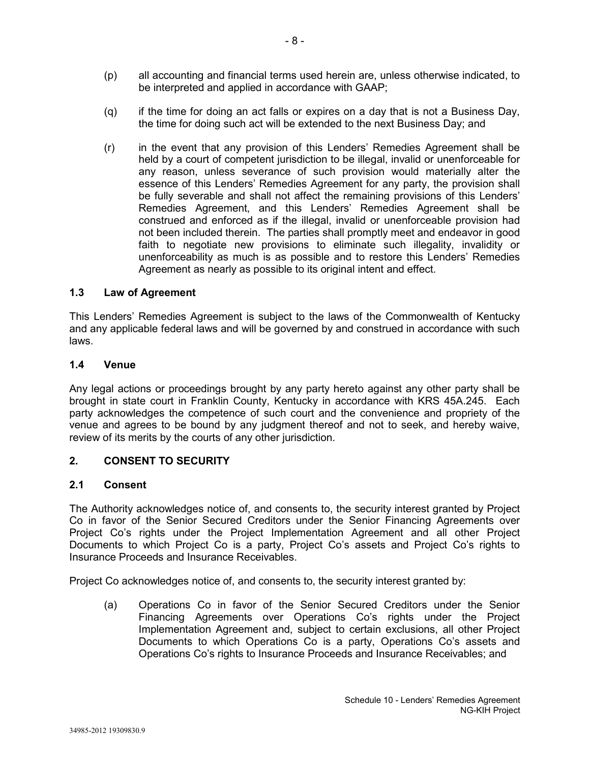(p) all accounting and financial terms used herein are, unless otherwise indicated, to be interpreted and applied in accordance with GAAP;

(q) if the time for doing an act falls or expires on a day that is not a Business Day, the time for doing such act will be extended to the next Business Day; and

(r) in the event that any provision of this Lenders' Remedies Agreement shall be held by a court of competent jurisdiction to be illegal, invalid or unenforceable for any reason, unless severance of such provision would materially alter the essence of this Lenders' Remedies Agreement for any party, the provision shall be fully severable and shall not affect the remaining provisions of this Lenders' Remedies Agreement, and this Lenders' Remedies Agreement shall be construed and enforced as if the illegal, invalid or unenforceable provision had not been included therein. The parties shall promptly meet and endeavor in good faith to negotiate new provisions to eliminate such illegality, invalidity or unenforceability as much is as possible and to restore this Lenders' Remedies Agreement as nearly as possible to its original intent and effect.

### 1.3 Law of Agreement

This Lenders' Remedies Agreement is subject to the laws of the Commonwealth of Kentucky and any applicable federal laws and will be governed by and construed in accordance with such laws.

### 1.4 Venue

Any legal actions or proceedings brought by any party hereto against any other party shall be brought in state court in Franklin County, Kentucky in accordance with KRS 45A.245. Each party acknowledges the competence of such court and the convenience and propriety of the venue and agrees to be bound by any judgment thereof and not to seek, and hereby waive, review of its merits by the courts of any other jurisdiction.

## 2. CONSENT TO SECURITY

### 2.1 Consent

The Authority acknowledges notice of, and consents to, the security interest granted by Project Co in favor of the Senior Secured Creditors under the Senior Financing Agreements over Project Co's rights under the Project Implementation Agreement and all other Project Documents to which Project Co is a party, Project Co's assets and Project Co's rights to Insurance Proceeds and Insurance Receivables.

Project Co acknowledges notice of, and consents to, the security interest granted by:

(a) Operations Co in favor of the Senior Secured Creditors under the Senior Financing Agreements over Operations Co's rights under the Project Implementation Agreement and, subject to certain exclusions, all other Project Documents to which Operations Co is a party, Operations Co's assets and Operations Co's rights to Insurance Proceeds and Insurance Receivables; and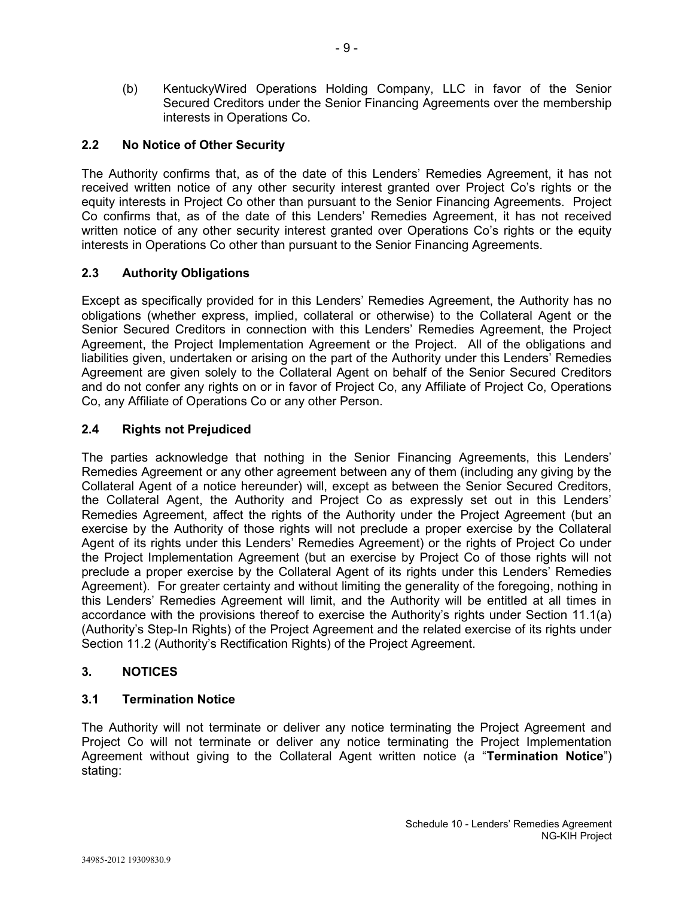(b) KentuckyWired Operations Holding Company, LLC in favor of the Senior Secured Creditors under the Senior Financing Agreements over the membership interests in Operations Co.

### 2.2 No Notice of Other Security

The Authority confirms that, as of the date of this Lenders' Remedies Agreement, it has not received written notice of any other security interest granted over Project Co's rights or the equity interests in Project Co other than pursuant to the Senior Financing Agreements. Project Co confirms that, as of the date of this Lenders' Remedies Agreement, it has not received written notice of any other security interest granted over Operations Co's rights or the equity interests in Operations Co other than pursuant to the Senior Financing Agreements.

### 2.3 Authority Obligations

Except as specifically provided for in this Lenders' Remedies Agreement, the Authority has no obligations (whether express, implied, collateral or otherwise) to the Collateral Agent or the Senior Secured Creditors in connection with this Lenders' Remedies Agreement, the Project Agreement, the Project Implementation Agreement or the Project. All of the obligations and liabilities given, undertaken or arising on the part of the Authority under this Lenders' Remedies Agreement are given solely to the Collateral Agent on behalf of the Senior Secured Creditors and do not confer any rights on or in favor of Project Co, any Affiliate of Project Co, Operations Co, any Affiliate of Operations Co or any other Person.

### 2.4 Rights not Prejudiced

The parties acknowledge that nothing in the Senior Financing Agreements, this Lenders' Remedies Agreement or any other agreement between any of them (including any giving by the Collateral Agent of a notice hereunder) will, except as between the Senior Secured Creditors, the Collateral Agent, the Authority and Project Co as expressly set out in this Lenders' Remedies Agreement, affect the rights of the Authority under the Project Agreement (but an exercise by the Authority of those rights will not preclude a proper exercise by the Collateral Agent of its rights under this Lenders' Remedies Agreement) or the rights of Project Co under the Project Implementation Agreement (but an exercise by Project Co of those rights will not preclude a proper exercise by the Collateral Agent of its rights under this Lenders' Remedies Agreement). For greater certainty and without limiting the generality of the foregoing, nothing in this Lenders' Remedies Agreement will limit, and the Authority will be entitled at all times in accordance with the provisions thereof to exercise the Authority's rights under Section 11.1(a) (Authority's Step-In Rights) of the Project Agreement and the related exercise of its rights under Section 11.2 (Authority's Rectification Rights) of the Project Agreement.

## 3. NOTICES

### 3.1 Termination Notice

The Authority will not terminate or deliver any notice terminating the Project Agreement and Project Co will not terminate or deliver any notice terminating the Project Implementation Agreement without giving to the Collateral Agent written notice (a "**Termination Notice**") stating: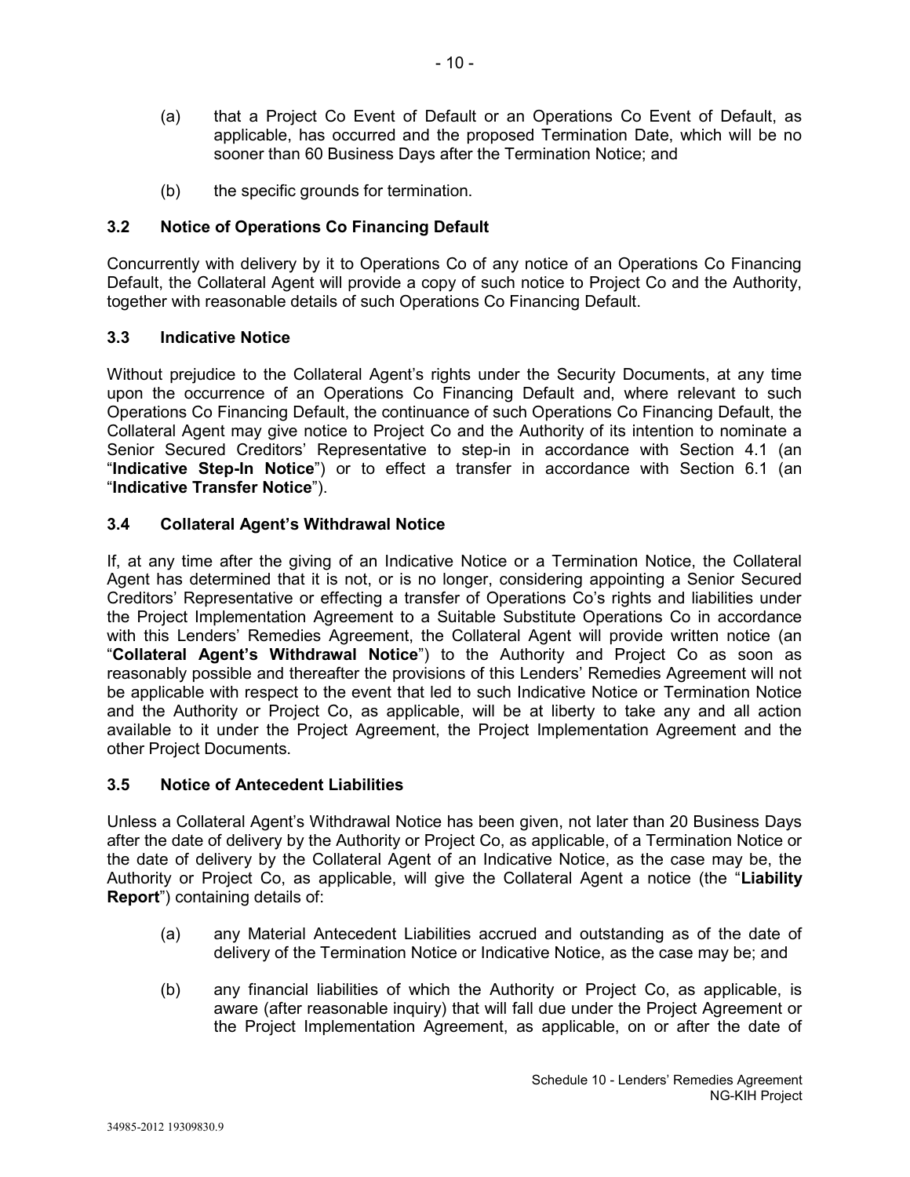(a) that a Project Co Event of Default or an Operations Co Event of Default, as applicable, has occurred and the proposed Termination Date, which will be no sooner than 60 Business Days after the Termination Notice; and

(b) the specific grounds for termination.

### 3.2 Notice of Operations Co Financing Default

Concurrently with delivery by it to Operations Co of any notice of an Operations Co Financing Default, the Collateral Agent will provide a copy of such notice to Project Co and the Authority, together with reasonable details of such Operations Co Financing Default.

### 3.3 Indicative Notice

Without prejudice to the Collateral Agent's rights under the Security Documents, at any time upon the occurrence of an Operations Co Financing Default and, where relevant to such Operations Co Financing Default, the continuance of such Operations Co Financing Default, the Collateral Agent may give notice to Project Co and the Authority of its intention to nominate a Senior Secured Creditors' Representative to step-in in accordance with Section 4.1 (an "**Indicative Step-In Notice**") or to effect a transfer in accordance with Section 6.1 (an "**Indicative Transfer Notice**").

### 3.4 Collateral Agent's Withdrawal Notice

If, at any time after the giving of an Indicative Notice or a Termination Notice, the Collateral Agent has determined that it is not, or is no longer, considering appointing a Senior Secured Creditors' Representative or effecting a transfer of Operations Co's rights and liabilities under the Project Implementation Agreement to a Suitable Substitute Operations Co in accordance with this Lenders' Remedies Agreement, the Collateral Agent will provide written notice (an "**Collateral Agent's Withdrawal Notice**") to the Authority and Project Co as soon as reasonably possible and thereafter the provisions of this Lenders' Remedies Agreement will not be applicable with respect to the event that led to such Indicative Notice or Termination Notice and the Authority or Project Co, as applicable, will be at liberty to take any and all action available to it under the Project Agreement, the Project Implementation Agreement and the other Project Documents.

### 3.5 Notice of Antecedent Liabilities

Unless a Collateral Agent's Withdrawal Notice has been given, not later than 20 Business Days after the date of delivery by the Authority or Project Co, as applicable, of a Termination Notice or the date of delivery by the Collateral Agent of an Indicative Notice, as the case may be, the Authority or Project Co, as applicable, will give the Collateral Agent a notice (the "**Liability Report**") containing details of:

(a) any Material Antecedent Liabilities accrued and outstanding as of the date of delivery of the Termination Notice or Indicative Notice, as the case may be; and

(b) any financial liabilities of which the Authority or Project Co, as applicable, is aware (after reasonable inquiry) that will fall due under the Project Agreement or the Project Implementation Agreement, as applicable, on or after the date of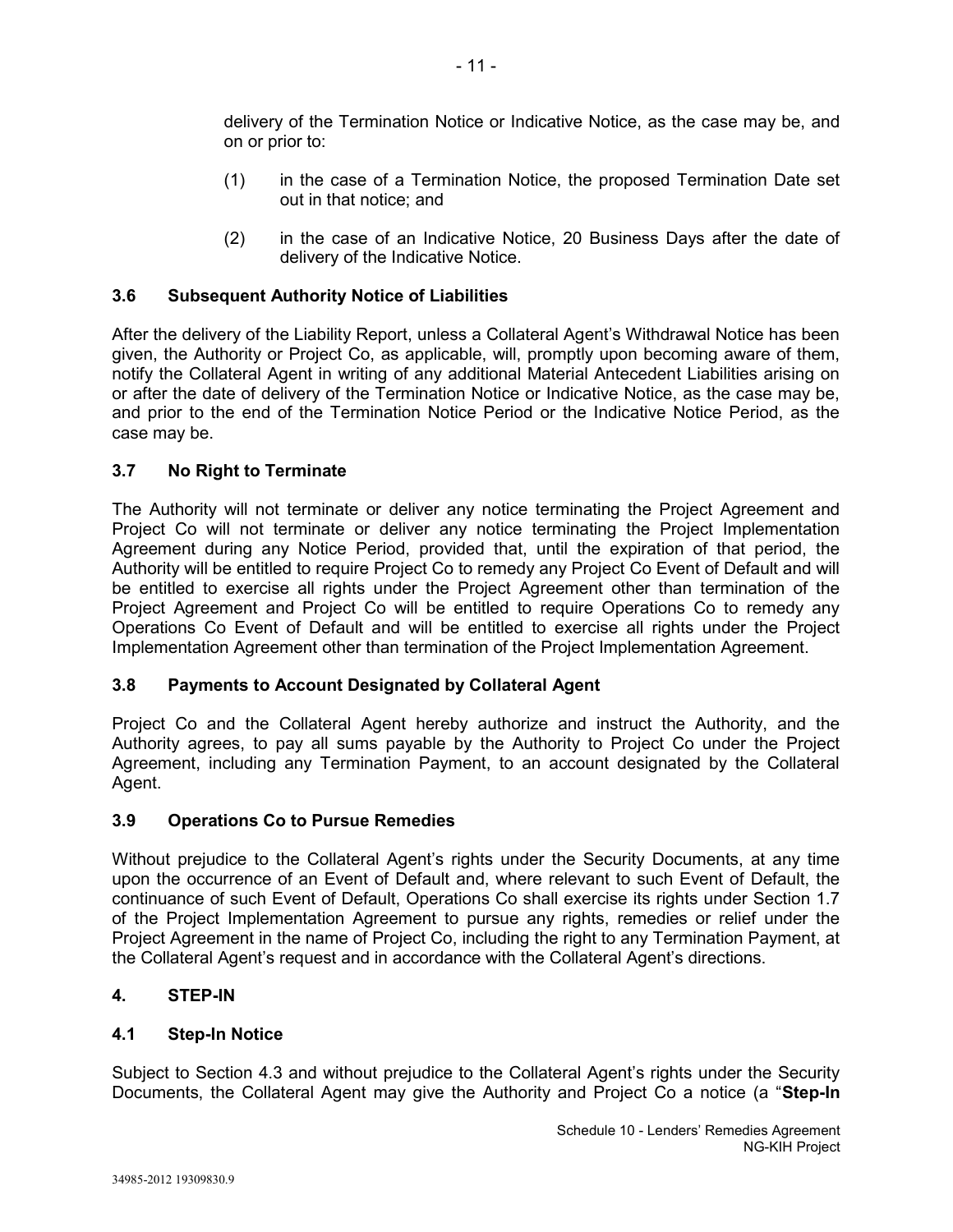delivery of the Termination Notice or Indicative Notice, as the case may be, and on or prior to:

(1) in the case of a Termination Notice, the proposed Termination Date set out in that notice; and

(2) in the case of an Indicative Notice, 20 Business Days after the date of delivery of the Indicative Notice.

### 3.6 Subsequent Authority Notice of Liabilities

After the delivery of the Liability Report, unless a Collateral Agent's Withdrawal Notice has been given, the Authority or Project Co, as applicable, will, promptly upon becoming aware of them, notify the Collateral Agent in writing of any additional Material Antecedent Liabilities arising on or after the date of delivery of the Termination Notice or Indicative Notice, as the case may be, and prior to the end of the Termination Notice Period or the Indicative Notice Period, as the case may be.

### 3.7 No Right to Terminate

The Authority will not terminate or deliver any notice terminating the Project Agreement and Project Co will not terminate or deliver any notice terminating the Project Implementation Agreement during any Notice Period, provided that, until the expiration of that period, the Authority will be entitled to require Project Co to remedy any Project Co Event of Default and will be entitled to exercise all rights under the Project Agreement other than termination of the Project Agreement and Project Co will be entitled to require Operations Co to remedy any Operations Co Event of Default and will be entitled to exercise all rights under the Project Implementation Agreement other than termination of the Project Implementation Agreement.

### 3.8 Payments to Account Designated by Collateral Agent

Project Co and the Collateral Agent hereby authorize and instruct the Authority, and the Authority agrees, to pay all sums payable by the Authority to Project Co under the Project Agreement, including any Termination Payment, to an account designated by the Collateral Agent.

### 3.9 Operations Co to Pursue Remedies

Without prejudice to the Collateral Agent's rights under the Security Documents, at any time upon the occurrence of an Event of Default and, where relevant to such Event of Default, the continuance of such Event of Default, Operations Co shall exercise its rights under Section 1.7 of the Project Implementation Agreement to pursue any rights, remedies or relief under the Project Agreement in the name of Project Co, including the right to any Termination Payment, at the Collateral Agent's request and in accordance with the Collateral Agent's directions.

## 4. STEP-IN

### 4.1 Step-In Notice

Subject to Section 4.3 and without prejudice to the Collateral Agent's rights under the Security Documents, the Collateral Agent may give the Authority and Project Co a notice (a "**Step-In**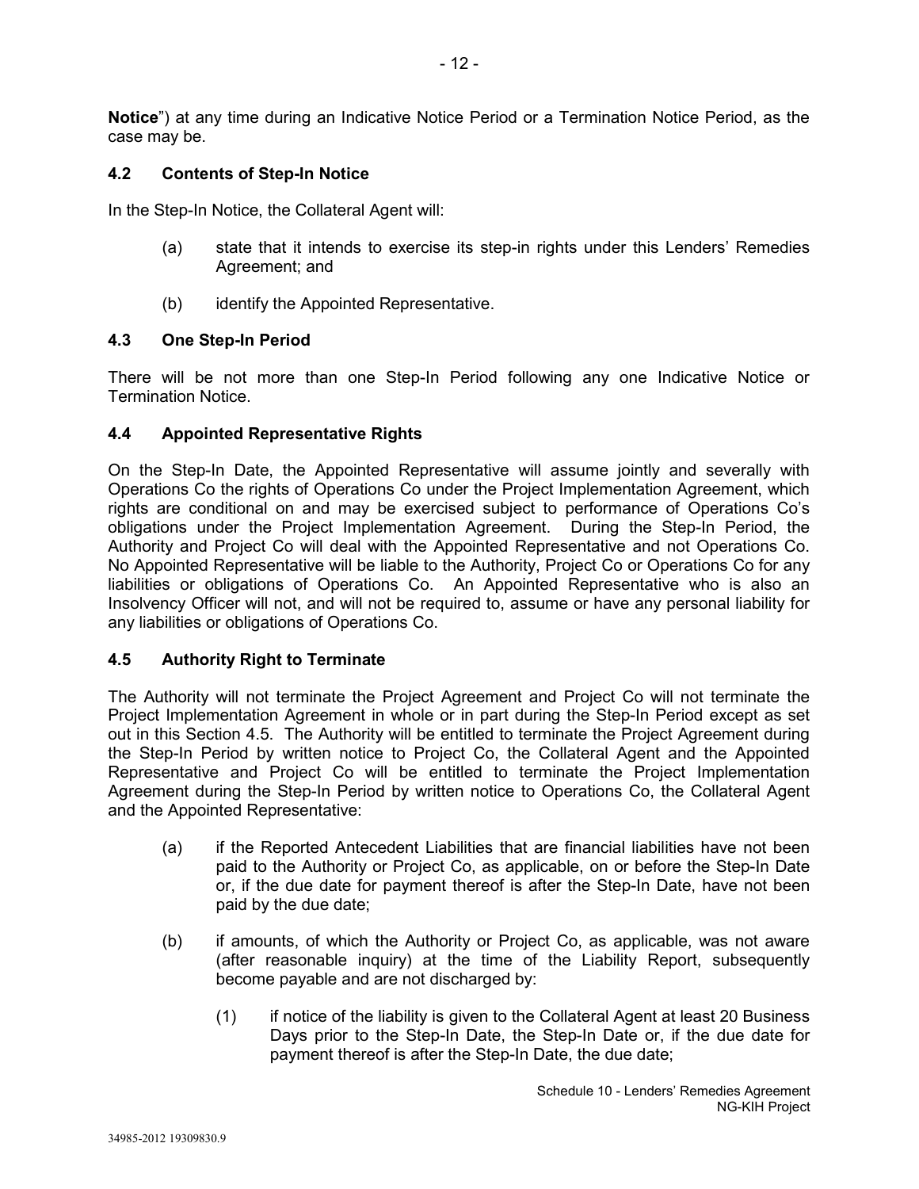**Notice**") at any time during an Indicative Notice Period or a Termination Notice Period, as the case may be.

### 4.2 Contents of Step-In Notice

In the Step-In Notice, the Collateral Agent will:

(a) state that it intends to exercise its step-in rights under this Lenders' Remedies Agreement; and

(b) identify the Appointed Representative.

### 4.3 One Step-In Period

There will be not more than one Step-In Period following any one Indicative Notice or Termination Notice.

### 4.4 Appointed Representative Rights

On the Step-In Date, the Appointed Representative will assume jointly and severally with Operations Co the rights of Operations Co under the Project Implementation Agreement, which rights are conditional on and may be exercised subject to performance of Operations Co's obligations under the Project Implementation Agreement. During the Step-In Period, the Authority and Project Co will deal with the Appointed Representative and not Operations Co. No Appointed Representative will be liable to the Authority, Project Co or Operations Co for any liabilities or obligations of Operations Co. An Appointed Representative who is also an Insolvency Officer will not, and will not be required to, assume or have any personal liability for any liabilities or obligations of Operations Co.

### 4.5 Authority Right to Terminate

The Authority will not terminate the Project Agreement and Project Co will not terminate the Project Implementation Agreement in whole or in part during the Step-In Period except as set out in this Section 4.5. The Authority will be entitled to terminate the Project Agreement during the Step-In Period by written notice to Project Co, the Collateral Agent and the Appointed Representative and Project Co will be entitled to terminate the Project Implementation Agreement during the Step-In Period by written notice to Operations Co, the Collateral Agent and the Appointed Representative:

(a) if the Reported Antecedent Liabilities that are financial liabilities have not been paid to the Authority or Project Co, as applicable, on or before the Step-In Date or, if the due date for payment thereof is after the Step-In Date, have not been paid by the due date;

(b) if amounts, of which the Authority or Project Co, as applicable, was not aware (after reasonable inquiry) at the time of the Liability Report, subsequently become payable and are not discharged by:

   (1) if notice of the liability is given to the Collateral Agent at least 20 Business Days prior to the Step-In Date, the Step-In Date or, if the due date for payment thereof is after the Step-In Date, the due date;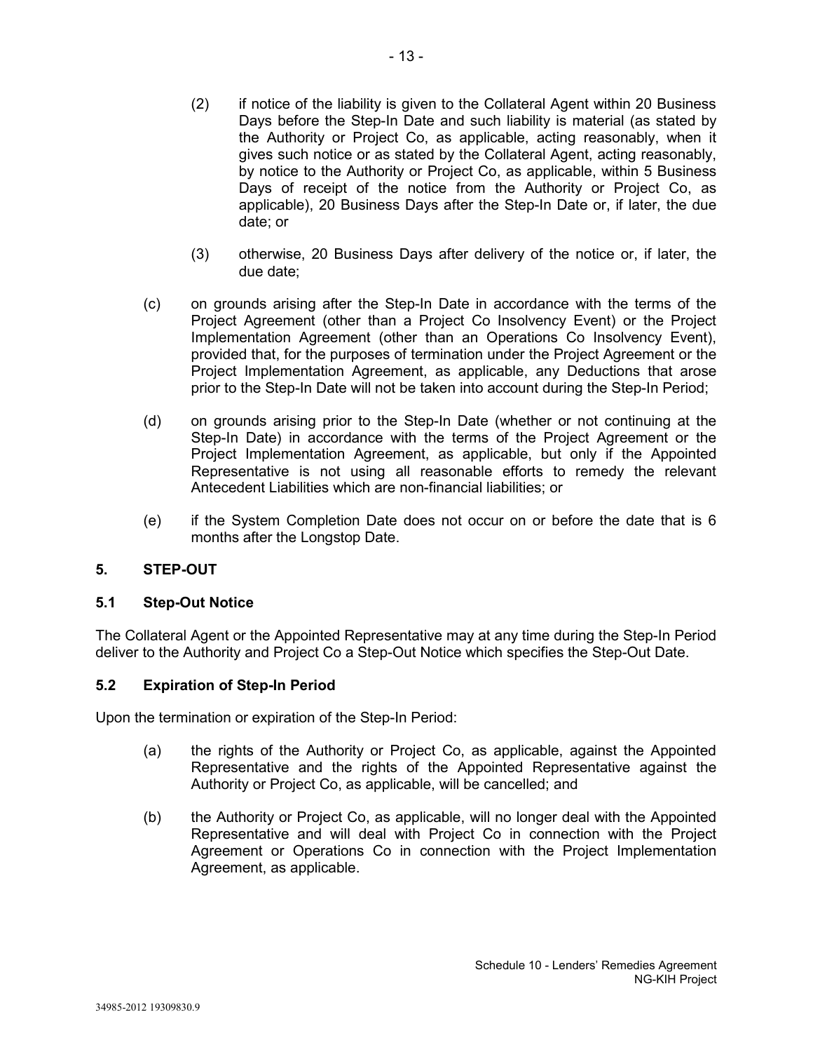(2) if notice of the liability is given to the Collateral Agent within 20 Business Days before the Step-In Date and such liability is material (as stated by the Authority or Project Co, as applicable, acting reasonably, when it gives such notice or as stated by the Collateral Agent, acting reasonably, by notice to the Authority or Project Co, as applicable, within 5 Business Days of receipt of the notice from the Authority or Project Co, as applicable), 20 Business Days after the Step-In Date or, if later, the due date; or

(3) otherwise, 20 Business Days after delivery of the notice or, if later, the due date;

(c) on grounds arising after the Step-In Date in accordance with the terms of the Project Agreement (other than a Project Co Insolvency Event) or the Project Implementation Agreement (other than an Operations Co Insolvency Event), provided that, for the purposes of termination under the Project Agreement or the Project Implementation Agreement, as applicable, any Deductions that arose prior to the Step-In Date will not be taken into account during the Step-In Period;

(d) on grounds arising prior to the Step-In Date (whether or not continuing at the Step-In Date) in accordance with the terms of the Project Agreement or the Project Implementation Agreement, as applicable, but only if the Appointed Representative is not using all reasonable efforts to remedy the relevant Antecedent Liabilities which are non-financial liabilities; or

(e) if the System Completion Date does not occur on or before the date that is 6 months after the Longstop Date.

## 5. STEP-OUT

### 5.1 Step-Out Notice

The Collateral Agent or the Appointed Representative may at any time during the Step-In Period deliver to the Authority and Project Co a Step-Out Notice which specifies the Step-Out Date.

### 5.2 Expiration of Step-In Period

Upon the termination or expiration of the Step-In Period:

(a) the rights of the Authority or Project Co, as applicable, against the Appointed Representative and the rights of the Appointed Representative against the Authority or Project Co, as applicable, will be cancelled; and

(b) the Authority or Project Co, as applicable, will no longer deal with the Appointed Representative and will deal with Project Co in connection with the Project Agreement or Operations Co in connection with the Project Implementation Agreement, as applicable.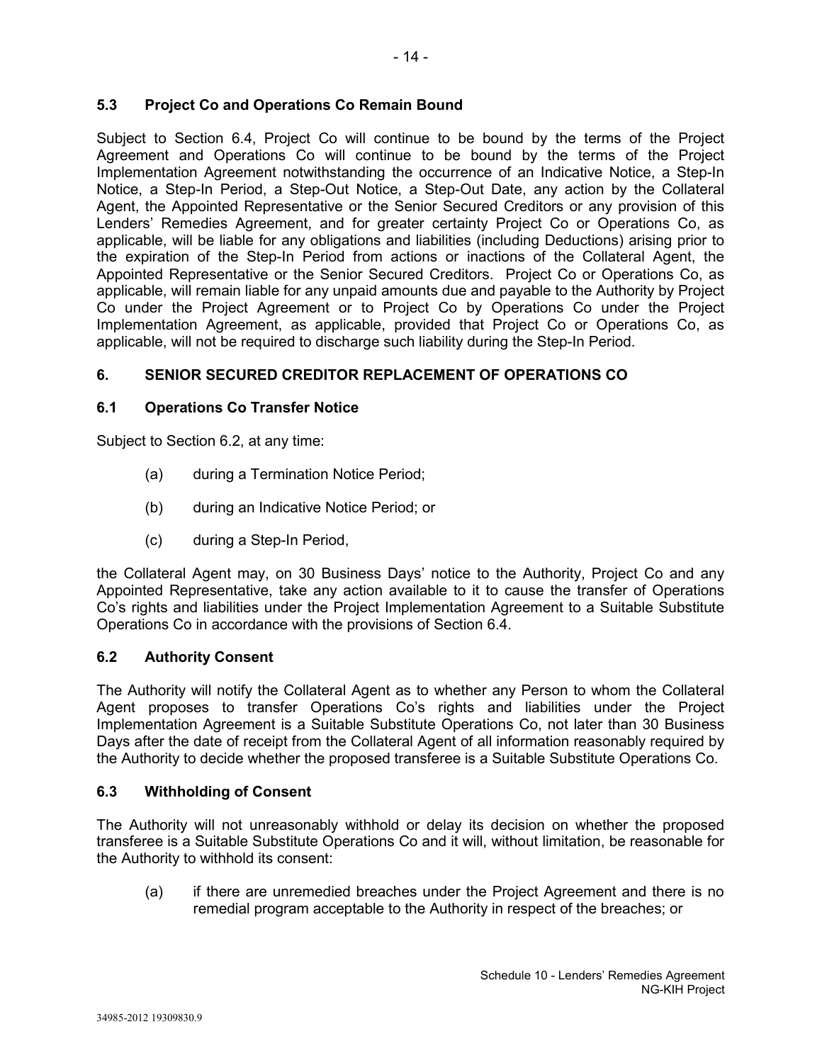### 5.3 Project Co and Operations Co Remain Bound

Subject to Section 6.4, Project Co will continue to be bound by the terms of the Project Agreement and Operations Co will continue to be bound by the terms of the Project Implementation Agreement notwithstanding the occurrence of an Indicative Notice, a Step-In Notice, a Step-In Period, a Step-Out Notice, a Step-Out Date, any action by the Collateral Agent, the Appointed Representative or the Senior Secured Creditors or any provision of this Lenders' Remedies Agreement, and for greater certainty Project Co or Operations Co, as applicable, will be liable for any obligations and liabilities (including Deductions) arising prior to the expiration of the Step-In Period from actions or inactions of the Collateral Agent, the Appointed Representative or the Senior Secured Creditors. Project Co or Operations Co, as applicable, will remain liable for any unpaid amounts due and payable to the Authority by Project Co under the Project Agreement or to Project Co by Operations Co under the Project Implementation Agreement, as applicable, provided that Project Co or Operations Co, as applicable, will not be required to discharge such liability during the Step-In Period.

## 6. SENIOR SECURED CREDITOR REPLACEMENT OF OPERATIONS CO

### 6.1 Operations Co Transfer Notice

Subject to Section 6.2, at any time:

(a) during a Termination Notice Period;

(b) during an Indicative Notice Period; or

(c) during a Step-In Period,

the Collateral Agent may, on 30 Business Days' notice to the Authority, Project Co and any Appointed Representative, take any action available to it to cause the transfer of Operations Co's rights and liabilities under the Project Implementation Agreement to a Suitable Substitute Operations Co in accordance with the provisions of Section 6.4.

### 6.2 Authority Consent

The Authority will notify the Collateral Agent as to whether any Person to whom the Collateral Agent proposes to transfer Operations Co's rights and liabilities under the Project Implementation Agreement is a Suitable Substitute Operations Co, not later than 30 Business Days after the date of receipt from the Collateral Agent of all information reasonably required by the Authority to decide whether the proposed transferee is a Suitable Substitute Operations Co.

### 6.3 Withholding of Consent

The Authority will not unreasonably withhold or delay its decision on whether the proposed transferee is a Suitable Substitute Operations Co and it will, without limitation, be reasonable for the Authority to withhold its consent:

(a) if there are unremedied breaches under the Project Agreement and there is no remedial program acceptable to the Authority in respect of the breaches; or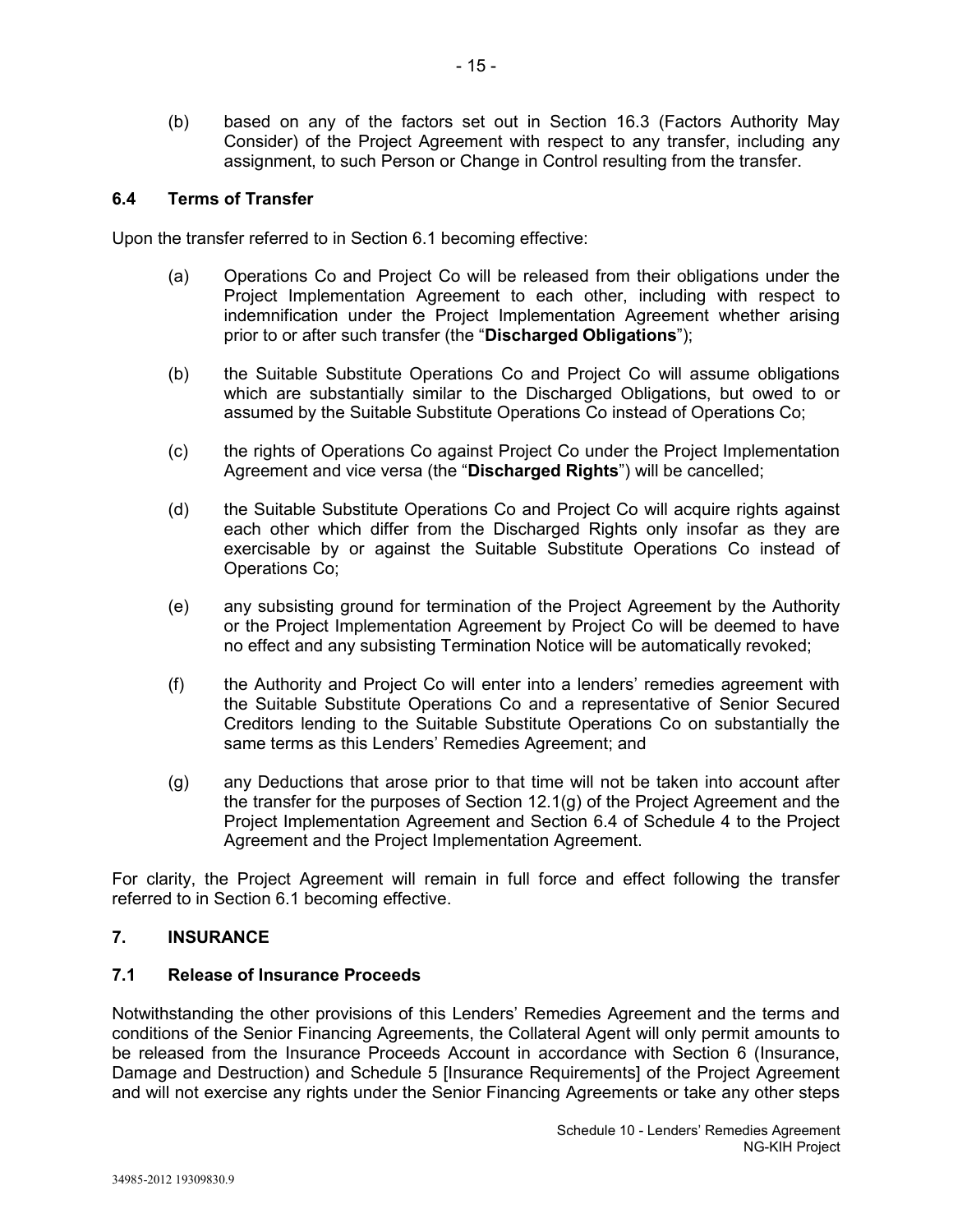(b) based on any of the factors set out in Section 16.3 (Factors Authority May Consider) of the Project Agreement with respect to any transfer, including any assignment, to such Person or Change in Control resulting from the transfer.

### 6.4 Terms of Transfer

Upon the transfer referred to in Section 6.1 becoming effective:

(a) Operations Co and Project Co will be released from their obligations under the Project Implementation Agreement to each other, including with respect to indemnification under the Project Implementation Agreement whether arising prior to or after such transfer (the "**Discharged Obligations**");

(b) the Suitable Substitute Operations Co and Project Co will assume obligations which are substantially similar to the Discharged Obligations, but owed to or assumed by the Suitable Substitute Operations Co instead of Operations Co;

(c) the rights of Operations Co against Project Co under the Project Implementation Agreement and vice versa (the "**Discharged Rights**") will be cancelled;

(d) the Suitable Substitute Operations Co and Project Co will acquire rights against each other which differ from the Discharged Rights only insofar as they are exercisable by or against the Suitable Substitute Operations Co instead of Operations Co;

(e) any subsisting ground for termination of the Project Agreement by the Authority or the Project Implementation Agreement by Project Co will be deemed to have no effect and any subsisting Termination Notice will be automatically revoked;

(f) the Authority and Project Co will enter into a lenders' remedies agreement with the Suitable Substitute Operations Co and a representative of Senior Secured Creditors lending to the Suitable Substitute Operations Co on substantially the same terms as this Lenders' Remedies Agreement; and

(g) any Deductions that arose prior to that time will not be taken into account after the transfer for the purposes of Section 12.1(g) of the Project Agreement and the Project Implementation Agreement and Section 6.4 of Schedule 4 to the Project Agreement and the Project Implementation Agreement.

For clarity, the Project Agreement will remain in full force and effect following the transfer referred to in Section 6.1 becoming effective.

## 7. INSURANCE

### 7.1 Release of Insurance Proceeds

Notwithstanding the other provisions of this Lenders' Remedies Agreement and the terms and conditions of the Senior Financing Agreements, the Collateral Agent will only permit amounts to be released from the Insurance Proceeds Account in accordance with Section 6 (Insurance, Damage and Destruction) and Schedule 5 [Insurance Requirements] of the Project Agreement and will not exercise any rights under the Senior Financing Agreements or take any other steps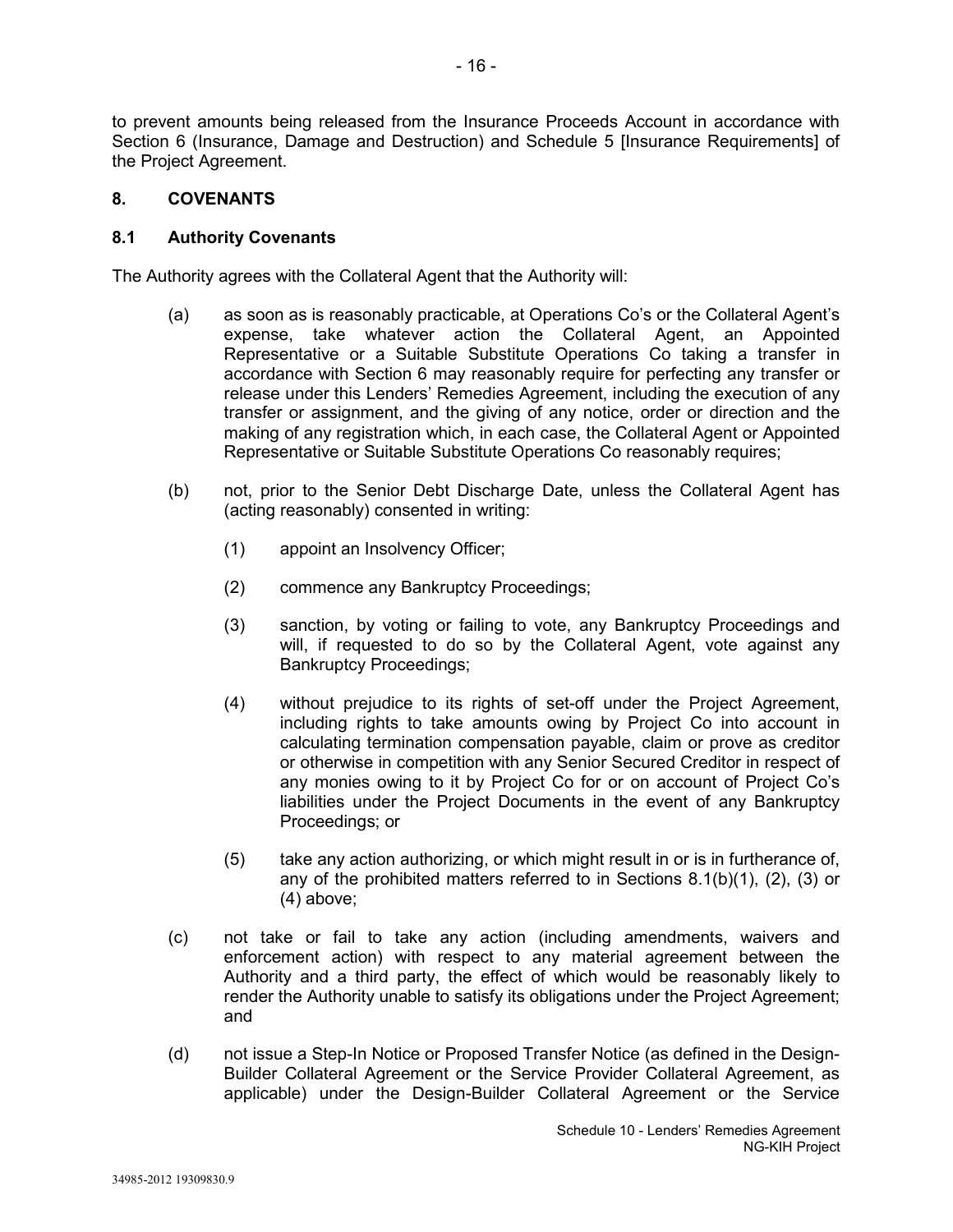to prevent amounts being released from the Insurance Proceeds Account in accordance with Section 6 (Insurance, Damage and Destruction) and Schedule 5 [Insurance Requirements] of the Project Agreement.

## 8. COVENANTS

### 8.1 Authority Covenants

The Authority agrees with the Collateral Agent that the Authority will:

(a) as soon as is reasonably practicable, at Operations Co's or the Collateral Agent's expense, take whatever action the Collateral Agent, an Appointed Representative or a Suitable Substitute Operations Co taking a transfer in accordance with Section 6 may reasonably require for perfecting any transfer or release under this Lenders' Remedies Agreement, including the execution of any transfer or assignment, and the giving of any notice, order or direction and the making of any registration which, in each case, the Collateral Agent or Appointed Representative or Suitable Substitute Operations Co reasonably requires;

(b) not, prior to the Senior Debt Discharge Date, unless the Collateral Agent has (acting reasonably) consented in writing:

(1) appoint an Insolvency Officer;

(2) commence any Bankruptcy Proceedings;

(3) sanction, by voting or failing to vote, any Bankruptcy Proceedings and will, if requested to do so by the Collateral Agent, vote against any Bankruptcy Proceedings;

(4) without prejudice to its rights of set-off under the Project Agreement, including rights to take amounts owing by Project Co into account in calculating termination compensation payable, claim or prove as creditor or otherwise in competition with any Senior Secured Creditor in respect of any monies owing to it by Project Co for or on account of Project Co's liabilities under the Project Documents in the event of any Bankruptcy Proceedings; or

(5) take any action authorizing, or which might result in or is in furtherance of, any of the prohibited matters referred to in Sections 8.1(b)(1), (2), (3) or (4) above;

(c) not take or fail to take any action (including amendments, waivers and enforcement action) with respect to any material agreement between the Authority and a third party, the effect of which would be reasonably likely to render the Authority unable to satisfy its obligations under the Project Agreement; and

(d) not issue a Step-In Notice or Proposed Transfer Notice (as defined in the Design-Builder Collateral Agreement or the Service Provider Collateral Agreement, as applicable) under the Design-Builder Collateral Agreement or the Service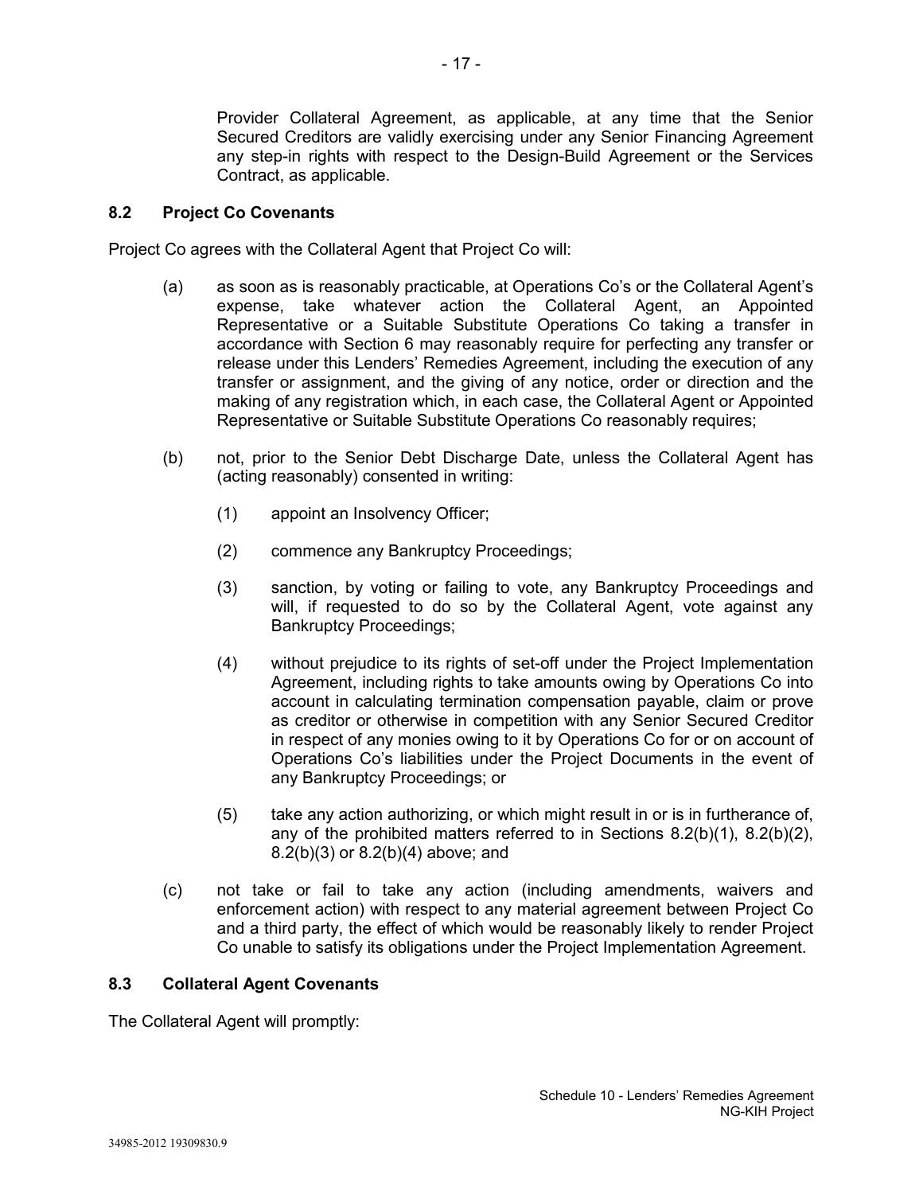Provider Collateral Agreement, as applicable, at any time that the Senior Secured Creditors are validly exercising under any Senior Financing Agreement any step-in rights with respect to the Design-Build Agreement or the Services Contract, as applicable.

### 8.2 Project Co Covenants

Project Co agrees with the Collateral Agent that Project Co will:

(a) as soon as is reasonably practicable, at Operations Co's or the Collateral Agent's expense, take whatever action the Collateral Agent, an Appointed Representative or a Suitable Substitute Operations Co taking a transfer in accordance with Section 6 may reasonably require for perfecting any transfer or release under this Lenders' Remedies Agreement, including the execution of any transfer or assignment, and the giving of any notice, order or direction and the making of any registration which, in each case, the Collateral Agent or Appointed Representative or Suitable Substitute Operations Co reasonably requires;

(b) not, prior to the Senior Debt Discharge Date, unless the Collateral Agent has (acting reasonably) consented in writing:

(1) appoint an Insolvency Officer;

(2) commence any Bankruptcy Proceedings;

(3) sanction, by voting or failing to vote, any Bankruptcy Proceedings and will, if requested to do so by the Collateral Agent, vote against any Bankruptcy Proceedings;

(4) without prejudice to its rights of set-off under the Project Implementation Agreement, including rights to take amounts owing by Operations Co into account in calculating termination compensation payable, claim or prove as creditor or otherwise in competition with any Senior Secured Creditor in respect of any monies owing to it by Operations Co for or on account of Operations Co's liabilities under the Project Documents in the event of any Bankruptcy Proceedings; or

(5) take any action authorizing, or which might result in or is in furtherance of, any of the prohibited matters referred to in Sections 8.2(b)(1), 8.2(b)(2), 8.2(b)(3) or 8.2(b)(4) above; and

(c) not take or fail to take any action (including amendments, waivers and enforcement action) with respect to any material agreement between Project Co and a third party, the effect of which would be reasonably likely to render Project Co unable to satisfy its obligations under the Project Implementation Agreement.

### 8.3 Collateral Agent Covenants

The Collateral Agent will promptly: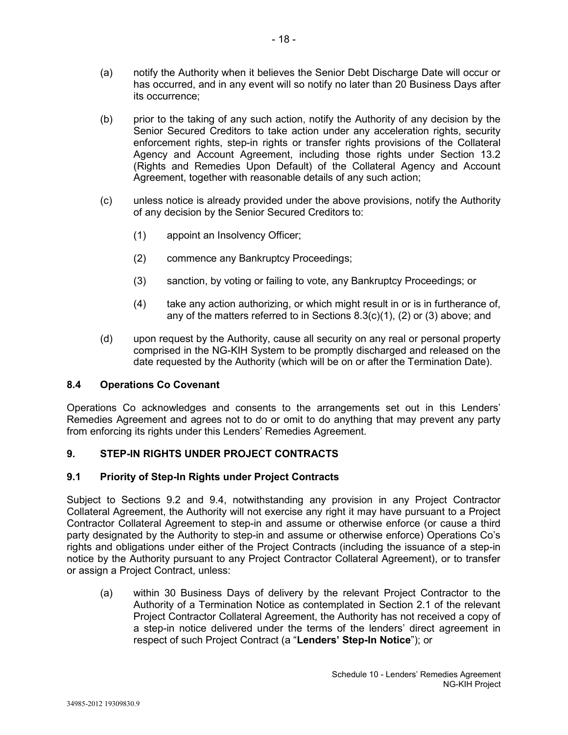(a) notify the Authority when it believes the Senior Debt Discharge Date will occur or has occurred, and in any event will so notify no later than 20 Business Days after its occurrence;

(b) prior to the taking of any such action, notify the Authority of any decision by the Senior Secured Creditors to take action under any acceleration rights, security enforcement rights, step-in rights or transfer rights provisions of the Collateral Agency and Account Agreement, including those rights under Section 13.2 (Rights and Remedies Upon Default) of the Collateral Agency and Account Agreement, together with reasonable details of any such action;

(c) unless notice is already provided under the above provisions, notify the Authority of any decision by the Senior Secured Creditors to:

  (1) appoint an Insolvency Officer;

  (2) commence any Bankruptcy Proceedings;

  (3) sanction, by voting or failing to vote, any Bankruptcy Proceedings; or

  (4) take any action authorizing, or which might result in or is in furtherance of, any of the matters referred to in Sections 8.3(c)(1), (2) or (3) above; and

(d) upon request by the Authority, cause all security on any real or personal property comprised in the NG-KIH System to be promptly discharged and released on the date requested by the Authority (which will be on or after the Termination Date).

### 8.4 Operations Co Covenant

Operations Co acknowledges and consents to the arrangements set out in this Lenders' Remedies Agreement and agrees not to do or omit to do anything that may prevent any party from enforcing its rights under this Lenders' Remedies Agreement.

## 9. STEP-IN RIGHTS UNDER PROJECT CONTRACTS

### 9.1 Priority of Step-In Rights under Project Contracts

Subject to Sections 9.2 and 9.4, notwithstanding any provision in any Project Contractor Collateral Agreement, the Authority will not exercise any right it may have pursuant to a Project Contractor Collateral Agreement to step-in and assume or otherwise enforce (or cause a third party designated by the Authority to step-in and assume or otherwise enforce) Operations Co's rights and obligations under either of the Project Contracts (including the issuance of a step-in notice by the Authority pursuant to any Project Contractor Collateral Agreement), or to transfer or assign a Project Contract, unless:

(a) within 30 Business Days of delivery by the relevant Project Contractor to the Authority of a Termination Notice as contemplated in Section 2.1 of the relevant Project Contractor Collateral Agreement, the Authority has not received a copy of a step-in notice delivered under the terms of the lenders' direct agreement in respect of such Project Contract (a "**Lenders' Step-In Notice**"); or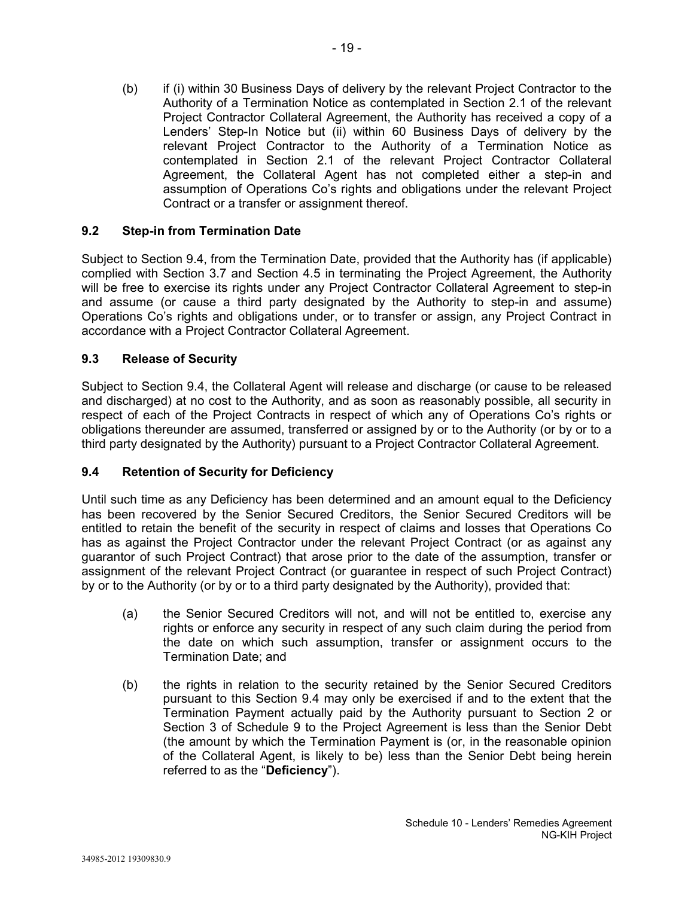(b) if (i) within 30 Business Days of delivery by the relevant Project Contractor to the Authority of a Termination Notice as contemplated in Section 2.1 of the relevant Project Contractor Collateral Agreement, the Authority has received a copy of a Lenders' Step-In Notice but (ii) within 60 Business Days of delivery by the relevant Project Contractor to the Authority of a Termination Notice as contemplated in Section 2.1 of the relevant Project Contractor Collateral Agreement, the Collateral Agent has not completed either a step-in and assumption of Operations Co's rights and obligations under the relevant Project Contract or a transfer or assignment thereof.

### 9.2 Step-in from Termination Date

Subject to Section 9.4, from the Termination Date, provided that the Authority has (if applicable) complied with Section 3.7 and Section 4.5 in terminating the Project Agreement, the Authority will be free to exercise its rights under any Project Contractor Collateral Agreement to step-in and assume (or cause a third party designated by the Authority to step-in and assume) Operations Co's rights and obligations under, or to transfer or assign, any Project Contract in accordance with a Project Contractor Collateral Agreement.

### 9.3 Release of Security

Subject to Section 9.4, the Collateral Agent will release and discharge (or cause to be released and discharged) at no cost to the Authority, and as soon as reasonably possible, all security in respect of each of the Project Contracts in respect of which any of Operations Co's rights or obligations thereunder are assumed, transferred or assigned by or to the Authority (or by or to a third party designated by the Authority) pursuant to a Project Contractor Collateral Agreement.

### 9.4 Retention of Security for Deficiency

Until such time as any Deficiency has been determined and an amount equal to the Deficiency has been recovered by the Senior Secured Creditors, the Senior Secured Creditors will be entitled to retain the benefit of the security in respect of claims and losses that Operations Co has as against the Project Contractor under the relevant Project Contract (or as against any guarantor of such Project Contract) that arose prior to the date of the assumption, transfer or assignment of the relevant Project Contract (or guarantee in respect of such Project Contract) by or to the Authority (or by or to a third party designated by the Authority), provided that:

(a) the Senior Secured Creditors will not, and will not be entitled to, exercise any rights or enforce any security in respect of any such claim during the period from the date on which such assumption, transfer or assignment occurs to the Termination Date; and

(b) the rights in relation to the security retained by the Senior Secured Creditors pursuant to this Section 9.4 may only be exercised if and to the extent that the Termination Payment actually paid by the Authority pursuant to Section 2 or Section 3 of Schedule 9 to the Project Agreement is less than the Senior Debt (the amount by which the Termination Payment is (or, in the reasonable opinion of the Collateral Agent, is likely to be) less than the Senior Debt being herein referred to as the "**Deficiency**").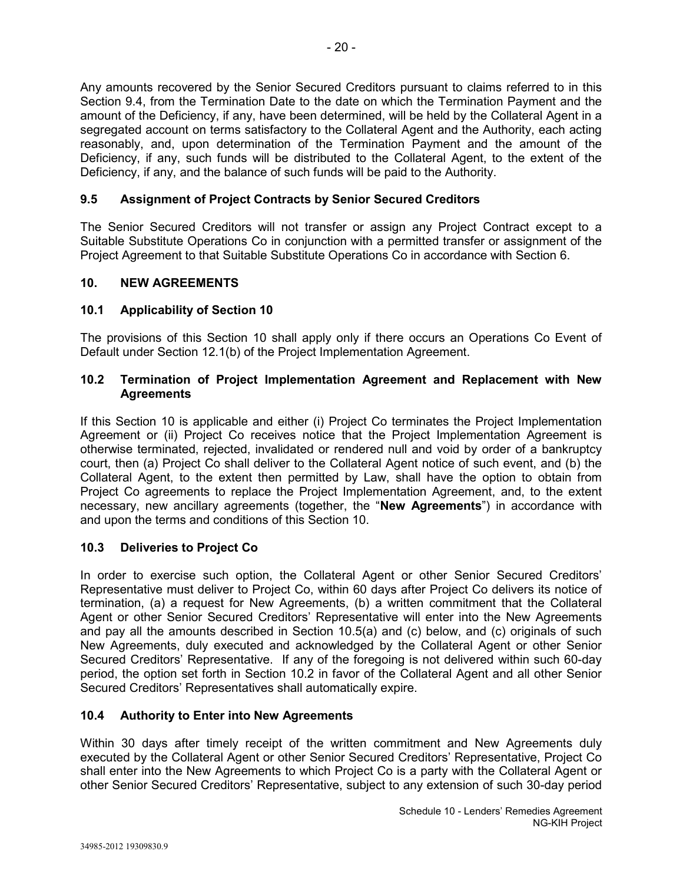Any amounts recovered by the Senior Secured Creditors pursuant to claims referred to in this Section 9.4, from the Termination Date to the date on which the Termination Payment and the amount of the Deficiency, if any, have been determined, will be held by the Collateral Agent in a segregated account on terms satisfactory to the Collateral Agent and the Authority, each acting reasonably, and, upon determination of the Termination Payment and the amount of the Deficiency, if any, such funds will be distributed to the Collateral Agent, to the extent of the Deficiency, if any, and the balance of such funds will be paid to the Authority.

### 9.5 Assignment of Project Contracts by Senior Secured Creditors

The Senior Secured Creditors will not transfer or assign any Project Contract except to a Suitable Substitute Operations Co in conjunction with a permitted transfer or assignment of the Project Agreement to that Suitable Substitute Operations Co in accordance with Section 6.

## 10. NEW AGREEMENTS

### 10.1 Applicability of Section 10

The provisions of this Section 10 shall apply only if there occurs an Operations Co Event of Default under Section 12.1(b) of the Project Implementation Agreement.

### 10.2 Termination of Project Implementation Agreement and Replacement with New Agreements

If this Section 10 is applicable and either (i) Project Co terminates the Project Implementation Agreement or (ii) Project Co receives notice that the Project Implementation Agreement is otherwise terminated, rejected, invalidated or rendered null and void by order of a bankruptcy court, then (a) Project Co shall deliver to the Collateral Agent notice of such event, and (b) the Collateral Agent, to the extent then permitted by Law, shall have the option to obtain from Project Co agreements to replace the Project Implementation Agreement, and, to the extent necessary, new ancillary agreements (together, the "**New Agreements**") in accordance with and upon the terms and conditions of this Section 10.

### 10.3 Deliveries to Project Co

In order to exercise such option, the Collateral Agent or other Senior Secured Creditors' Representative must deliver to Project Co, within 60 days after Project Co delivers its notice of termination, (a) a request for New Agreements, (b) a written commitment that the Collateral Agent or other Senior Secured Creditors' Representative will enter into the New Agreements and pay all the amounts described in Section 10.5(a) and (c) below, and (c) originals of such New Agreements, duly executed and acknowledged by the Collateral Agent or other Senior Secured Creditors' Representative. If any of the foregoing is not delivered within such 60-day period, the option set forth in Section 10.2 in favor of the Collateral Agent and all other Senior Secured Creditors' Representatives shall automatically expire.

### 10.4 Authority to Enter into New Agreements

Within 30 days after timely receipt of the written commitment and New Agreements duly executed by the Collateral Agent or other Senior Secured Creditors' Representative, Project Co shall enter into the New Agreements to which Project Co is a party with the Collateral Agent or other Senior Secured Creditors' Representative, subject to any extension of such 30-day period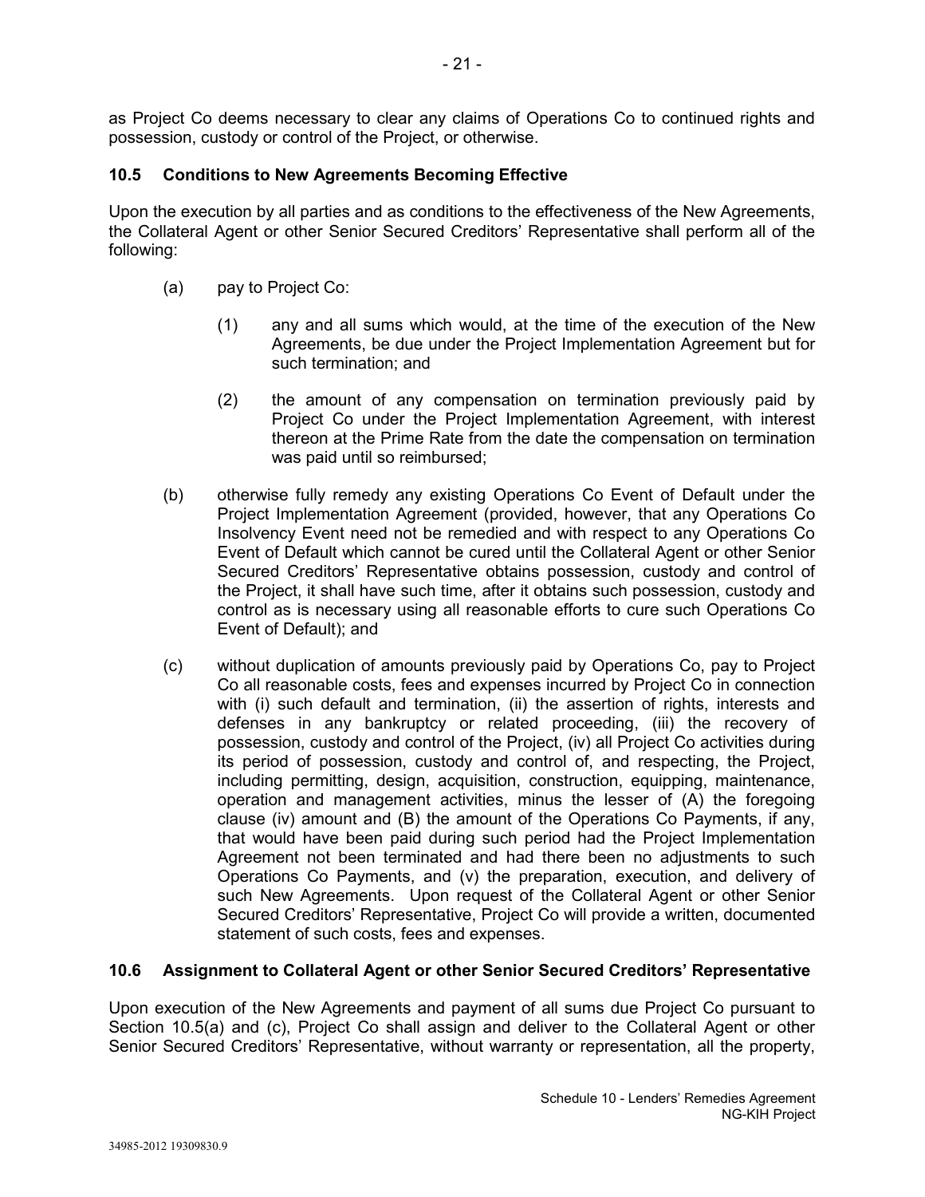as Project Co deems necessary to clear any claims of Operations Co to continued rights and possession, custody or control of the Project, or otherwise.

### 10.5 Conditions to New Agreements Becoming Effective

Upon the execution by all parties and as conditions to the effectiveness of the New Agreements, the Collateral Agent or other Senior Secured Creditors' Representative shall perform all of the following:

(a) pay to Project Co:

(1) any and all sums which would, at the time of the execution of the New Agreements, be due under the Project Implementation Agreement but for such termination; and

(2) the amount of any compensation on termination previously paid by Project Co under the Project Implementation Agreement, with interest thereon at the Prime Rate from the date the compensation on termination was paid until so reimbursed;

(b) otherwise fully remedy any existing Operations Co Event of Default under the Project Implementation Agreement (provided, however, that any Operations Co Insolvency Event need not be remedied and with respect to any Operations Co Event of Default which cannot be cured until the Collateral Agent or other Senior Secured Creditors' Representative obtains possession, custody and control of the Project, it shall have such time, after it obtains such possession, custody and control as is necessary using all reasonable efforts to cure such Operations Co Event of Default); and

(c) without duplication of amounts previously paid by Operations Co, pay to Project Co all reasonable costs, fees and expenses incurred by Project Co in connection with (i) such default and termination, (ii) the assertion of rights, interests and defenses in any bankruptcy or related proceeding, (iii) the recovery of possession, custody and control of the Project, (iv) all Project Co activities during its period of possession, custody and control of, and respecting, the Project, including permitting, design, acquisition, construction, equipping, maintenance, operation and management activities, minus the lesser of (A) the foregoing clause (iv) amount and (B) the amount of the Operations Co Payments, if any, that would have been paid during such period had the Project Implementation Agreement not been terminated and had there been no adjustments to such Operations Co Payments, and (v) the preparation, execution, and delivery of such New Agreements. Upon request of the Collateral Agent or other Senior Secured Creditors' Representative, Project Co will provide a written, documented statement of such costs, fees and expenses.

### 10.6 Assignment to Collateral Agent or other Senior Secured Creditors' Representative

Upon execution of the New Agreements and payment of all sums due Project Co pursuant to Section 10.5(a) and (c), Project Co shall assign and deliver to the Collateral Agent or other Senior Secured Creditors' Representative, without warranty or representation, all the property,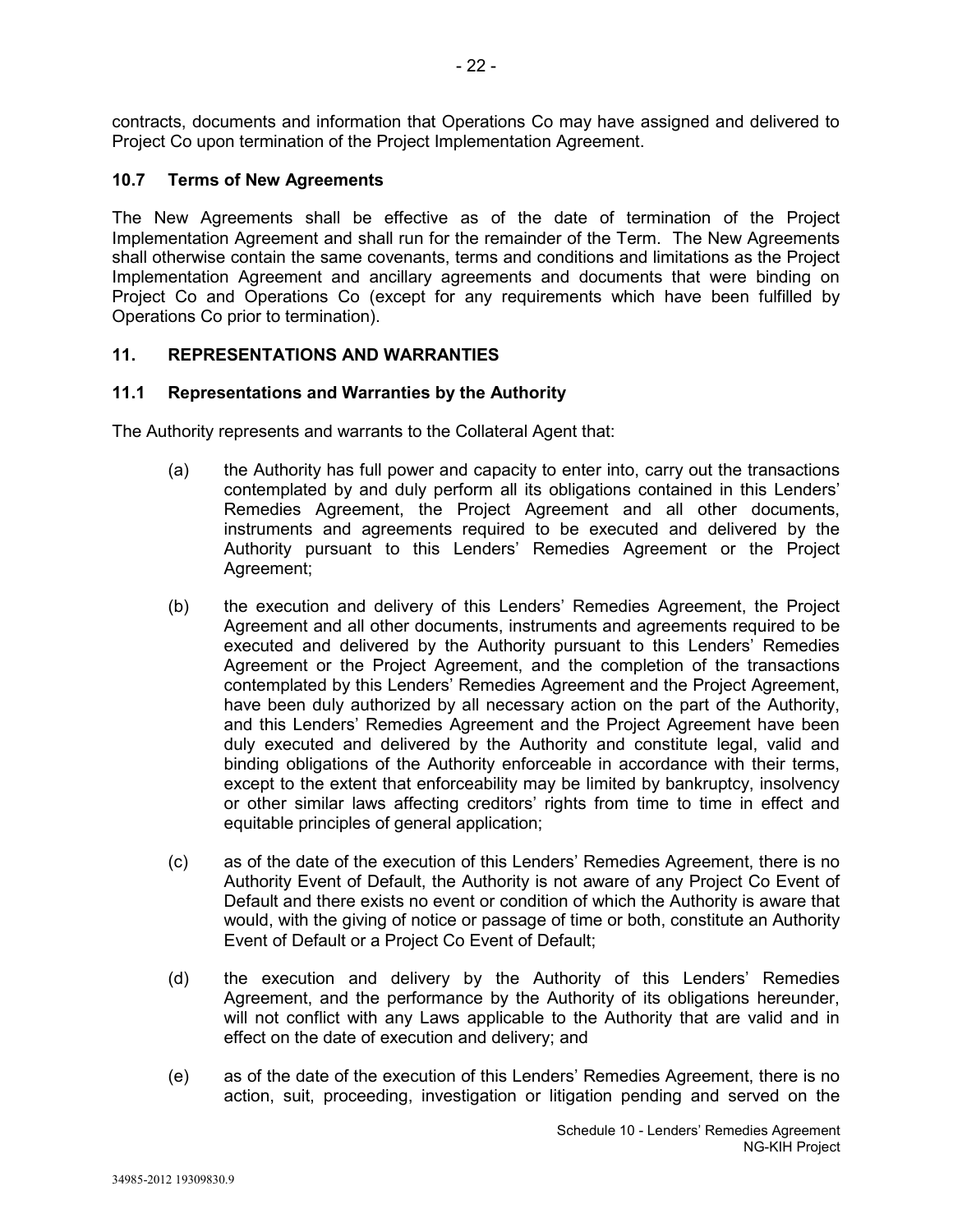contracts, documents and information that Operations Co may have assigned and delivered to Project Co upon termination of the Project Implementation Agreement.

### 10.7 Terms of New Agreements

The New Agreements shall be effective as of the date of termination of the Project Implementation Agreement and shall run for the remainder of the Term. The New Agreements shall otherwise contain the same covenants, terms and conditions and limitations as the Project Implementation Agreement and ancillary agreements and documents that were binding on Project Co and Operations Co (except for any requirements which have been fulfilled by Operations Co prior to termination).

## 11. REPRESENTATIONS AND WARRANTIES

### 11.1 Representations and Warranties by the Authority

The Authority represents and warrants to the Collateral Agent that:

(a) the Authority has full power and capacity to enter into, carry out the transactions contemplated by and duly perform all its obligations contained in this Lenders' Remedies Agreement, the Project Agreement and all other documents, instruments and agreements required to be executed and delivered by the Authority pursuant to this Lenders' Remedies Agreement or the Project Agreement;

(b) the execution and delivery of this Lenders' Remedies Agreement, the Project Agreement and all other documents, instruments and agreements required to be executed and delivered by the Authority pursuant to this Lenders' Remedies Agreement or the Project Agreement, and the completion of the transactions contemplated by this Lenders' Remedies Agreement and the Project Agreement, have been duly authorized by all necessary action on the part of the Authority, and this Lenders' Remedies Agreement and the Project Agreement have been duly executed and delivered by the Authority and constitute legal, valid and binding obligations of the Authority enforceable in accordance with their terms, except to the extent that enforceability may be limited by bankruptcy, insolvency or other similar laws affecting creditors' rights from time to time in effect and equitable principles of general application;

(c) as of the date of the execution of this Lenders' Remedies Agreement, there is no Authority Event of Default, the Authority is not aware of any Project Co Event of Default and there exists no event or condition of which the Authority is aware that would, with the giving of notice or passage of time or both, constitute an Authority Event of Default or a Project Co Event of Default;

(d) the execution and delivery by the Authority of this Lenders' Remedies Agreement, and the performance by the Authority of its obligations hereunder, will not conflict with any Laws applicable to the Authority that are valid and in effect on the date of execution and delivery; and

(e) as of the date of the execution of this Lenders' Remedies Agreement, there is no action, suit, proceeding, investigation or litigation pending and served on the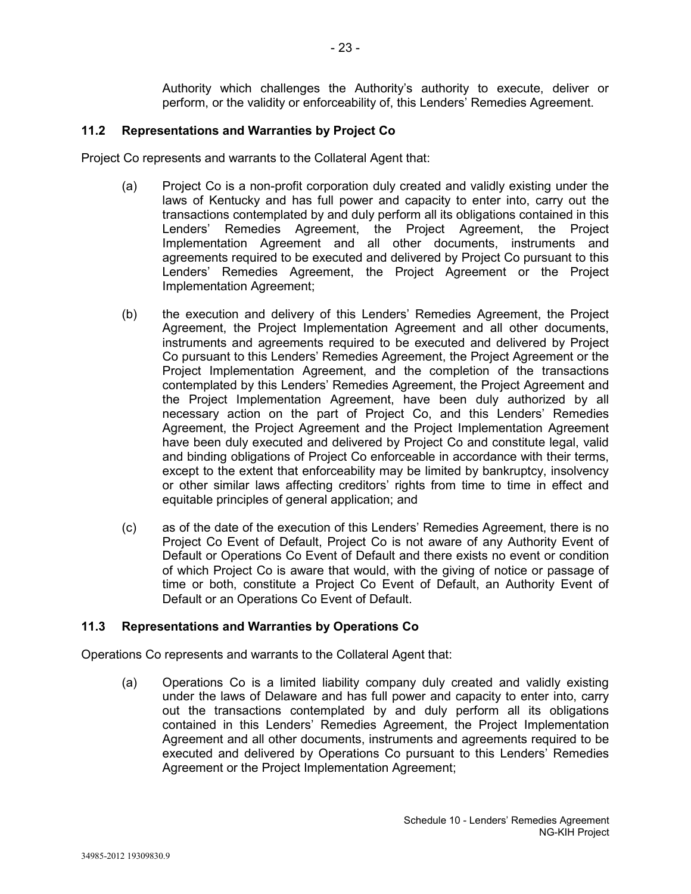Authority which challenges the Authority's authority to execute, deliver or perform, or the validity or enforceability of, this Lenders' Remedies Agreement.

### 11.2 Representations and Warranties by Project Co

Project Co represents and warrants to the Collateral Agent that:

(a) Project Co is a non-profit corporation duly created and validly existing under the laws of Kentucky and has full power and capacity to enter into, carry out the transactions contemplated by and duly perform all its obligations contained in this Lenders' Remedies Agreement, the Project Agreement, the Project Implementation Agreement and all other documents, instruments and agreements required to be executed and delivered by Project Co pursuant to this Lenders' Remedies Agreement, the Project Agreement or the Project Implementation Agreement;

(b) the execution and delivery of this Lenders' Remedies Agreement, the Project Agreement, the Project Implementation Agreement and all other documents, instruments and agreements required to be executed and delivered by Project Co pursuant to this Lenders' Remedies Agreement, the Project Agreement or the Project Implementation Agreement, and the completion of the transactions contemplated by this Lenders' Remedies Agreement, the Project Agreement and the Project Implementation Agreement, have been duly authorized by all necessary action on the part of Project Co, and this Lenders' Remedies Agreement, the Project Agreement and the Project Implementation Agreement have been duly executed and delivered by Project Co and constitute legal, valid and binding obligations of Project Co enforceable in accordance with their terms, except to the extent that enforceability may be limited by bankruptcy, insolvency or other similar laws affecting creditors' rights from time to time in effect and equitable principles of general application; and

(c) as of the date of the execution of this Lenders' Remedies Agreement, there is no Project Co Event of Default, Project Co is not aware of any Authority Event of Default or Operations Co Event of Default and there exists no event or condition of which Project Co is aware that would, with the giving of notice or passage of time or both, constitute a Project Co Event of Default, an Authority Event of Default or an Operations Co Event of Default.

### 11.3 Representations and Warranties by Operations Co

Operations Co represents and warrants to the Collateral Agent that:

(a) Operations Co is a limited liability company duly created and validly existing under the laws of Delaware and has full power and capacity to enter into, carry out the transactions contemplated by and duly perform all its obligations contained in this Lenders' Remedies Agreement, the Project Implementation Agreement and all other documents, instruments and agreements required to be executed and delivered by Operations Co pursuant to this Lenders' Remedies Agreement or the Project Implementation Agreement;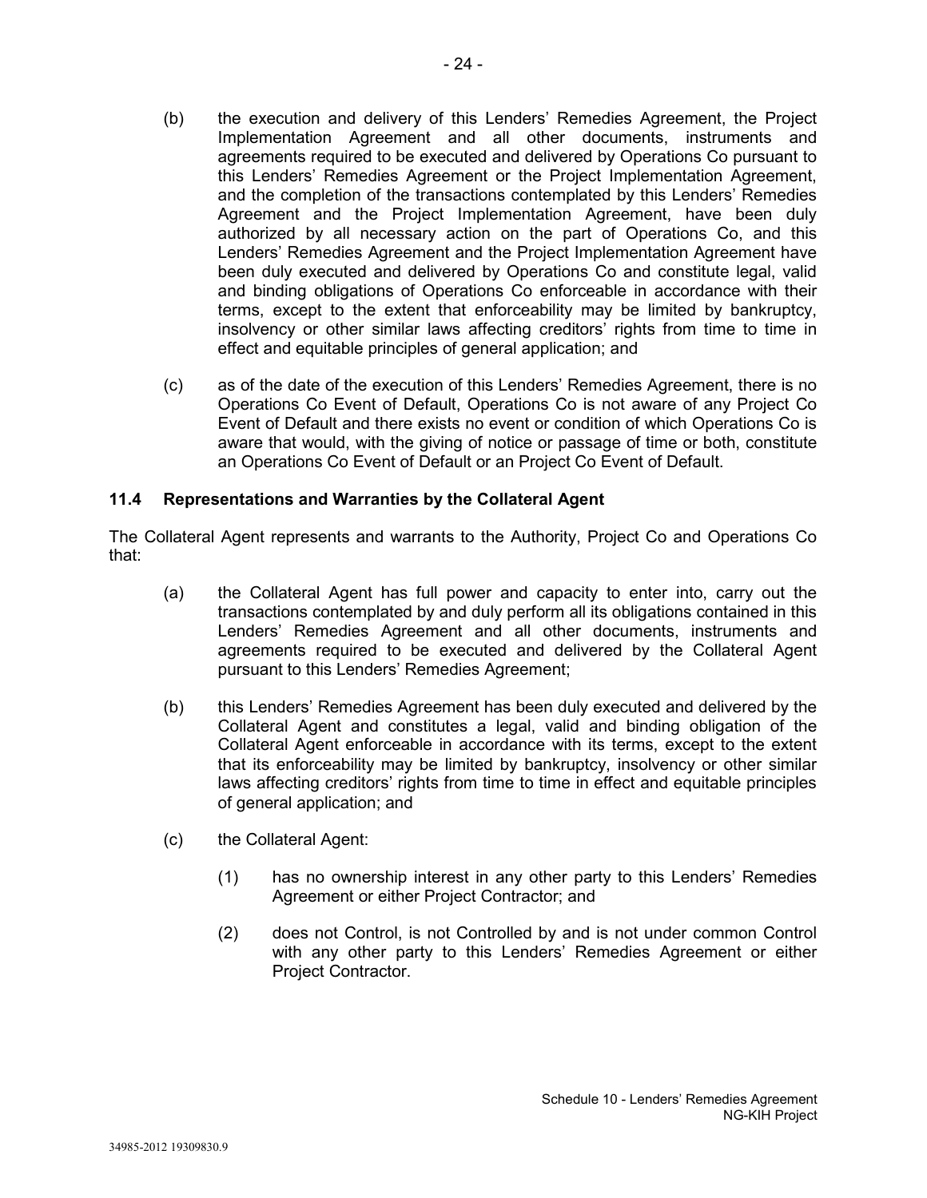(b) the execution and delivery of this Lenders' Remedies Agreement, the Project Implementation Agreement and all other documents, instruments and agreements required to be executed and delivered by Operations Co pursuant to this Lenders' Remedies Agreement or the Project Implementation Agreement, and the completion of the transactions contemplated by this Lenders' Remedies Agreement and the Project Implementation Agreement, have been duly authorized by all necessary action on the part of Operations Co, and this Lenders' Remedies Agreement and the Project Implementation Agreement have been duly executed and delivered by Operations Co and constitute legal, valid and binding obligations of Operations Co enforceable in accordance with their terms, except to the extent that enforceability may be limited by bankruptcy, insolvency or other similar laws affecting creditors' rights from time to time in effect and equitable principles of general application; and

(c) as of the date of the execution of this Lenders' Remedies Agreement, there is no Operations Co Event of Default, Operations Co is not aware of any Project Co Event of Default and there exists no event or condition of which Operations Co is aware that would, with the giving of notice or passage of time or both, constitute an Operations Co Event of Default or an Project Co Event of Default.

### 11.4 Representations and Warranties by the Collateral Agent

The Collateral Agent represents and warrants to the Authority, Project Co and Operations Co that:

(a) the Collateral Agent has full power and capacity to enter into, carry out the transactions contemplated by and duly perform all its obligations contained in this Lenders' Remedies Agreement and all other documents, instruments and agreements required to be executed and delivered by the Collateral Agent pursuant to this Lenders' Remedies Agreement;

(b) this Lenders' Remedies Agreement has been duly executed and delivered by the Collateral Agent and constitutes a legal, valid and binding obligation of the Collateral Agent enforceable in accordance with its terms, except to the extent that its enforceability may be limited by bankruptcy, insolvency or other similar laws affecting creditors' rights from time to time in effect and equitable principles of general application; and

(c) the Collateral Agent:

(1) has no ownership interest in any other party to this Lenders' Remedies Agreement or either Project Contractor; and

(2) does not Control, is not Controlled by and is not under common Control with any other party to this Lenders' Remedies Agreement or either Project Contractor.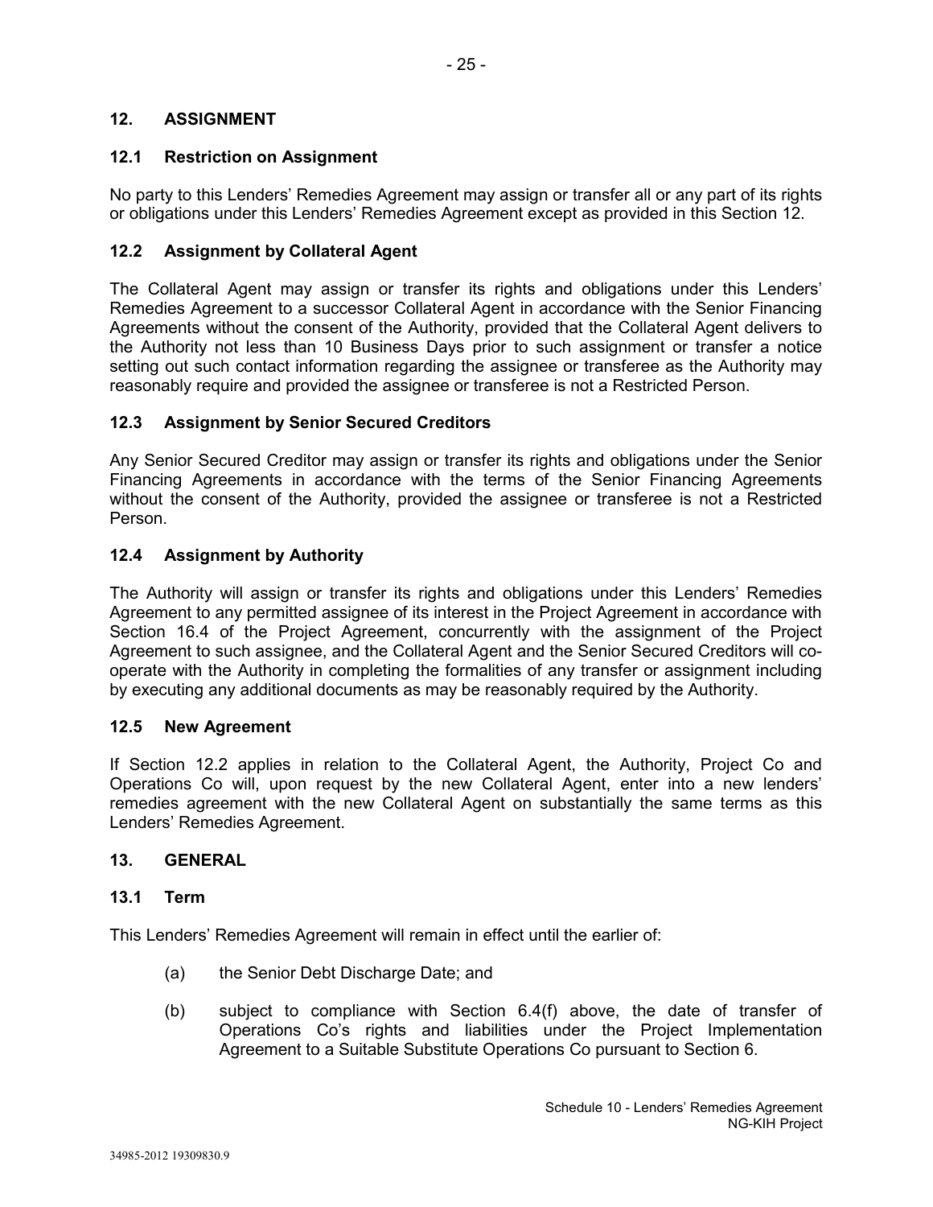## 12. ASSIGNMENT

### 12.1 Restriction on Assignment

No party to this Lenders' Remedies Agreement may assign or transfer all or any part of its rights or obligations under this Lenders' Remedies Agreement except as provided in this Section 12.

### 12.2 Assignment by Collateral Agent

The Collateral Agent may assign or transfer its rights and obligations under this Lenders' Remedies Agreement to a successor Collateral Agent in accordance with the Senior Financing Agreements without the consent of the Authority, provided that the Collateral Agent delivers to the Authority not less than 10 Business Days prior to such assignment or transfer a notice setting out such contact information regarding the assignee or transferee as the Authority may reasonably require and provided the assignee or transferee is not a Restricted Person.

### 12.3 Assignment by Senior Secured Creditors

Any Senior Secured Creditor may assign or transfer its rights and obligations under the Senior Financing Agreements in accordance with the terms of the Senior Financing Agreements without the consent of the Authority, provided the assignee or transferee is not a Restricted Person.

### 12.4 Assignment by Authority

The Authority will assign or transfer its rights and obligations under this Lenders' Remedies Agreement to any permitted assignee of its interest in the Project Agreement in accordance with Section 16.4 of the Project Agreement, concurrently with the assignment of the Project Agreement to such assignee, and the Collateral Agent and the Senior Secured Creditors will co-operate with the Authority in completing the formalities of any transfer or assignment including by executing any additional documents as may be reasonably required by the Authority.

### 12.5 New Agreement

If Section 12.2 applies in relation to the Collateral Agent, the Authority, Project Co and Operations Co will, upon request by the new Collateral Agent, enter into a new lenders' remedies agreement with the new Collateral Agent on substantially the same terms as this Lenders' Remedies Agreement.

## 13. GENERAL

### 13.1 Term

This Lenders' Remedies Agreement will remain in effect until the earlier of:

(a) the Senior Debt Discharge Date; and

(b) subject to compliance with Section 6.4(f) above, the date of transfer of Operations Co's rights and liabilities under the Project Implementation Agreement to a Suitable Substitute Operations Co pursuant to Section 6.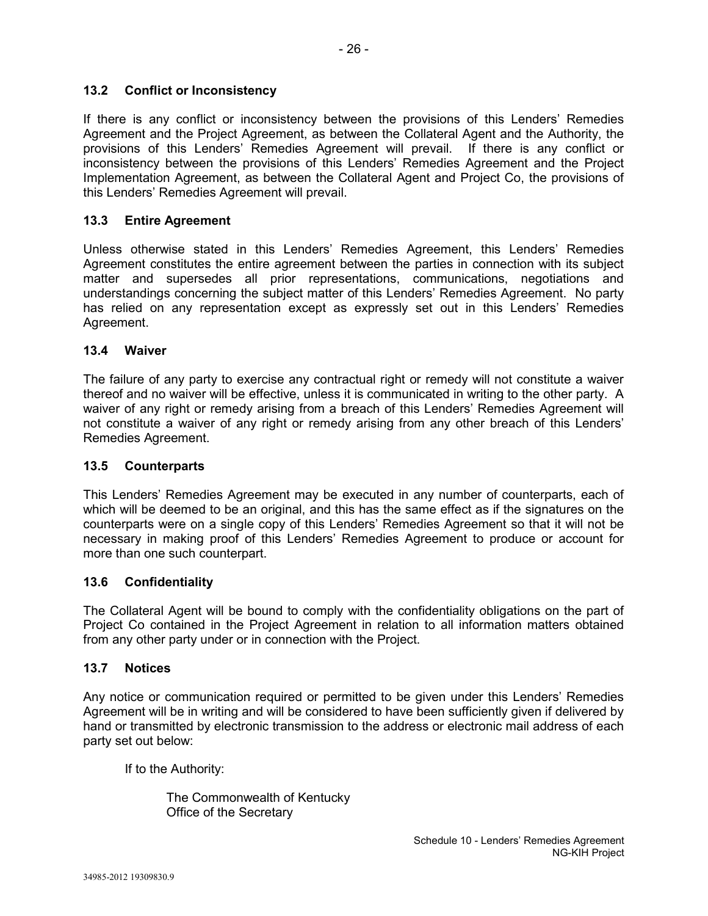### 13.2 Conflict or Inconsistency

If there is any conflict or inconsistency between the provisions of this Lenders' Remedies Agreement and the Project Agreement, as between the Collateral Agent and the Authority, the provisions of this Lenders' Remedies Agreement will prevail. If there is any conflict or inconsistency between the provisions of this Lenders' Remedies Agreement and the Project Implementation Agreement, as between the Collateral Agent and Project Co, the provisions of this Lenders' Remedies Agreement will prevail.

### 13.3 Entire Agreement

Unless otherwise stated in this Lenders' Remedies Agreement, this Lenders' Remedies Agreement constitutes the entire agreement between the parties in connection with its subject matter and supersedes all prior representations, communications, negotiations and understandings concerning the subject matter of this Lenders' Remedies Agreement. No party has relied on any representation except as expressly set out in this Lenders' Remedies Agreement.

### 13.4 Waiver

The failure of any party to exercise any contractual right or remedy will not constitute a waiver thereof and no waiver will be effective, unless it is communicated in writing to the other party. A waiver of any right or remedy arising from a breach of this Lenders' Remedies Agreement will not constitute a waiver of any right or remedy arising from any other breach of this Lenders' Remedies Agreement.

### 13.5 Counterparts

This Lenders' Remedies Agreement may be executed in any number of counterparts, each of which will be deemed to be an original, and this has the same effect as if the signatures on the counterparts were on a single copy of this Lenders' Remedies Agreement so that it will not be necessary in making proof of this Lenders' Remedies Agreement to produce or account for more than one such counterpart.

### 13.6 Confidentiality

The Collateral Agent will be bound to comply with the confidentiality obligations on the part of Project Co contained in the Project Agreement in relation to all information matters obtained from any other party under or in connection with the Project.

### 13.7 Notices

Any notice or communication required or permitted to be given under this Lenders' Remedies Agreement will be in writing and will be considered to have been sufficiently given if delivered by hand or transmitted by electronic transmission to the address or electronic mail address of each party set out below:

If to the Authority:

The Commonwealth of Kentucky
Office of the Secretary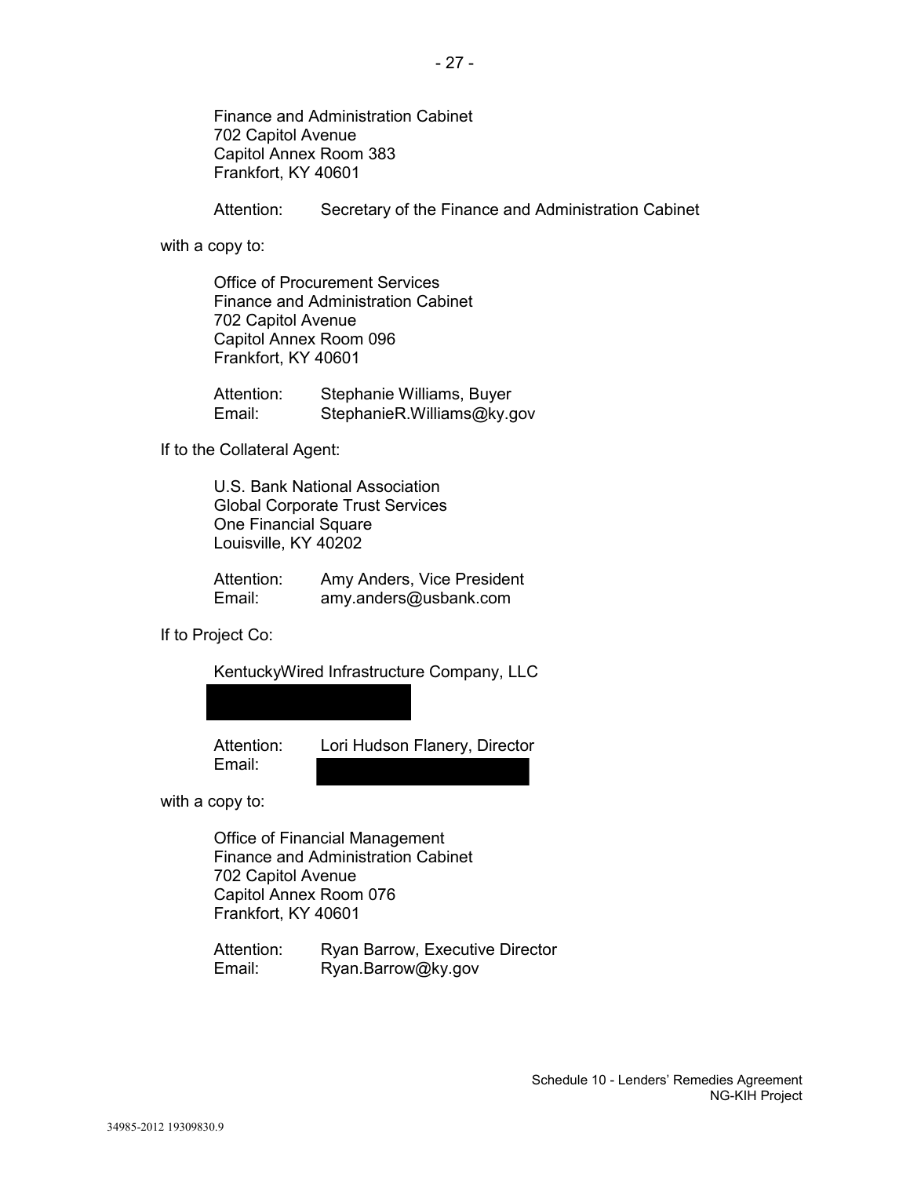Finance and Administration Cabinet
702 Capitol Avenue
Capitol Annex Room 383
Frankfort, KY 40601

Attention: Secretary of the Finance and Administration Cabinet

with a copy to:

Office of Procurement Services
Finance and Administration Cabinet
702 Capitol Avenue
Capitol Annex Room 096
Frankfort, KY 40601

Attention: Stephanie Williams, Buyer
Email: StephanieR.Williams@ky.gov

If to the Collateral Agent:

U.S. Bank National Association
Global Corporate Trust Services
One Financial Square
Louisville, KY 40202

Attention: Amy Anders, Vice President
Email: amy.anders@usbank.com

If to Project Co:

KentuckyWired Infrastructure Company, LLC

Attention: Lori Hudson Flanery, Director
Email:

with a copy to:

Office of Financial Management
Finance and Administration Cabinet
702 Capitol Avenue
Capitol Annex Room 076
Frankfort, KY 40601

Attention: Ryan Barrow, Executive Director
Email: Ryan.Barrow@ky.gov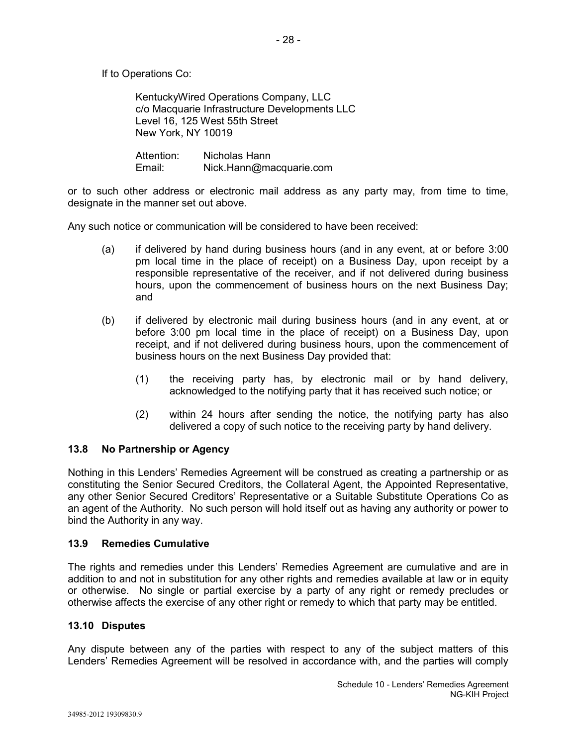If to Operations Co:

KentuckyWired Operations Company, LLC
c/o Macquarie Infrastructure Developments LLC
Level 16, 125 West 55th Street
New York, NY 10019

Attention: Nicholas Hann
Email: Nick.Hann@macquarie.com

or to such other address or electronic mail address as any party may, from time to time, designate in the manner set out above.

Any such notice or communication will be considered to have been received:

(a) if delivered by hand during business hours (and in any event, at or before 3:00 pm local time in the place of receipt) on a Business Day, upon receipt by a responsible representative of the receiver, and if not delivered during business hours, upon the commencement of business hours on the next Business Day; and

(b) if delivered by electronic mail during business hours (and in any event, at or before 3:00 pm local time in the place of receipt) on a Business Day, upon receipt, and if not delivered during business hours, upon the commencement of business hours on the next Business Day provided that:

(1) the receiving party has, by electronic mail or by hand delivery, acknowledged to the notifying party that it has received such notice; or

(2) within 24 hours after sending the notice, the notifying party has also delivered a copy of such notice to the receiving party by hand delivery.

### 13.8 No Partnership or Agency

Nothing in this Lenders' Remedies Agreement will be construed as creating a partnership or as constituting the Senior Secured Creditors, the Collateral Agent, the Appointed Representative, any other Senior Secured Creditors' Representative or a Suitable Substitute Operations Co as an agent of the Authority. No such person will hold itself out as having any authority or power to bind the Authority in any way.

### 13.9 Remedies Cumulative

The rights and remedies under this Lenders' Remedies Agreement are cumulative and are in addition to and not in substitution for any other rights and remedies available at law or in equity or otherwise. No single or partial exercise by a party of any right or remedy precludes or otherwise affects the exercise of any other right or remedy to which that party may be entitled.

### 13.10 Disputes

Any dispute between any of the parties with respect to any of the subject matters of this Lenders' Remedies Agreement will be resolved in accordance with, and the parties will comply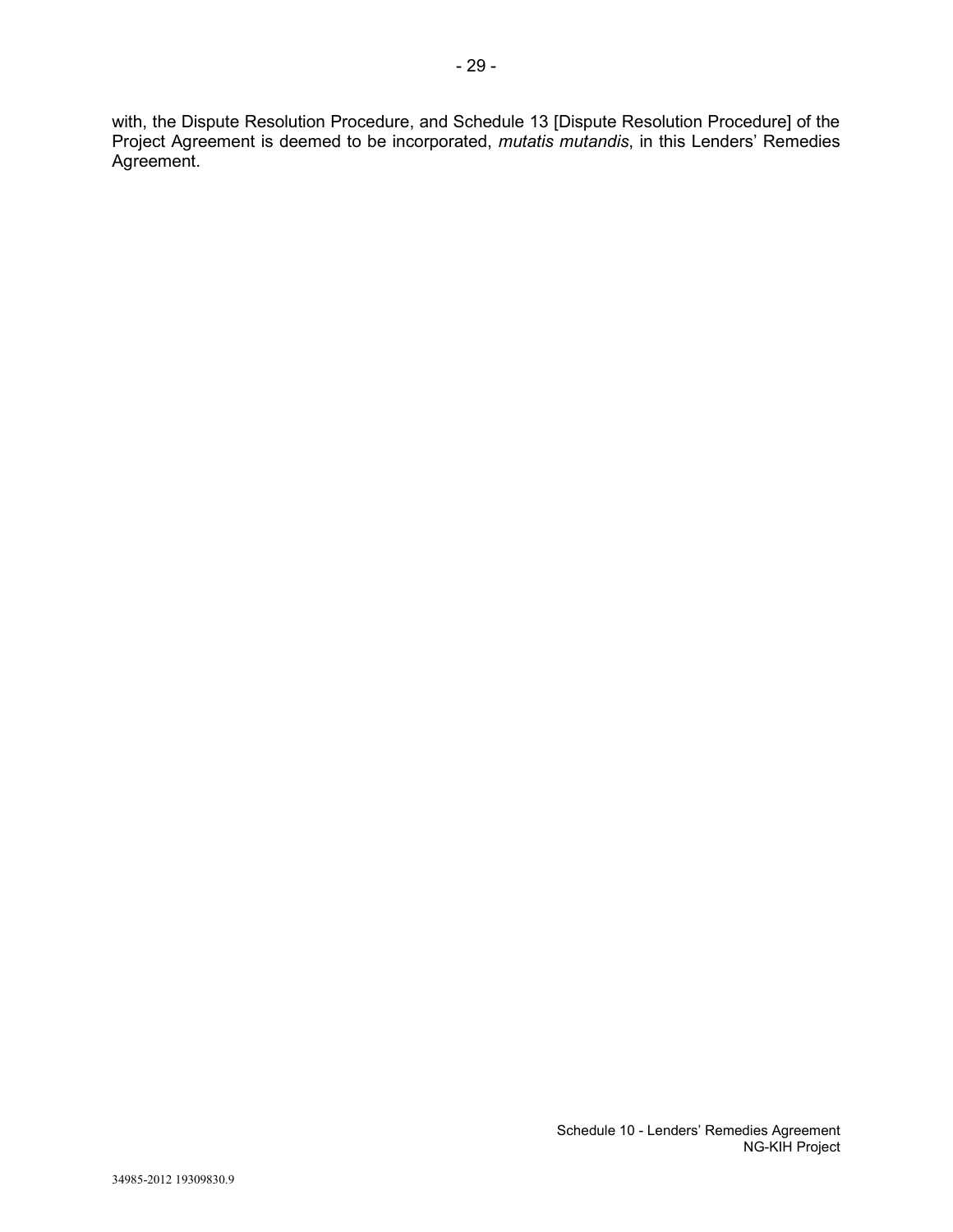with, the Dispute Resolution Procedure, and Schedule 13 [Dispute Resolution Procedure] of the Project Agreement is deemed to be incorporated, *mutatis mutandis*, in this Lenders' Remedies Agreement.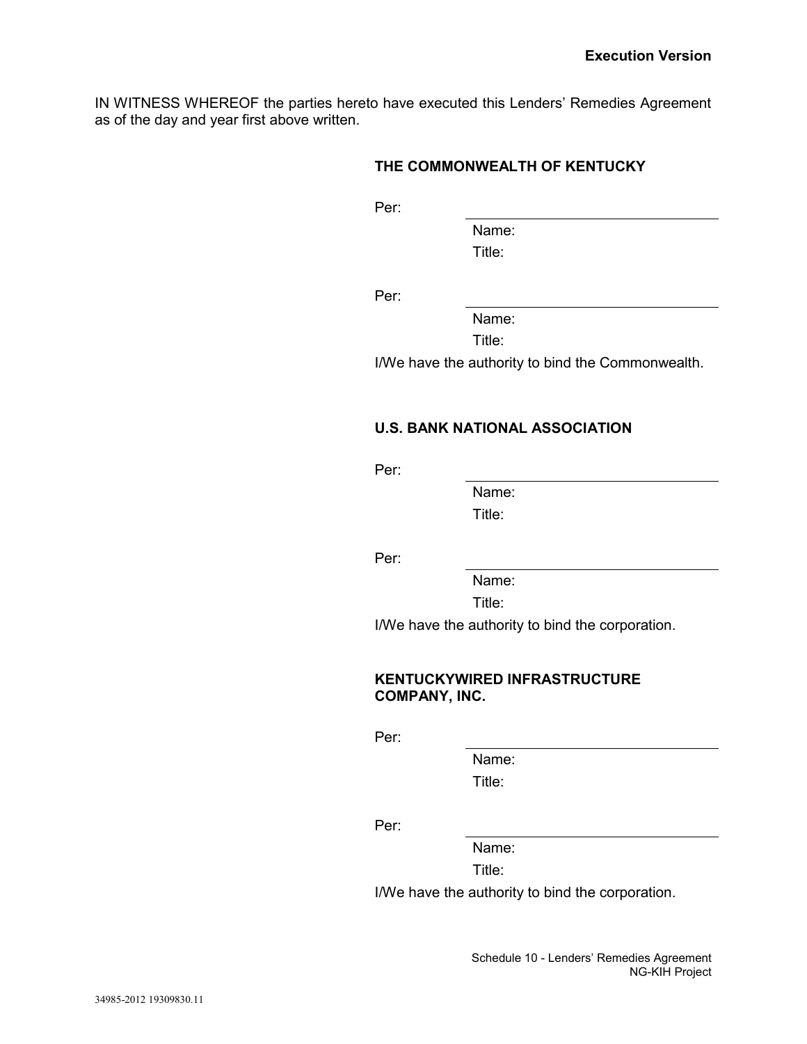IN WITNESS WHEREOF the parties hereto have executed this Lenders' Remedies Agreement as of the day and year first above written.

**THE COMMONWEALTH OF KENTUCKY**

Per: \_\_\_\_\_\_\_\_\_\_\_\_\_\_\_\_\_\_\_\_\_\_\_\_\_\_\_\_
Name:
Title:

Per: \_\_\_\_\_\_\_\_\_\_\_\_\_\_\_\_\_\_\_\_\_\_\_\_\_\_\_\_
Name:
Title:

I/We have the authority to bind the Commonwealth.

**U.S. BANK NATIONAL ASSOCIATION**

Per: \_\_\_\_\_\_\_\_\_\_\_\_\_\_\_\_\_\_\_\_\_\_\_\_\_\_\_\_
Name:
Title:

Per: \_\_\_\_\_\_\_\_\_\_\_\_\_\_\_\_\_\_\_\_\_\_\_\_\_\_\_\_
Name:
Title:

I/We have the authority to bind the corporation.

**KENTUCKYWIRED INFRASTRUCTURE COMPANY, INC.**

Per: \_\_\_\_\_\_\_\_\_\_\_\_\_\_\_\_\_\_\_\_\_\_\_\_\_\_\_\_
Name:
Title:

Per: \_\_\_\_\_\_\_\_\_\_\_\_\_\_\_\_\_\_\_\_\_\_\_\_\_\_\_\_
Name:
Title:

I/We have the authority to bind the corporation.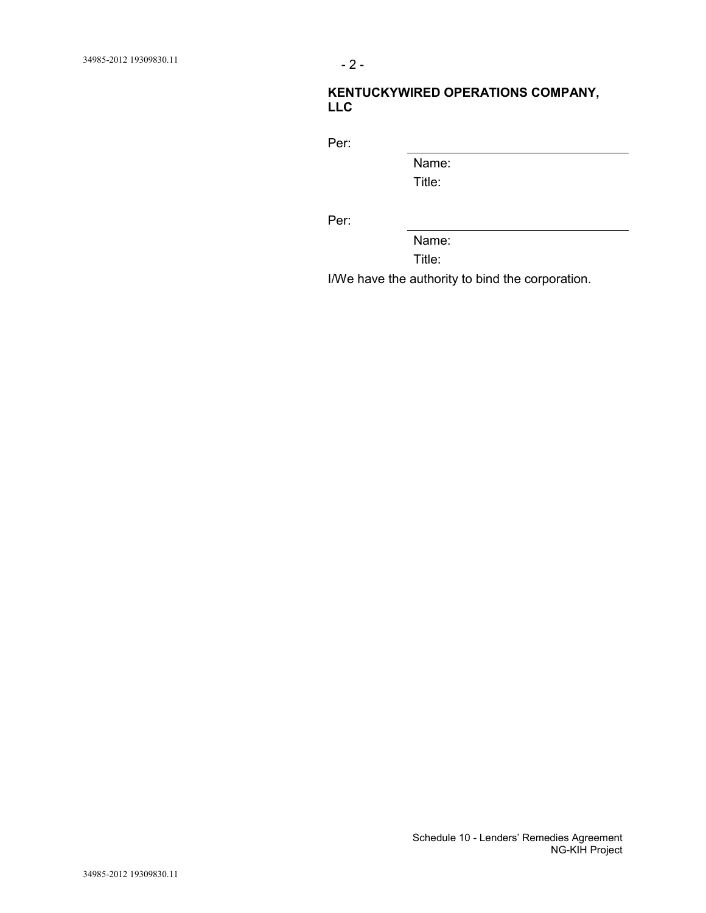**KENTUCKYWIRED OPERATIONS COMPANY, LLC**

Per: \_\_\_\_\_\_\_\_\_\_\_\_\_\_\_\_\_\_\_\_\_\_\_\_\_\_\_\_

Name:

Title:

Per: \_\_\_\_\_\_\_\_\_\_\_\_\_\_\_\_\_\_\_\_\_\_\_\_\_\_\_\_

Name:

Title:

I/We have the authority to bind the corporation.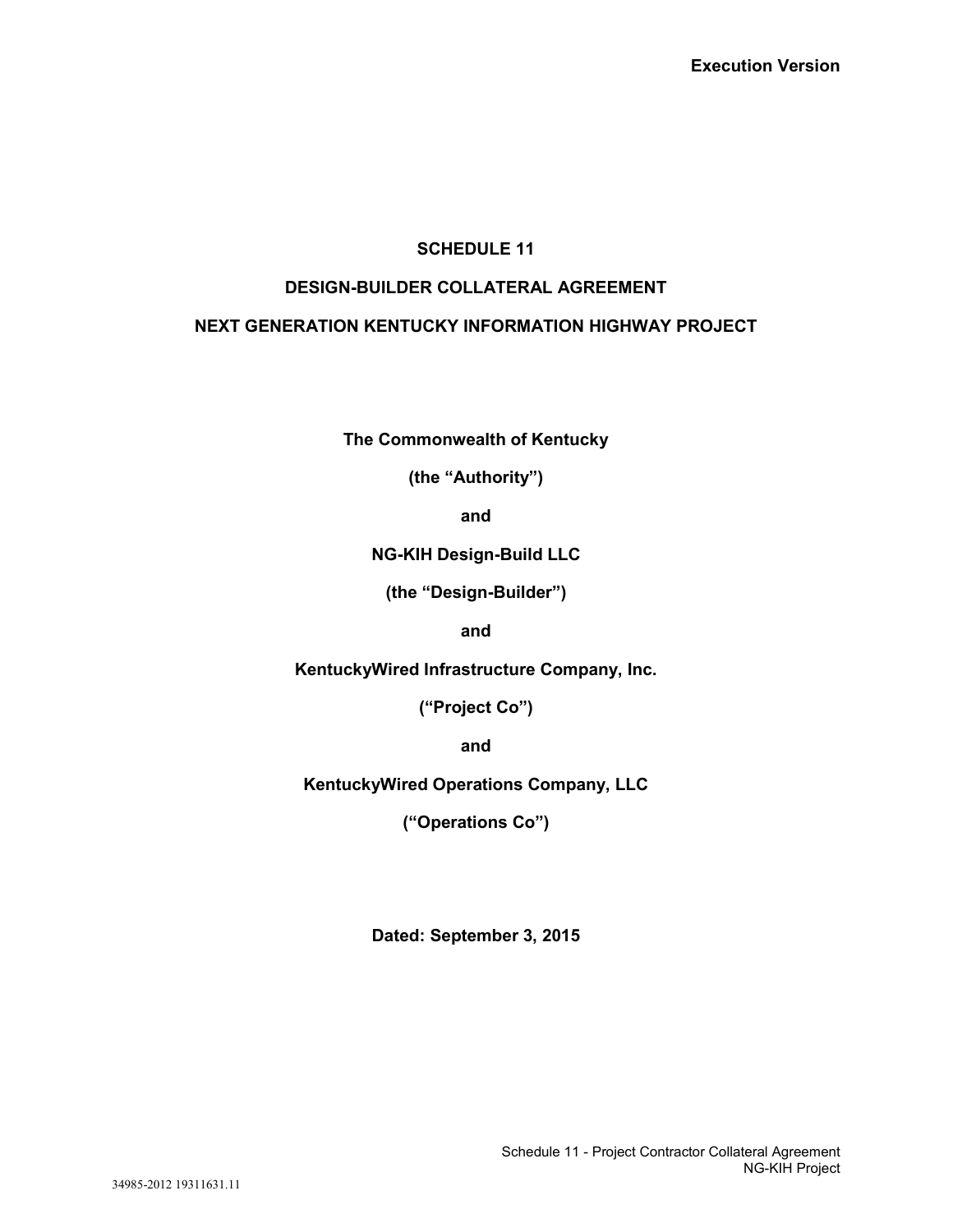**Execution Version**

# SCHEDULE 11

# DESIGN-BUILDER COLLATERAL AGREEMENT

# NEXT GENERATION KENTUCKY INFORMATION HIGHWAY PROJECT

**The Commonwealth of Kentucky**

**(the "Authority")**

**and**

**NG-KIH Design-Build LLC**

**(the "Design-Builder")**

**and**

**KentuckyWired Infrastructure Company, Inc.**

**("Project Co")**

**and**

**KentuckyWired Operations Company, LLC**

**("Operations Co")**

**Dated: September 3, 2015**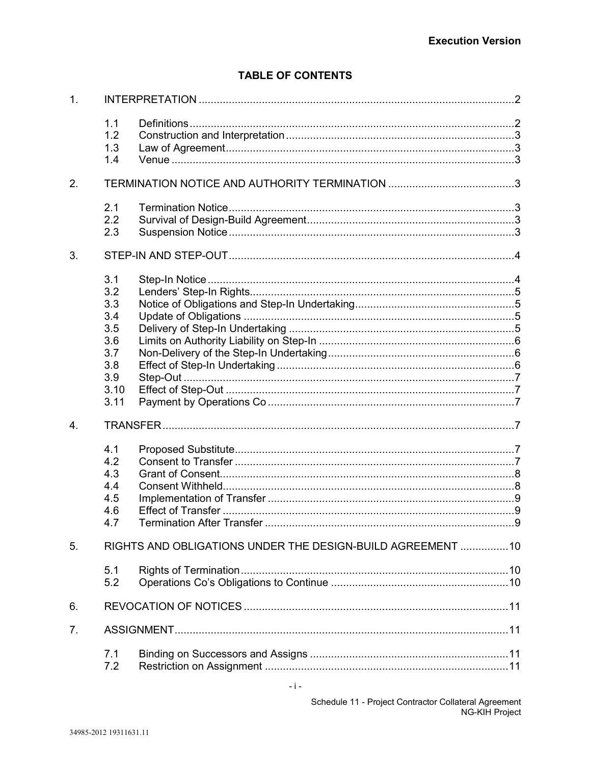**Execution Version**

## TABLE OF CONTENTS

1. INTERPRETATION ..... 2
   - 1.1 Definitions ..... 2
   - 1.2 Construction and Interpretation ..... 3
   - 1.3 Law of Agreement ..... 3
   - 1.4 Venue ..... 3
2. TERMINATION NOTICE AND AUTHORITY TERMINATION ..... 3
   - 2.1 Termination Notice ..... 3
   - 2.2 Survival of Design-Build Agreement ..... 3
   - 2.3 Suspension Notice ..... 3
3. STEP-IN AND STEP-OUT ..... 4
   - 3.1 Step-In Notice ..... 4
   - 3.2 Lenders' Step-In Rights ..... 5
   - 3.3 Notice of Obligations and Step-In Undertaking ..... 5
   - 3.4 Update of Obligations ..... 5
   - 3.5 Delivery of Step-In Undertaking ..... 5
   - 3.6 Limits on Authority Liability on Step-In ..... 6
   - 3.7 Non-Delivery of the Step-In Undertaking ..... 6
   - 3.8 Effect of Step-In Undertaking ..... 6
   - 3.9 Step-Out ..... 7
   - 3.10 Effect of Step-Out ..... 7
   - 3.11 Payment by Operations Co ..... 7
4. TRANSFER ..... 7
   - 4.1 Proposed Substitute ..... 7
   - 4.2 Consent to Transfer ..... 7
   - 4.3 Grant of Consent ..... 8
   - 4.4 Consent Withheld ..... 8
   - 4.5 Implementation of Transfer ..... 9
   - 4.6 Effect of Transfer ..... 9
   - 4.7 Termination After Transfer ..... 9
5. RIGHTS AND OBLIGATIONS UNDER THE DESIGN-BUILD AGREEMENT ..... 10
   - 5.1 Rights of Termination ..... 10
   - 5.2 Operations Co's Obligations to Continue ..... 10
6. REVOCATION OF NOTICES ..... 11
7. ASSIGNMENT ..... 11
   - 7.1 Binding on Successors and Assigns ..... 11
   - 7.2 Restriction on Assignment ..... 11

Schedule 11 - Project Contractor Collateral Agreement
NG-KIH Project

34985-2012 19311631.11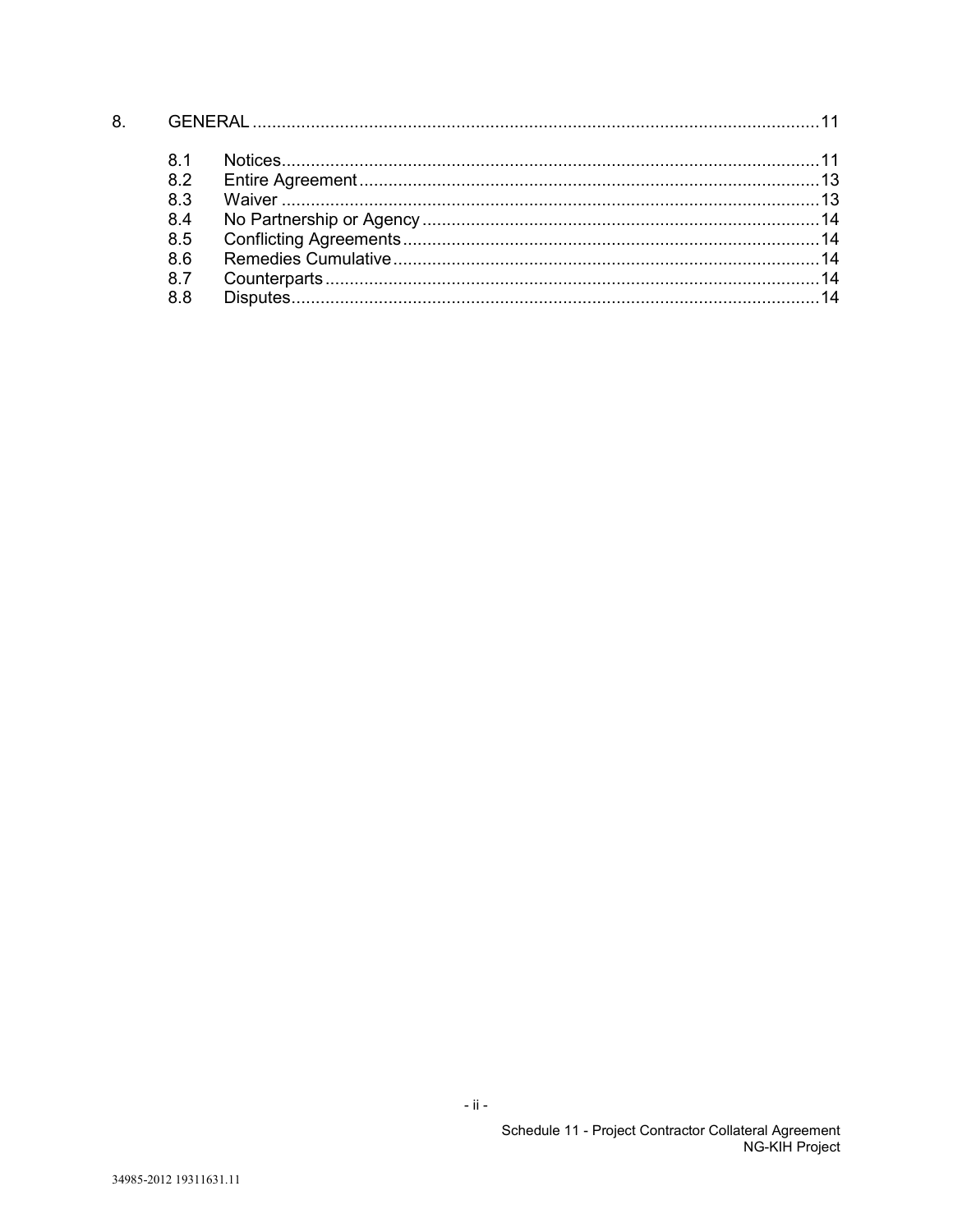8. GENERAL ... 11

- 8.1 Notices ... 11
- 8.2 Entire Agreement ... 13
- 8.3 Waiver ... 13
- 8.4 No Partnership or Agency ... 14
- 8.5 Conflicting Agreements ... 14
- 8.6 Remedies Cumulative ... 14
- 8.7 Counterparts ... 14
- 8.8 Disputes ... 14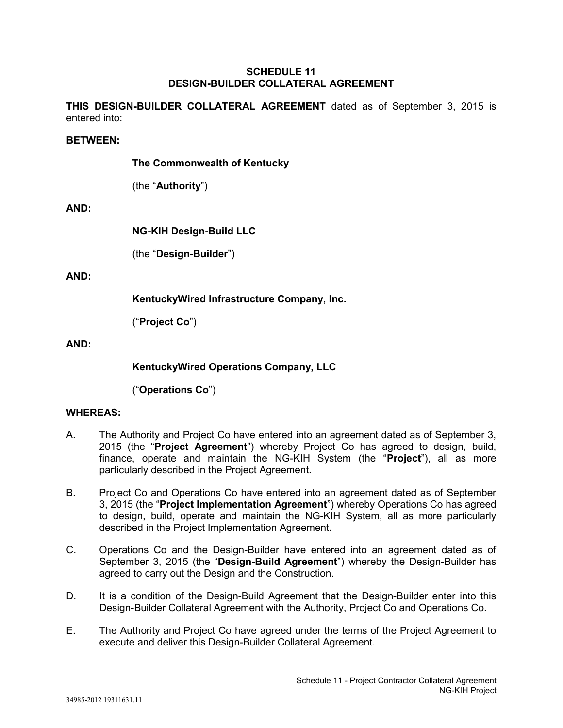# SCHEDULE 11
# DESIGN-BUILDER COLLATERAL AGREEMENT

**THIS DESIGN-BUILDER COLLATERAL AGREEMENT** dated as of September 3, 2015 is entered into:

**BETWEEN:**

**The Commonwealth of Kentucky**

(the "**Authority**")

**AND:**

**NG-KIH Design-Build LLC**

(the "**Design-Builder**")

**AND:**

**KentuckyWired Infrastructure Company, Inc.**

("**Project Co**")

**AND:**

**KentuckyWired Operations Company, LLC**

("**Operations Co**")

**WHEREAS:**

A. The Authority and Project Co have entered into an agreement dated as of September 3, 2015 (the "**Project Agreement**") whereby Project Co has agreed to design, build, finance, operate and maintain the NG-KIH System (the "**Project**"), all as more particularly described in the Project Agreement.

B. Project Co and Operations Co have entered into an agreement dated as of September 3, 2015 (the "**Project Implementation Agreement**") whereby Operations Co has agreed to design, build, operate and maintain the NG-KIH System, all as more particularly described in the Project Implementation Agreement.

C. Operations Co and the Design-Builder have entered into an agreement dated as of September 3, 2015 (the "**Design-Build Agreement**") whereby the Design-Builder has agreed to carry out the Design and the Construction.

D. It is a condition of the Design-Build Agreement that the Design-Builder enter into this Design-Builder Collateral Agreement with the Authority, Project Co and Operations Co.

E. The Authority and Project Co have agreed under the terms of the Project Agreement to execute and deliver this Design-Builder Collateral Agreement.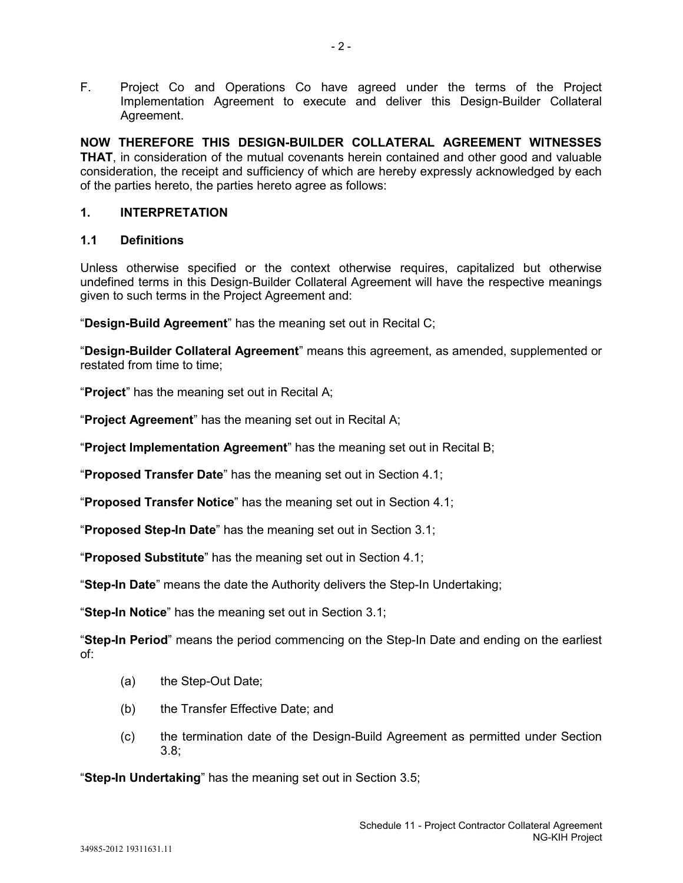F. Project Co and Operations Co have agreed under the terms of the Project Implementation Agreement to execute and deliver this Design-Builder Collateral Agreement.

**NOW THEREFORE THIS DESIGN-BUILDER COLLATERAL AGREEMENT WITNESSES THAT**, in consideration of the mutual covenants herein contained and other good and valuable consideration, the receipt and sufficiency of which are hereby expressly acknowledged by each of the parties hereto, the parties hereto agree as follows:

## 1. INTERPRETATION

### 1.1 Definitions

Unless otherwise specified or the context otherwise requires, capitalized but otherwise undefined terms in this Design-Builder Collateral Agreement will have the respective meanings given to such terms in the Project Agreement and:

"**Design-Build Agreement**" has the meaning set out in Recital C;

"**Design-Builder Collateral Agreement**" means this agreement, as amended, supplemented or restated from time to time;

"**Project**" has the meaning set out in Recital A;

"**Project Agreement**" has the meaning set out in Recital A;

"**Project Implementation Agreement**" has the meaning set out in Recital B;

"**Proposed Transfer Date**" has the meaning set out in Section 4.1;

"**Proposed Transfer Notice**" has the meaning set out in Section 4.1;

"**Proposed Step-In Date**" has the meaning set out in Section 3.1;

"**Proposed Substitute**" has the meaning set out in Section 4.1;

"**Step-In Date**" means the date the Authority delivers the Step-In Undertaking;

"**Step-In Notice**" has the meaning set out in Section 3.1;

"**Step-In Period**" means the period commencing on the Step-In Date and ending on the earliest of:

(a) the Step-Out Date;

(b) the Transfer Effective Date; and

(c) the termination date of the Design-Build Agreement as permitted under Section 3.8;

"**Step-In Undertaking**" has the meaning set out in Section 3.5;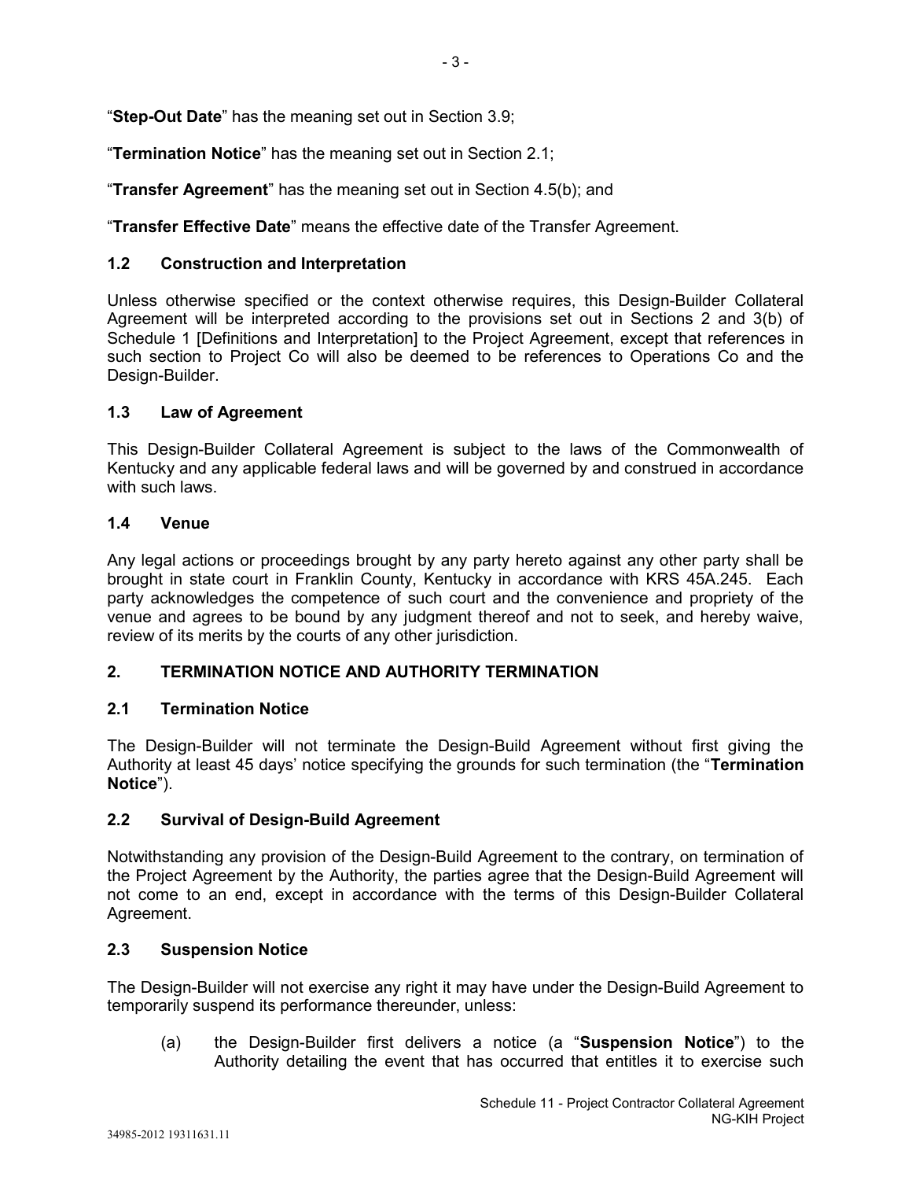"**Step-Out Date**" has the meaning set out in Section 3.9;

"**Termination Notice**" has the meaning set out in Section 2.1;

"**Transfer Agreement**" has the meaning set out in Section 4.5(b); and

"**Transfer Effective Date**" means the effective date of the Transfer Agreement.

### 1.2 Construction and Interpretation

Unless otherwise specified or the context otherwise requires, this Design-Builder Collateral Agreement will be interpreted according to the provisions set out in Sections 2 and 3(b) of Schedule 1 [Definitions and Interpretation] to the Project Agreement, except that references in such section to Project Co will also be deemed to be references to Operations Co and the Design-Builder.

### 1.3 Law of Agreement

This Design-Builder Collateral Agreement is subject to the laws of the Commonwealth of Kentucky and any applicable federal laws and will be governed by and construed in accordance with such laws.

### 1.4 Venue

Any legal actions or proceedings brought by any party hereto against any other party shall be brought in state court in Franklin County, Kentucky in accordance with KRS 45A.245. Each party acknowledges the competence of such court and the convenience and propriety of the venue and agrees to be bound by any judgment thereof and not to seek, and hereby waive, review of its merits by the courts of any other jurisdiction.

## 2. TERMINATION NOTICE AND AUTHORITY TERMINATION

### 2.1 Termination Notice

The Design-Builder will not terminate the Design-Build Agreement without first giving the Authority at least 45 days' notice specifying the grounds for such termination (the "**Termination Notice**").

### 2.2 Survival of Design-Build Agreement

Notwithstanding any provision of the Design-Build Agreement to the contrary, on termination of the Project Agreement by the Authority, the parties agree that the Design-Build Agreement will not come to an end, except in accordance with the terms of this Design-Builder Collateral Agreement.

### 2.3 Suspension Notice

The Design-Builder will not exercise any right it may have under the Design-Build Agreement to temporarily suspend its performance thereunder, unless:

(a) the Design-Builder first delivers a notice (a "**Suspension Notice**") to the Authority detailing the event that has occurred that entitles it to exercise such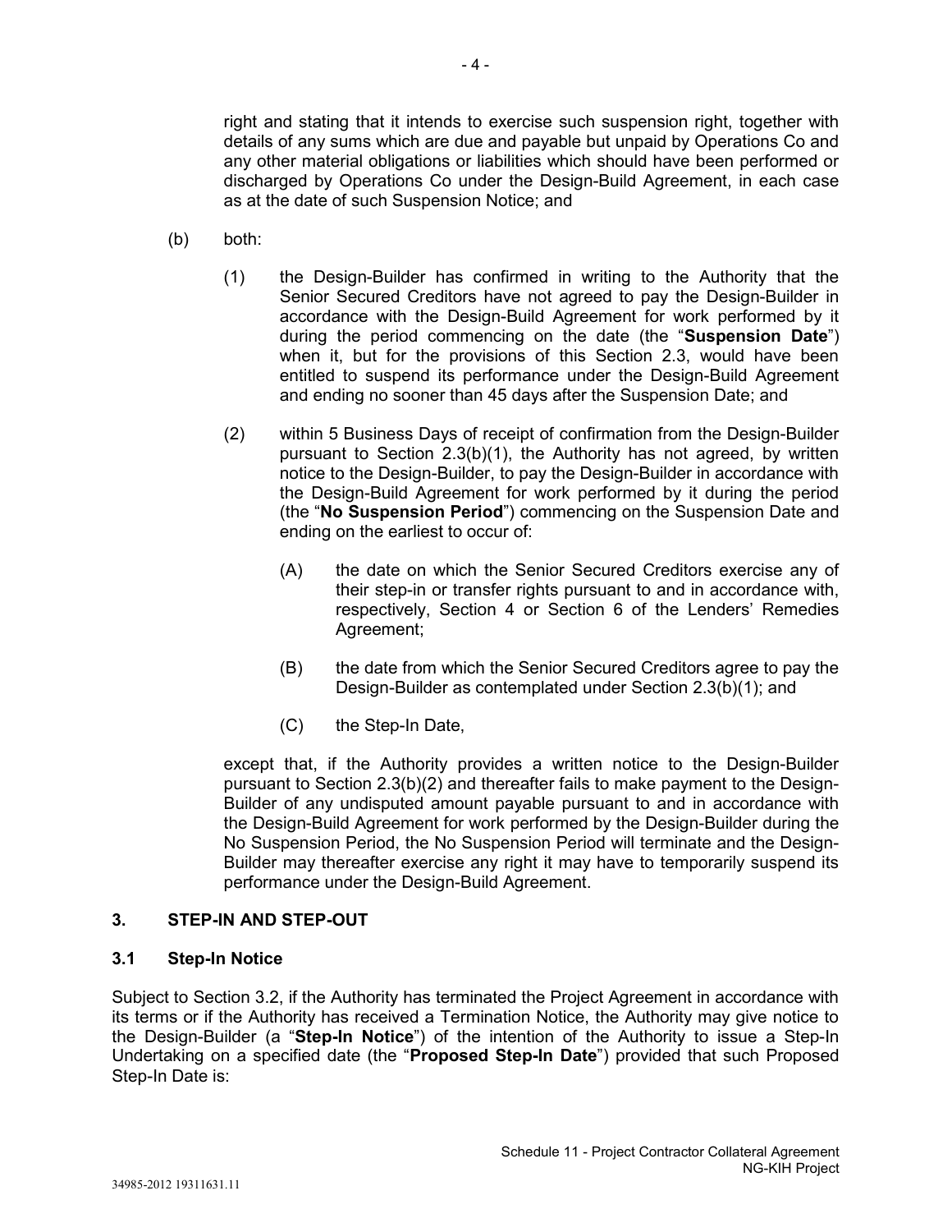right and stating that it intends to exercise such suspension right, together with details of any sums which are due and payable but unpaid by Operations Co and any other material obligations or liabilities which should have been performed or discharged by Operations Co under the Design-Build Agreement, in each case as at the date of such Suspension Notice; and

(b) both:

(1) the Design-Builder has confirmed in writing to the Authority that the Senior Secured Creditors have not agreed to pay the Design-Builder in accordance with the Design-Build Agreement for work performed by it during the period commencing on the date (the "**Suspension Date**") when it, but for the provisions of this Section 2.3, would have been entitled to suspend its performance under the Design-Build Agreement and ending no sooner than 45 days after the Suspension Date; and

(2) within 5 Business Days of receipt of confirmation from the Design-Builder pursuant to Section 2.3(b)(1), the Authority has not agreed, by written notice to the Design-Builder, to pay the Design-Builder in accordance with the Design-Build Agreement for work performed by it during the period (the "**No Suspension Period**") commencing on the Suspension Date and ending on the earliest to occur of:

(A) the date on which the Senior Secured Creditors exercise any of their step-in or transfer rights pursuant to and in accordance with, respectively, Section 4 or Section 6 of the Lenders' Remedies Agreement;

(B) the date from which the Senior Secured Creditors agree to pay the Design-Builder as contemplated under Section 2.3(b)(1); and

(C) the Step-In Date,

except that, if the Authority provides a written notice to the Design-Builder pursuant to Section 2.3(b)(2) and thereafter fails to make payment to the Design-Builder of any undisputed amount payable pursuant to and in accordance with the Design-Build Agreement for work performed by the Design-Builder during the No Suspension Period, the No Suspension Period will terminate and the Design-Builder may thereafter exercise any right it may have to temporarily suspend its performance under the Design-Build Agreement.

## 3. STEP-IN AND STEP-OUT

### 3.1 Step-In Notice

Subject to Section 3.2, if the Authority has terminated the Project Agreement in accordance with its terms or if the Authority has received a Termination Notice, the Authority may give notice to the Design-Builder (a "**Step-In Notice**") of the intention of the Authority to issue a Step-In Undertaking on a specified date (the "**Proposed Step-In Date**") provided that such Proposed Step-In Date is: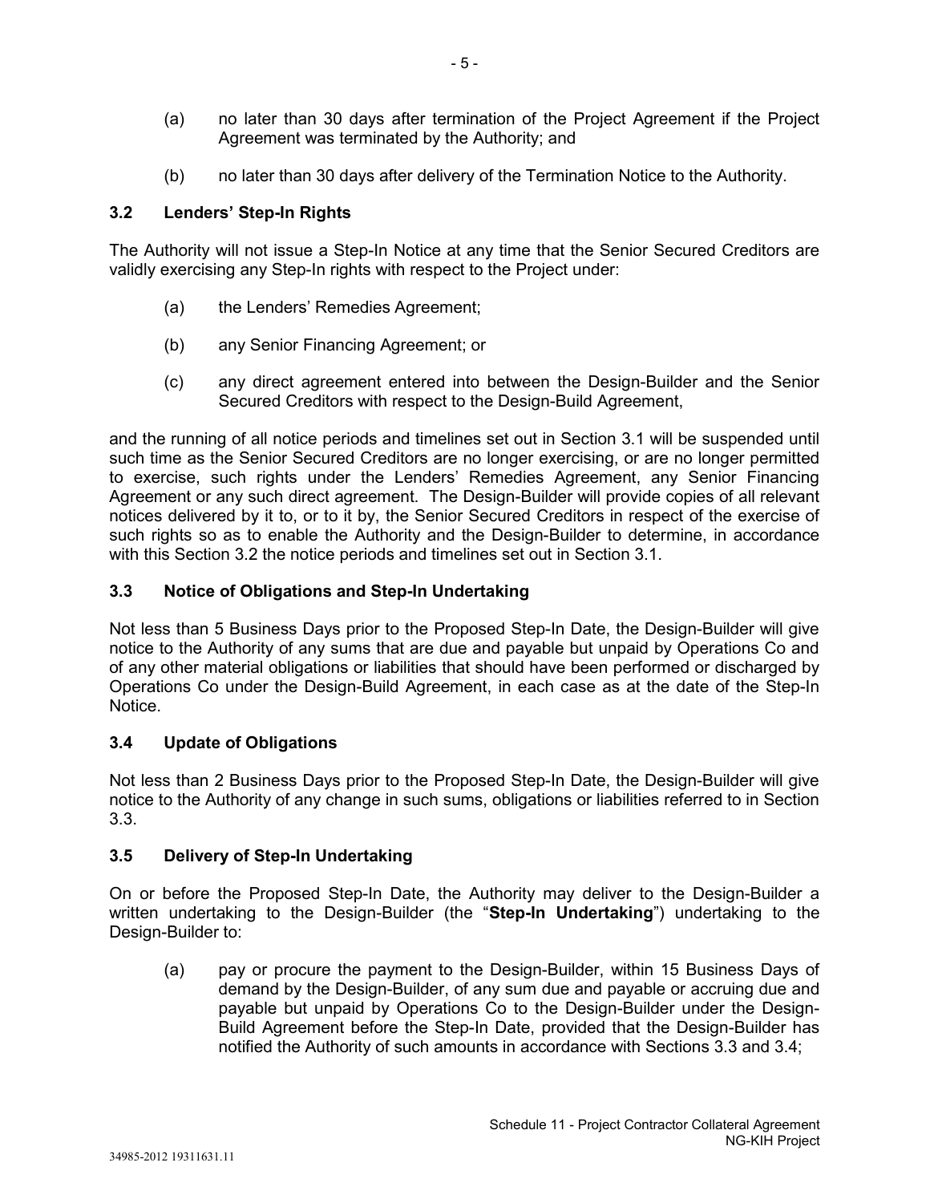(a) no later than 30 days after termination of the Project Agreement if the Project Agreement was terminated by the Authority; and

(b) no later than 30 days after delivery of the Termination Notice to the Authority.

### 3.2 Lenders' Step-In Rights

The Authority will not issue a Step-In Notice at any time that the Senior Secured Creditors are validly exercising any Step-In rights with respect to the Project under:

(a) the Lenders' Remedies Agreement;

(b) any Senior Financing Agreement; or

(c) any direct agreement entered into between the Design-Builder and the Senior Secured Creditors with respect to the Design-Build Agreement,

and the running of all notice periods and timelines set out in Section 3.1 will be suspended until such time as the Senior Secured Creditors are no longer exercising, or are no longer permitted to exercise, such rights under the Lenders' Remedies Agreement, any Senior Financing Agreement or any such direct agreement. The Design-Builder will provide copies of all relevant notices delivered by it to, or to it by, the Senior Secured Creditors in respect of the exercise of such rights so as to enable the Authority and the Design-Builder to determine, in accordance with this Section 3.2 the notice periods and timelines set out in Section 3.1.

### 3.3 Notice of Obligations and Step-In Undertaking

Not less than 5 Business Days prior to the Proposed Step-In Date, the Design-Builder will give notice to the Authority of any sums that are due and payable but unpaid by Operations Co and of any other material obligations or liabilities that should have been performed or discharged by Operations Co under the Design-Build Agreement, in each case as at the date of the Step-In Notice.

### 3.4 Update of Obligations

Not less than 2 Business Days prior to the Proposed Step-In Date, the Design-Builder will give notice to the Authority of any change in such sums, obligations or liabilities referred to in Section 3.3.

### 3.5 Delivery of Step-In Undertaking

On or before the Proposed Step-In Date, the Authority may deliver to the Design-Builder a written undertaking to the Design-Builder (the "**Step-In Undertaking**") undertaking to the Design-Builder to:

(a) pay or procure the payment to the Design-Builder, within 15 Business Days of demand by the Design-Builder, of any sum due and payable or accruing due and payable but unpaid by Operations Co to the Design-Builder under the Design-Build Agreement before the Step-In Date, provided that the Design-Builder has notified the Authority of such amounts in accordance with Sections 3.3 and 3.4;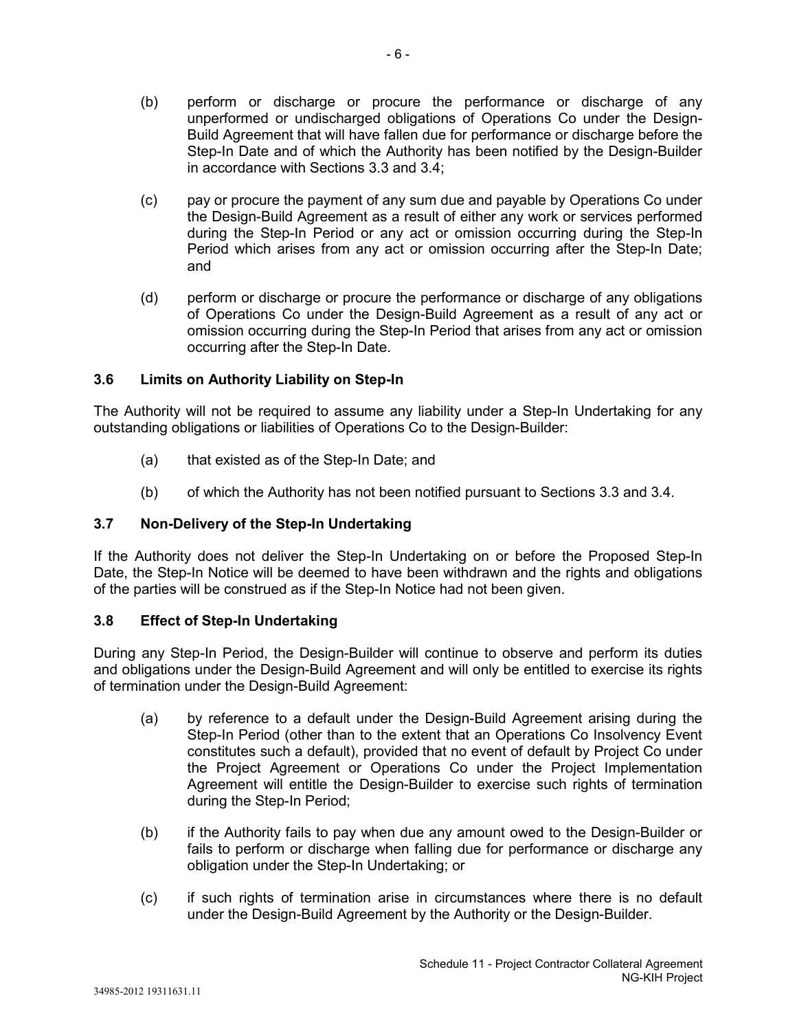(b) perform or discharge or procure the performance or discharge of any unperformed or undischarged obligations of Operations Co under the Design-Build Agreement that will have fallen due for performance or discharge before the Step-In Date and of which the Authority has been notified by the Design-Builder in accordance with Sections 3.3 and 3.4;

(c) pay or procure the payment of any sum due and payable by Operations Co under the Design-Build Agreement as a result of either any work or services performed during the Step-In Period or any act or omission occurring during the Step-In Period which arises from any act or omission occurring after the Step-In Date; and

(d) perform or discharge or procure the performance or discharge of any obligations of Operations Co under the Design-Build Agreement as a result of any act or omission occurring during the Step-In Period that arises from any act or omission occurring after the Step-In Date.

### 3.6 Limits on Authority Liability on Step-In

The Authority will not be required to assume any liability under a Step-In Undertaking for any outstanding obligations or liabilities of Operations Co to the Design-Builder:

(a) that existed as of the Step-In Date; and

(b) of which the Authority has not been notified pursuant to Sections 3.3 and 3.4.

### 3.7 Non-Delivery of the Step-In Undertaking

If the Authority does not deliver the Step-In Undertaking on or before the Proposed Step-In Date, the Step-In Notice will be deemed to have been withdrawn and the rights and obligations of the parties will be construed as if the Step-In Notice had not been given.

### 3.8 Effect of Step-In Undertaking

During any Step-In Period, the Design-Builder will continue to observe and perform its duties and obligations under the Design-Build Agreement and will only be entitled to exercise its rights of termination under the Design-Build Agreement:

(a) by reference to a default under the Design-Build Agreement arising during the Step-In Period (other than to the extent that an Operations Co Insolvency Event constitutes such a default), provided that no event of default by Project Co under the Project Agreement or Operations Co under the Project Implementation Agreement will entitle the Design-Builder to exercise such rights of termination during the Step-In Period;

(b) if the Authority fails to pay when due any amount owed to the Design-Builder or fails to perform or discharge when falling due for performance or discharge any obligation under the Step-In Undertaking; or

(c) if such rights of termination arise in circumstances where there is no default under the Design-Build Agreement by the Authority or the Design-Builder.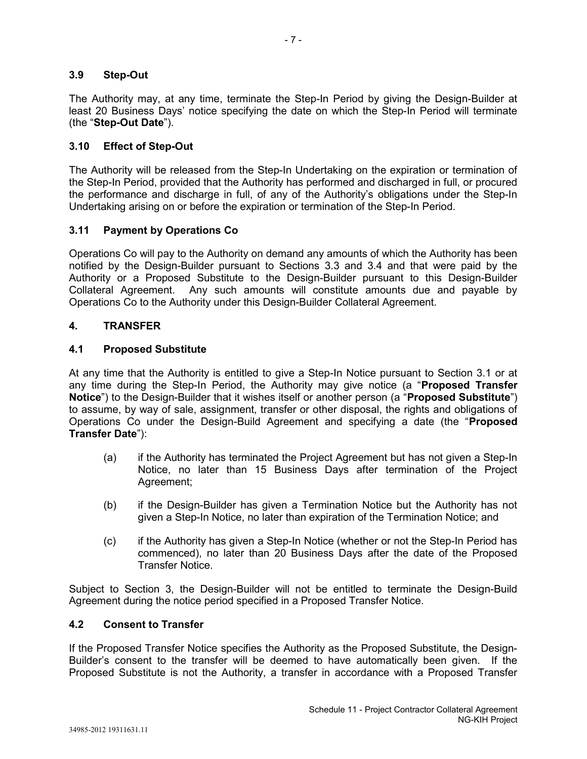### 3.9 Step-Out

The Authority may, at any time, terminate the Step-In Period by giving the Design-Builder at least 20 Business Days' notice specifying the date on which the Step-In Period will terminate (the "**Step-Out Date**").

### 3.10 Effect of Step-Out

The Authority will be released from the Step-In Undertaking on the expiration or termination of the Step-In Period, provided that the Authority has performed and discharged in full, or procured the performance and discharge in full, of any of the Authority's obligations under the Step-In Undertaking arising on or before the expiration or termination of the Step-In Period.

### 3.11 Payment by Operations Co

Operations Co will pay to the Authority on demand any amounts of which the Authority has been notified by the Design-Builder pursuant to Sections 3.3 and 3.4 and that were paid by the Authority or a Proposed Substitute to the Design-Builder pursuant to this Design-Builder Collateral Agreement. Any such amounts will constitute amounts due and payable by Operations Co to the Authority under this Design-Builder Collateral Agreement.

## 4. TRANSFER

### 4.1 Proposed Substitute

At any time that the Authority is entitled to give a Step-In Notice pursuant to Section 3.1 or at any time during the Step-In Period, the Authority may give notice (a "**Proposed Transfer Notice**") to the Design-Builder that it wishes itself or another person (a "**Proposed Substitute**") to assume, by way of sale, assignment, transfer or other disposal, the rights and obligations of Operations Co under the Design-Build Agreement and specifying a date (the "**Proposed Transfer Date**"):

(a) if the Authority has terminated the Project Agreement but has not given a Step-In Notice, no later than 15 Business Days after termination of the Project Agreement;

(b) if the Design-Builder has given a Termination Notice but the Authority has not given a Step-In Notice, no later than expiration of the Termination Notice; and

(c) if the Authority has given a Step-In Notice (whether or not the Step-In Period has commenced), no later than 20 Business Days after the date of the Proposed Transfer Notice.

Subject to Section 3, the Design-Builder will not be entitled to terminate the Design-Build Agreement during the notice period specified in a Proposed Transfer Notice.

### 4.2 Consent to Transfer

If the Proposed Transfer Notice specifies the Authority as the Proposed Substitute, the Design-Builder's consent to the transfer will be deemed to have automatically been given. If the Proposed Substitute is not the Authority, a transfer in accordance with a Proposed Transfer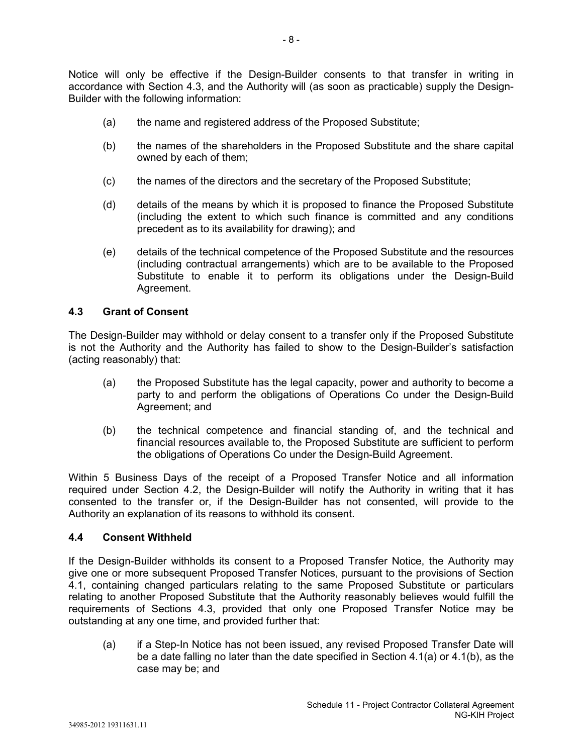Notice will only be effective if the Design-Builder consents to that transfer in writing in accordance with Section 4.3, and the Authority will (as soon as practicable) supply the Design-Builder with the following information:

(a) the name and registered address of the Proposed Substitute;

(b) the names of the shareholders in the Proposed Substitute and the share capital owned by each of them;

(c) the names of the directors and the secretary of the Proposed Substitute;

(d) details of the means by which it is proposed to finance the Proposed Substitute (including the extent to which such finance is committed and any conditions precedent as to its availability for drawing); and

(e) details of the technical competence of the Proposed Substitute and the resources (including contractual arrangements) which are to be available to the Proposed Substitute to enable it to perform its obligations under the Design-Build Agreement.

### 4.3 Grant of Consent

The Design-Builder may withhold or delay consent to a transfer only if the Proposed Substitute is not the Authority and the Authority has failed to show to the Design-Builder's satisfaction (acting reasonably) that:

(a) the Proposed Substitute has the legal capacity, power and authority to become a party to and perform the obligations of Operations Co under the Design-Build Agreement; and

(b) the technical competence and financial standing of, and the technical and financial resources available to, the Proposed Substitute are sufficient to perform the obligations of Operations Co under the Design-Build Agreement.

Within 5 Business Days of the receipt of a Proposed Transfer Notice and all information required under Section 4.2, the Design-Builder will notify the Authority in writing that it has consented to the transfer or, if the Design-Builder has not consented, will provide to the Authority an explanation of its reasons to withhold its consent.

### 4.4 Consent Withheld

If the Design-Builder withholds its consent to a Proposed Transfer Notice, the Authority may give one or more subsequent Proposed Transfer Notices, pursuant to the provisions of Section 4.1, containing changed particulars relating to the same Proposed Substitute or particulars relating to another Proposed Substitute that the Authority reasonably believes would fulfill the requirements of Sections 4.3, provided that only one Proposed Transfer Notice may be outstanding at any one time, and provided further that:

(a) if a Step-In Notice has not been issued, any revised Proposed Transfer Date will be a date falling no later than the date specified in Section 4.1(a) or 4.1(b), as the case may be; and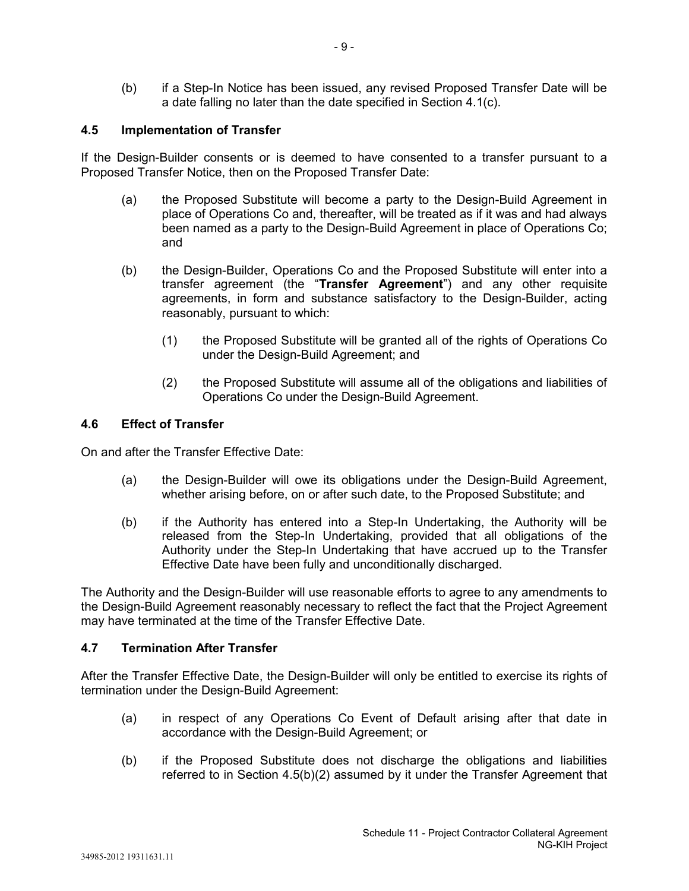(b) if a Step-In Notice has been issued, any revised Proposed Transfer Date will be a date falling no later than the date specified in Section 4.1(c).

### 4.5 Implementation of Transfer

If the Design-Builder consents or is deemed to have consented to a transfer pursuant to a Proposed Transfer Notice, then on the Proposed Transfer Date:

(a) the Proposed Substitute will become a party to the Design-Build Agreement in place of Operations Co and, thereafter, will be treated as if it was and had always been named as a party to the Design-Build Agreement in place of Operations Co; and

(b) the Design-Builder, Operations Co and the Proposed Substitute will enter into a transfer agreement (the "**Transfer Agreement**") and any other requisite agreements, in form and substance satisfactory to the Design-Builder, acting reasonably, pursuant to which:

(1) the Proposed Substitute will be granted all of the rights of Operations Co under the Design-Build Agreement; and

(2) the Proposed Substitute will assume all of the obligations and liabilities of Operations Co under the Design-Build Agreement.

### 4.6 Effect of Transfer

On and after the Transfer Effective Date:

(a) the Design-Builder will owe its obligations under the Design-Build Agreement, whether arising before, on or after such date, to the Proposed Substitute; and

(b) if the Authority has entered into a Step-In Undertaking, the Authority will be released from the Step-In Undertaking, provided that all obligations of the Authority under the Step-In Undertaking that have accrued up to the Transfer Effective Date have been fully and unconditionally discharged.

The Authority and the Design-Builder will use reasonable efforts to agree to any amendments to the Design-Build Agreement reasonably necessary to reflect the fact that the Project Agreement may have terminated at the time of the Transfer Effective Date.

### 4.7 Termination After Transfer

After the Transfer Effective Date, the Design-Builder will only be entitled to exercise its rights of termination under the Design-Build Agreement:

(a) in respect of any Operations Co Event of Default arising after that date in accordance with the Design-Build Agreement; or

(b) if the Proposed Substitute does not discharge the obligations and liabilities referred to in Section 4.5(b)(2) assumed by it under the Transfer Agreement that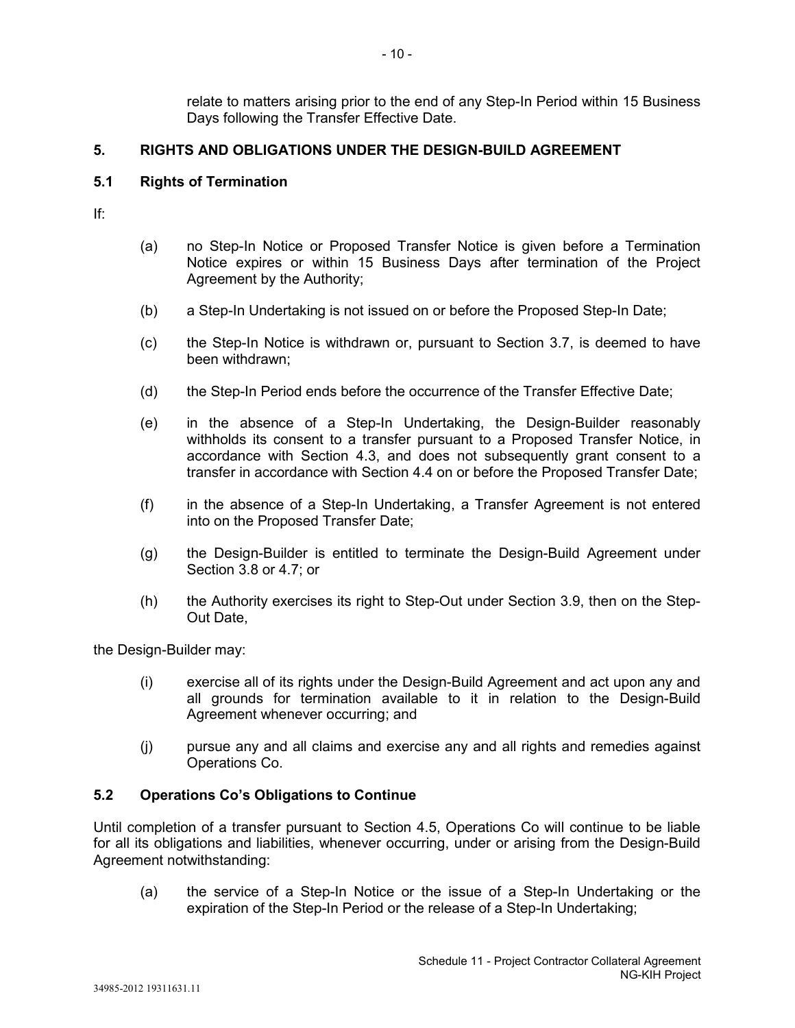relate to matters arising prior to the end of any Step-In Period within 15 Business Days following the Transfer Effective Date.

## 5. RIGHTS AND OBLIGATIONS UNDER THE DESIGN-BUILD AGREEMENT

### 5.1 Rights of Termination

If:

(a) no Step-In Notice or Proposed Transfer Notice is given before a Termination Notice expires or within 15 Business Days after termination of the Project Agreement by the Authority;

(b) a Step-In Undertaking is not issued on or before the Proposed Step-In Date;

(c) the Step-In Notice is withdrawn or, pursuant to Section 3.7, is deemed to have been withdrawn;

(d) the Step-In Period ends before the occurrence of the Transfer Effective Date;

(e) in the absence of a Step-In Undertaking, the Design-Builder reasonably withholds its consent to a transfer pursuant to a Proposed Transfer Notice, in accordance with Section 4.3, and does not subsequently grant consent to a transfer in accordance with Section 4.4 on or before the Proposed Transfer Date;

(f) in the absence of a Step-In Undertaking, a Transfer Agreement is not entered into on the Proposed Transfer Date;

(g) the Design-Builder is entitled to terminate the Design-Build Agreement under Section 3.8 or 4.7; or

(h) the Authority exercises its right to Step-Out under Section 3.9, then on the Step-Out Date,

the Design-Builder may:

(i) exercise all of its rights under the Design-Build Agreement and act upon any and all grounds for termination available to it in relation to the Design-Build Agreement whenever occurring; and

(j) pursue any and all claims and exercise any and all rights and remedies against Operations Co.

### 5.2 Operations Co's Obligations to Continue

Until completion of a transfer pursuant to Section 4.5, Operations Co will continue to be liable for all its obligations and liabilities, whenever occurring, under or arising from the Design-Build Agreement notwithstanding:

(a) the service of a Step-In Notice or the issue of a Step-In Undertaking or the expiration of the Step-In Period or the release of a Step-In Undertaking;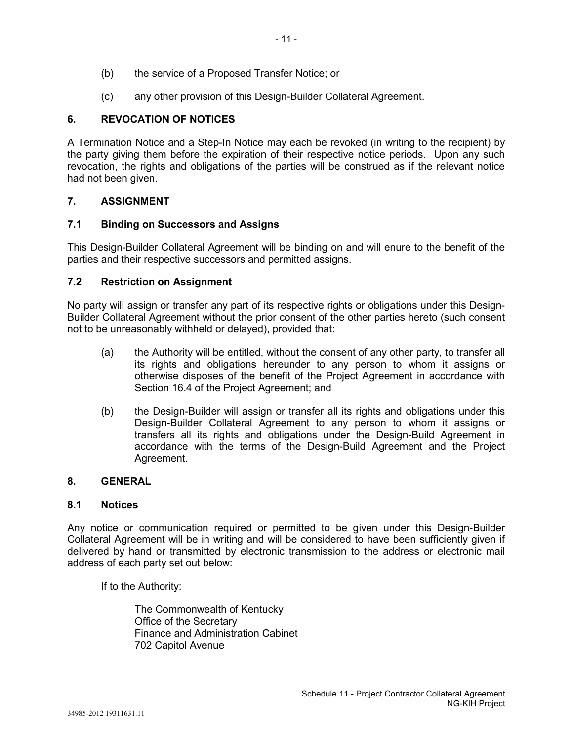(b) the service of a Proposed Transfer Notice; or

(c) any other provision of this Design-Builder Collateral Agreement.

## 6. REVOCATION OF NOTICES

A Termination Notice and a Step-In Notice may each be revoked (in writing to the recipient) by the party giving them before the expiration of their respective notice periods. Upon any such revocation, the rights and obligations of the parties will be construed as if the relevant notice had not been given.

## 7. ASSIGNMENT

### 7.1 Binding on Successors and Assigns

This Design-Builder Collateral Agreement will be binding on and will enure to the benefit of the parties and their respective successors and permitted assigns.

### 7.2 Restriction on Assignment

No party will assign or transfer any part of its respective rights or obligations under this Design-Builder Collateral Agreement without the prior consent of the other parties hereto (such consent not to be unreasonably withheld or delayed), provided that:

(a) the Authority will be entitled, without the consent of any other party, to transfer all its rights and obligations hereunder to any person to whom it assigns or otherwise disposes of the benefit of the Project Agreement in accordance with Section 16.4 of the Project Agreement; and

(b) the Design-Builder will assign or transfer all its rights and obligations under this Design-Builder Collateral Agreement to any person to whom it assigns or transfers all its rights and obligations under the Design-Build Agreement in accordance with the terms of the Design-Build Agreement and the Project Agreement.

## 8. GENERAL

### 8.1 Notices

Any notice or communication required or permitted to be given under this Design-Builder Collateral Agreement will be in writing and will be considered to have been sufficiently given if delivered by hand or transmitted by electronic transmission to the address or electronic mail address of each party set out below:

If to the Authority:

The Commonwealth of Kentucky
Office of the Secretary
Finance and Administration Cabinet
702 Capitol Avenue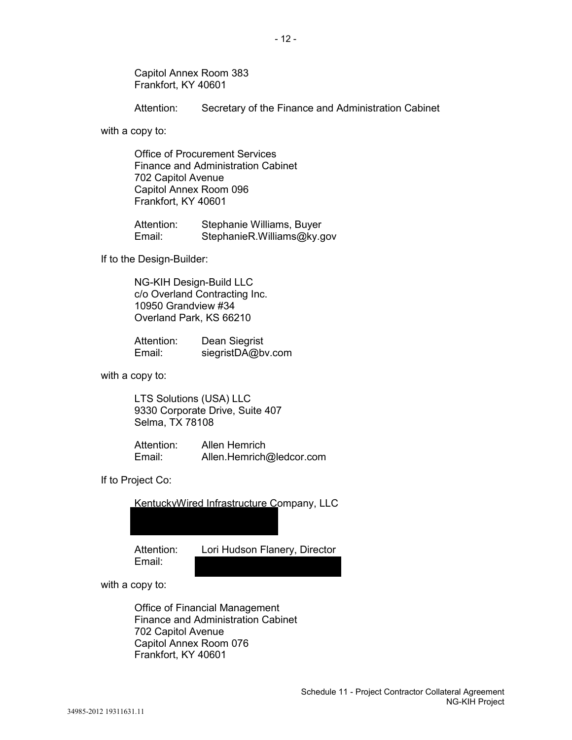Capitol Annex Room 383
Frankfort, KY 40601

Attention: Secretary of the Finance and Administration Cabinet

with a copy to:

Office of Procurement Services
Finance and Administration Cabinet
702 Capitol Avenue
Capitol Annex Room 096
Frankfort, KY 40601

Attention: Stephanie Williams, Buyer
Email: StephanieR.Williams@ky.gov

If to the Design-Builder:

NG-KIH Design-Build LLC
c/o Overland Contracting Inc.
10950 Grandview #34
Overland Park, KS 66210

Attention: Dean Siegrist
Email: siegristDA@bv.com

with a copy to:

LTS Solutions (USA) LLC
9330 Corporate Drive, Suite 407
Selma, TX 78108

Attention: Allen Hemrich
Email: Allen.Hemrich@ledcor.com

If to Project Co:

KentuckyWired Infrastructure Company, LLC

Attention: Lori Hudson Flanery, Director
Email:

with a copy to:

Office of Financial Management
Finance and Administration Cabinet
702 Capitol Avenue
Capitol Annex Room 076
Frankfort, KY 40601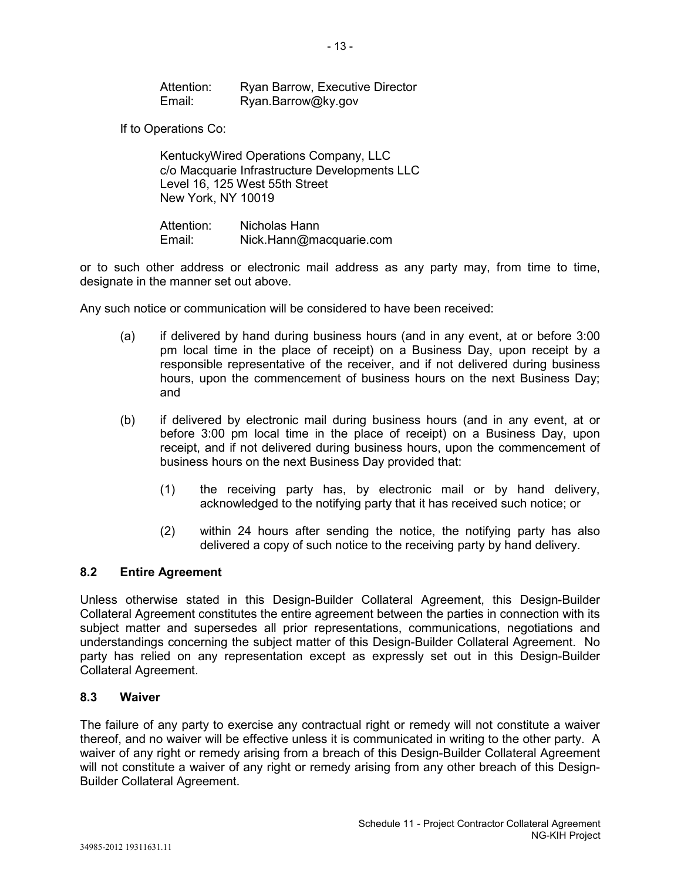Attention: Ryan Barrow, Executive Director
Email: Ryan.Barrow@ky.gov

If to Operations Co:

KentuckyWired Operations Company, LLC
c/o Macquarie Infrastructure Developments LLC
Level 16, 125 West 55th Street
New York, NY 10019

Attention: Nicholas Hann
Email: Nick.Hann@macquarie.com

or to such other address or electronic mail address as any party may, from time to time, designate in the manner set out above.

Any such notice or communication will be considered to have been received:

(a) if delivered by hand during business hours (and in any event, at or before 3:00 pm local time in the place of receipt) on a Business Day, upon receipt by a responsible representative of the receiver, and if not delivered during business hours, upon the commencement of business hours on the next Business Day; and

(b) if delivered by electronic mail during business hours (and in any event, at or before 3:00 pm local time in the place of receipt) on a Business Day, upon receipt, and if not delivered during business hours, upon the commencement of business hours on the next Business Day provided that:

    (1) the receiving party has, by electronic mail or by hand delivery, acknowledged to the notifying party that it has received such notice; or

    (2) within 24 hours after sending the notice, the notifying party has also delivered a copy of such notice to the receiving party by hand delivery.

### 8.2 Entire Agreement

Unless otherwise stated in this Design-Builder Collateral Agreement, this Design-Builder Collateral Agreement constitutes the entire agreement between the parties in connection with its subject matter and supersedes all prior representations, communications, negotiations and understandings concerning the subject matter of this Design-Builder Collateral Agreement. No party has relied on any representation except as expressly set out in this Design-Builder Collateral Agreement.

### 8.3 Waiver

The failure of any party to exercise any contractual right or remedy will not constitute a waiver thereof, and no waiver will be effective unless it is communicated in writing to the other party. A waiver of any right or remedy arising from a breach of this Design-Builder Collateral Agreement will not constitute a waiver of any right or remedy arising from any other breach of this Design-Builder Collateral Agreement.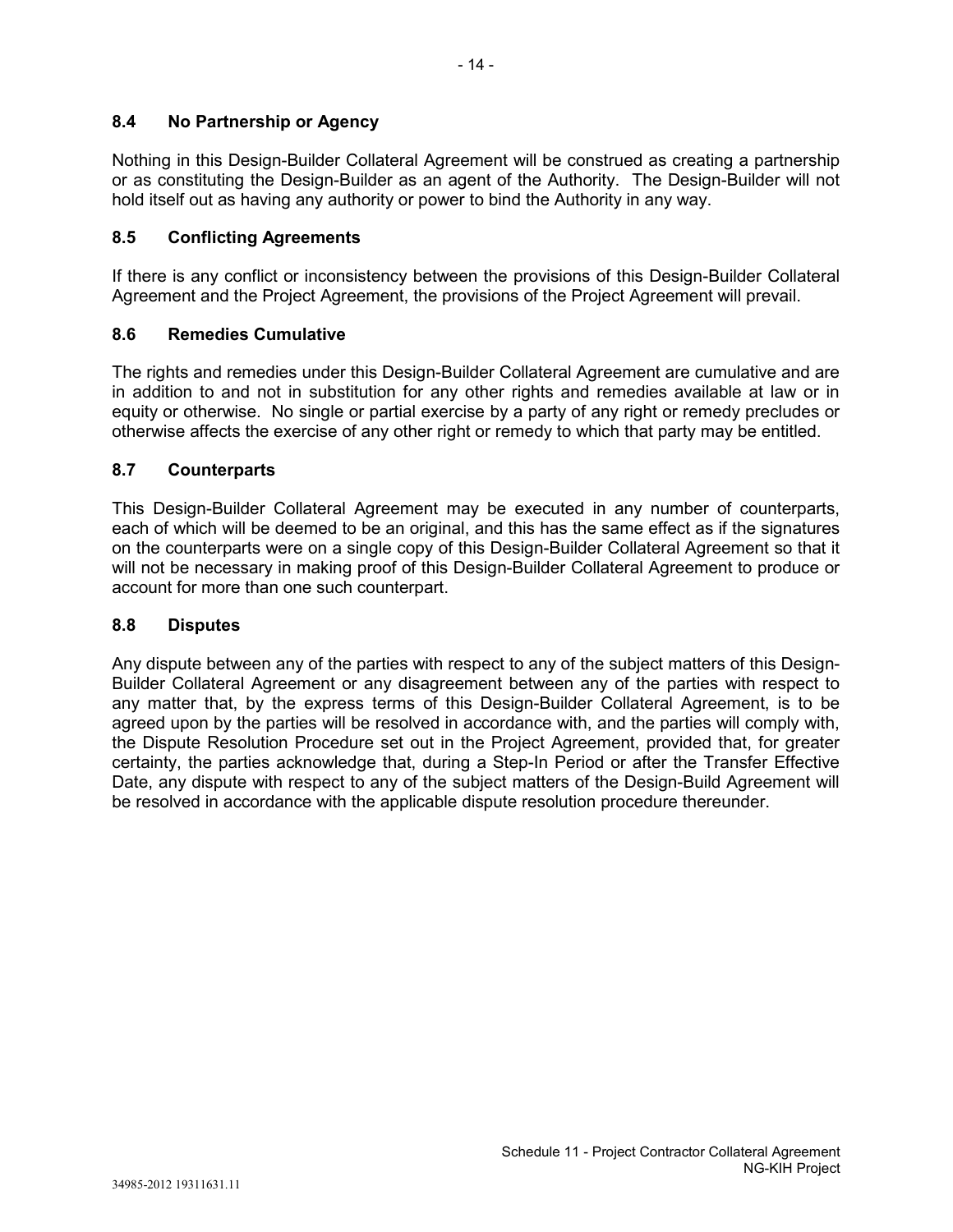### 8.4 No Partnership or Agency

Nothing in this Design-Builder Collateral Agreement will be construed as creating a partnership or as constituting the Design-Builder as an agent of the Authority. The Design-Builder will not hold itself out as having any authority or power to bind the Authority in any way.

### 8.5 Conflicting Agreements

If there is any conflict or inconsistency between the provisions of this Design-Builder Collateral Agreement and the Project Agreement, the provisions of the Project Agreement will prevail.

### 8.6 Remedies Cumulative

The rights and remedies under this Design-Builder Collateral Agreement are cumulative and are in addition to and not in substitution for any other rights and remedies available at law or in equity or otherwise. No single or partial exercise by a party of any right or remedy precludes or otherwise affects the exercise of any other right or remedy to which that party may be entitled.

### 8.7 Counterparts

This Design-Builder Collateral Agreement may be executed in any number of counterparts, each of which will be deemed to be an original, and this has the same effect as if the signatures on the counterparts were on a single copy of this Design-Builder Collateral Agreement so that it will not be necessary in making proof of this Design-Builder Collateral Agreement to produce or account for more than one such counterpart.

### 8.8 Disputes

Any dispute between any of the parties with respect to any of the subject matters of this Design-Builder Collateral Agreement or any disagreement between any of the parties with respect to any matter that, by the express terms of this Design-Builder Collateral Agreement, is to be agreed upon by the parties will be resolved in accordance with, and the parties will comply with, the Dispute Resolution Procedure set out in the Project Agreement, provided that, for greater certainty, the parties acknowledge that, during a Step-In Period or after the Transfer Effective Date, any dispute with respect to any of the subject matters of the Design-Build Agreement will be resolved in accordance with the applicable dispute resolution procedure thereunder.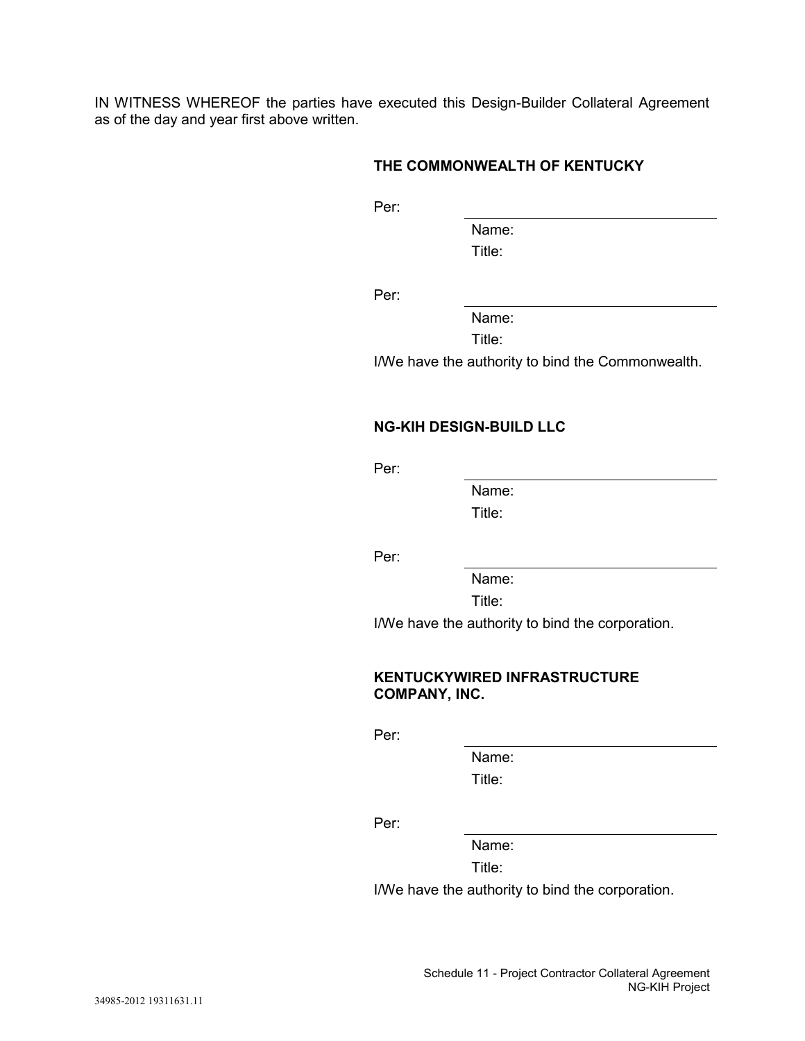IN WITNESS WHEREOF the parties have executed this Design-Builder Collateral Agreement as of the day and year first above written.

**THE COMMONWEALTH OF KENTUCKY**

Per: ______________________________

Name:

Title:

Per: ______________________________

Name:

Title:

I/We have the authority to bind the Commonwealth.

**NG-KIH DESIGN-BUILD LLC**

Per: ______________________________

Name:

Title:

Per: ______________________________

Name:

Title:

I/We have the authority to bind the corporation.

**KENTUCKYWIRED INFRASTRUCTURE COMPANY, INC.**

Per: ______________________________

Name:

Title:

Per: ______________________________

Name:

Title:

I/We have the authority to bind the corporation.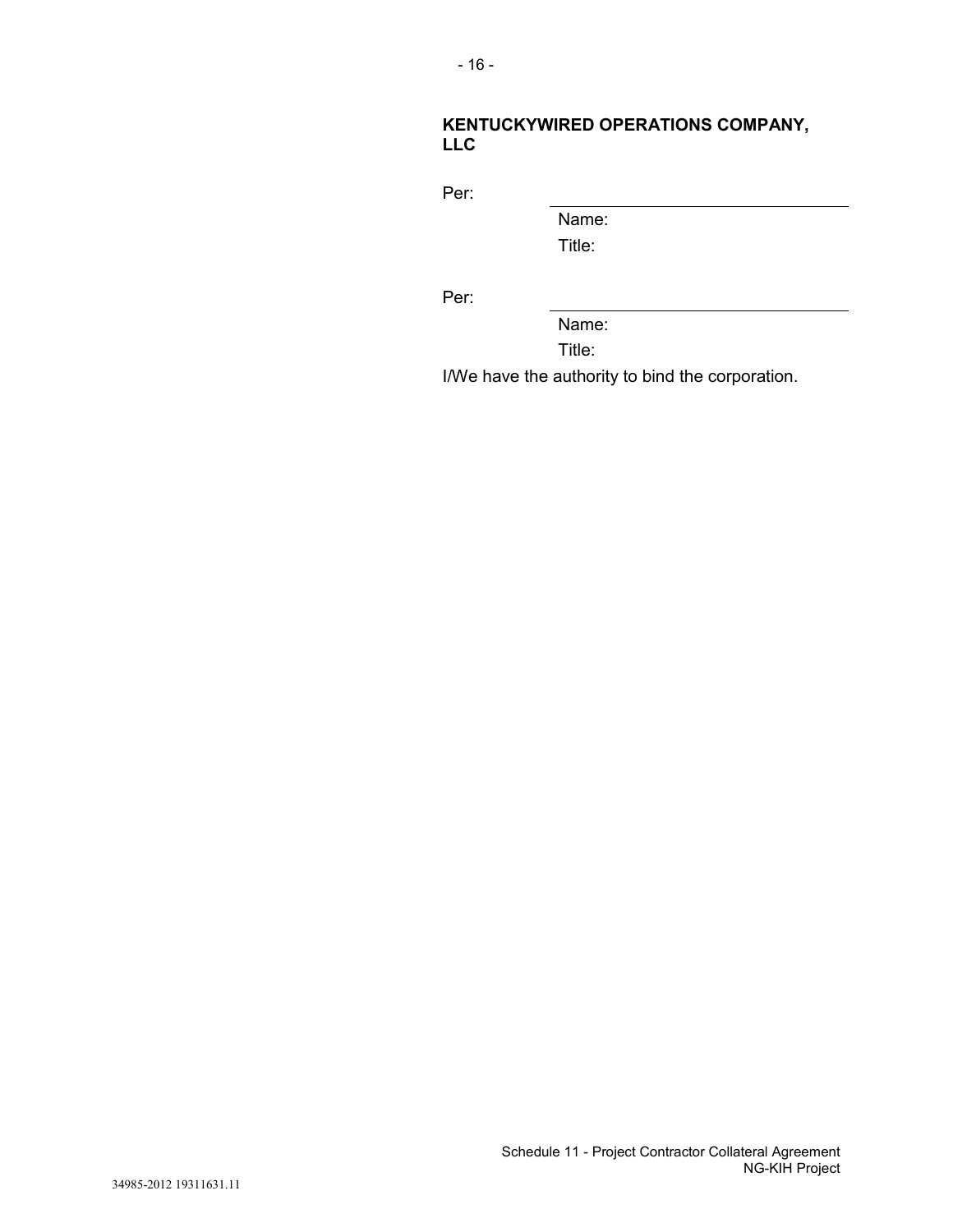**KENTUCKYWIRED OPERATIONS COMPANY, LLC**

Per: \_\_\_\_\_\_\_\_\_\_\_\_\_\_\_\_\_\_\_\_\_\_\_\_\_\_\_\_\_\_

Name:

Title:

Per: \_\_\_\_\_\_\_\_\_\_\_\_\_\_\_\_\_\_\_\_\_\_\_\_\_\_\_\_\_\_

Name:

Title:

I/We have the authority to bind the corporation.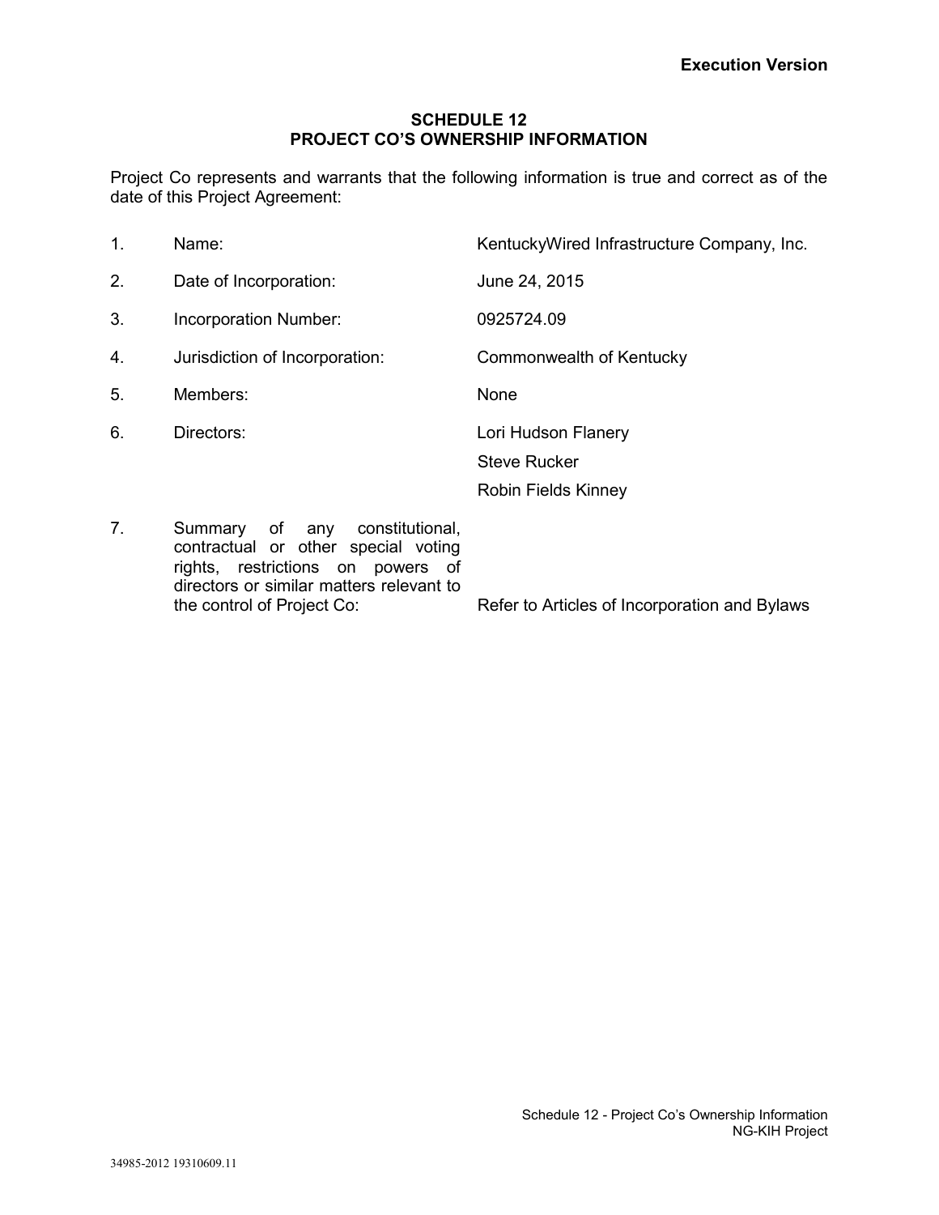**Execution Version**

## SCHEDULE 12
## PROJECT CO'S OWNERSHIP INFORMATION

Project Co represents and warrants that the following information is true and correct as of the date of this Project Agreement:

| | | |
|---|---|---|
| 1. | Name: | KentuckyWired Infrastructure Company, Inc. |
| 2. | Date of Incorporation: | June 24, 2015 |
| 3. | Incorporation Number: | 0925724.09 |
| 4. | Jurisdiction of Incorporation: | Commonwealth of Kentucky |
| 5. | Members: | None |
| 6. | Directors: | Lori Hudson Flanery<br>Steve Rucker<br>Robin Fields Kinney |
| 7. | Summary of any constitutional, contractual or other special voting rights, restrictions on powers of directors or similar matters relevant to the control of Project Co: | Refer to Articles of Incorporation and Bylaws |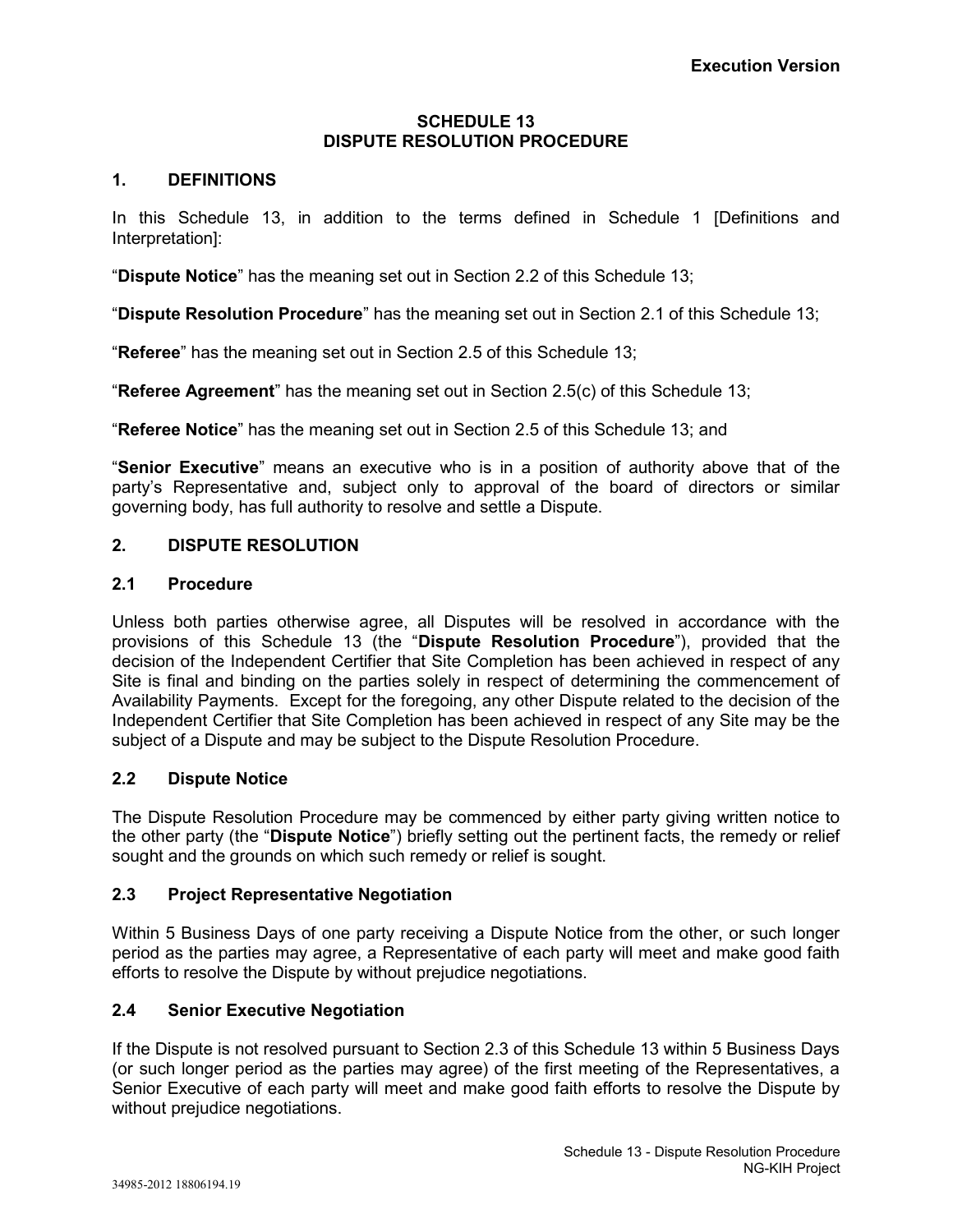# SCHEDULE 13
# DISPUTE RESOLUTION PROCEDURE

## 1. DEFINITIONS

In this Schedule 13, in addition to the terms defined in Schedule 1 [Definitions and Interpretation]:

"**Dispute Notice**" has the meaning set out in Section 2.2 of this Schedule 13;

"**Dispute Resolution Procedure**" has the meaning set out in Section 2.1 of this Schedule 13;

"**Referee**" has the meaning set out in Section 2.5 of this Schedule 13;

"**Referee Agreement**" has the meaning set out in Section 2.5(c) of this Schedule 13;

"**Referee Notice**" has the meaning set out in Section 2.5 of this Schedule 13; and

"**Senior Executive**" means an executive who is in a position of authority above that of the party's Representative and, subject only to approval of the board of directors or similar governing body, has full authority to resolve and settle a Dispute.

## 2. DISPUTE RESOLUTION

### 2.1 Procedure

Unless both parties otherwise agree, all Disputes will be resolved in accordance with the provisions of this Schedule 13 (the "**Dispute Resolution Procedure**"), provided that the decision of the Independent Certifier that Site Completion has been achieved in respect of any Site is final and binding on the parties solely in respect of determining the commencement of Availability Payments. Except for the foregoing, any other Dispute related to the decision of the Independent Certifier that Site Completion has been achieved in respect of any Site may be the subject of a Dispute and may be subject to the Dispute Resolution Procedure.

### 2.2 Dispute Notice

The Dispute Resolution Procedure may be commenced by either party giving written notice to the other party (the "**Dispute Notice**") briefly setting out the pertinent facts, the remedy or relief sought and the grounds on which such remedy or relief is sought.

### 2.3 Project Representative Negotiation

Within 5 Business Days of one party receiving a Dispute Notice from the other, or such longer period as the parties may agree, a Representative of each party will meet and make good faith efforts to resolve the Dispute by without prejudice negotiations.

### 2.4 Senior Executive Negotiation

If the Dispute is not resolved pursuant to Section 2.3 of this Schedule 13 within 5 Business Days (or such longer period as the parties may agree) of the first meeting of the Representatives, a Senior Executive of each party will meet and make good faith efforts to resolve the Dispute by without prejudice negotiations.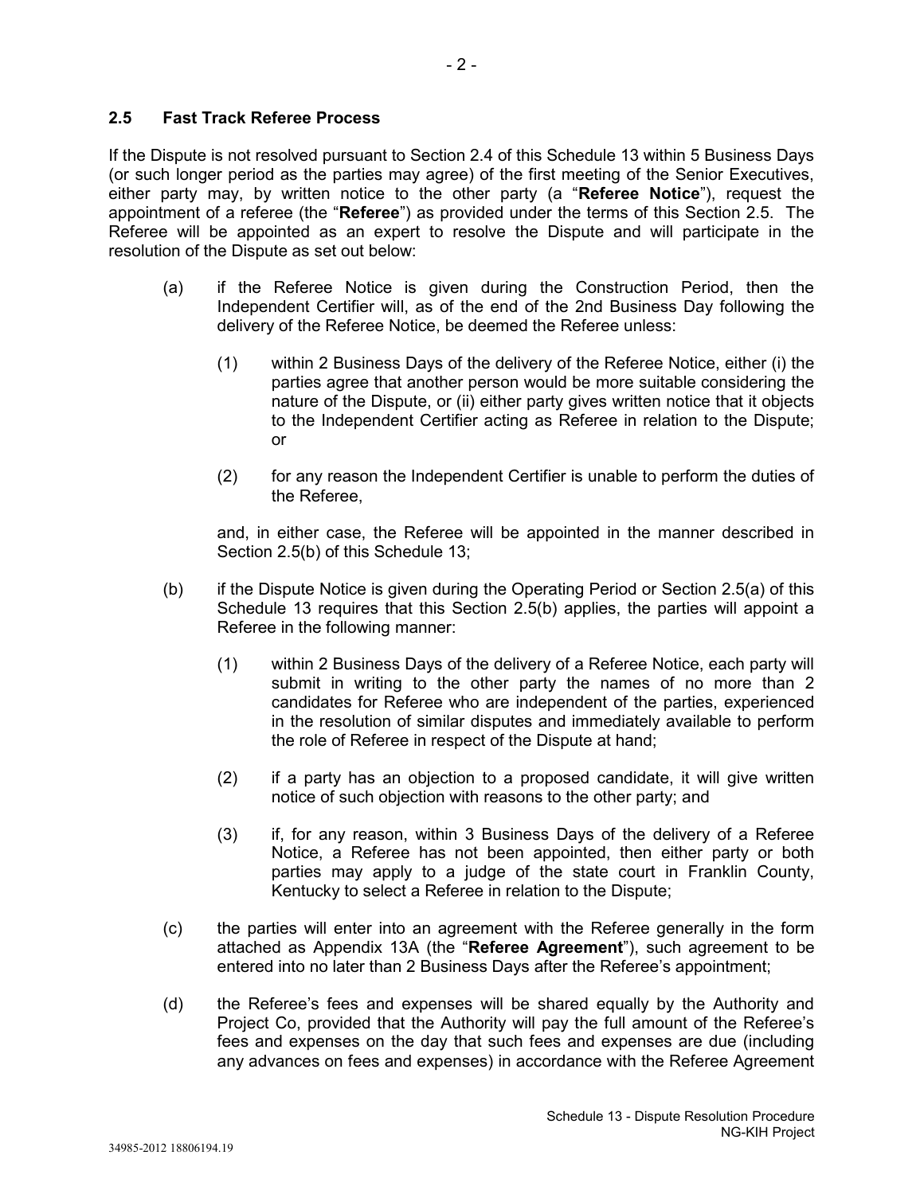### 2.5 Fast Track Referee Process

If the Dispute is not resolved pursuant to Section 2.4 of this Schedule 13 within 5 Business Days (or such longer period as the parties may agree) of the first meeting of the Senior Executives, either party may, by written notice to the other party (a "**Referee Notice**"), request the appointment of a referee (the "**Referee**") as provided under the terms of this Section 2.5. The Referee will be appointed as an expert to resolve the Dispute and will participate in the resolution of the Dispute as set out below:

(a) if the Referee Notice is given during the Construction Period, then the Independent Certifier will, as of the end of the 2nd Business Day following the delivery of the Referee Notice, be deemed the Referee unless:

   (1) within 2 Business Days of the delivery of the Referee Notice, either (i) the parties agree that another person would be more suitable considering the nature of the Dispute, or (ii) either party gives written notice that it objects to the Independent Certifier acting as Referee in relation to the Dispute; or

   (2) for any reason the Independent Certifier is unable to perform the duties of the Referee,

   and, in either case, the Referee will be appointed in the manner described in Section 2.5(b) of this Schedule 13;

(b) if the Dispute Notice is given during the Operating Period or Section 2.5(a) of this Schedule 13 requires that this Section 2.5(b) applies, the parties will appoint a Referee in the following manner:

   (1) within 2 Business Days of the delivery of a Referee Notice, each party will submit in writing to the other party the names of no more than 2 candidates for Referee who are independent of the parties, experienced in the resolution of similar disputes and immediately available to perform the role of Referee in respect of the Dispute at hand;

   (2) if a party has an objection to a proposed candidate, it will give written notice of such objection with reasons to the other party; and

   (3) if, for any reason, within 3 Business Days of the delivery of a Referee Notice, a Referee has not been appointed, then either party or both parties may apply to a judge of the state court in Franklin County, Kentucky to select a Referee in relation to the Dispute;

(c) the parties will enter into an agreement with the Referee generally in the form attached as Appendix 13A (the "**Referee Agreement**"), such agreement to be entered into no later than 2 Business Days after the Referee's appointment;

(d) the Referee's fees and expenses will be shared equally by the Authority and Project Co, provided that the Authority will pay the full amount of the Referee's fees and expenses on the day that such fees and expenses are due (including any advances on fees and expenses) in accordance with the Referee Agreement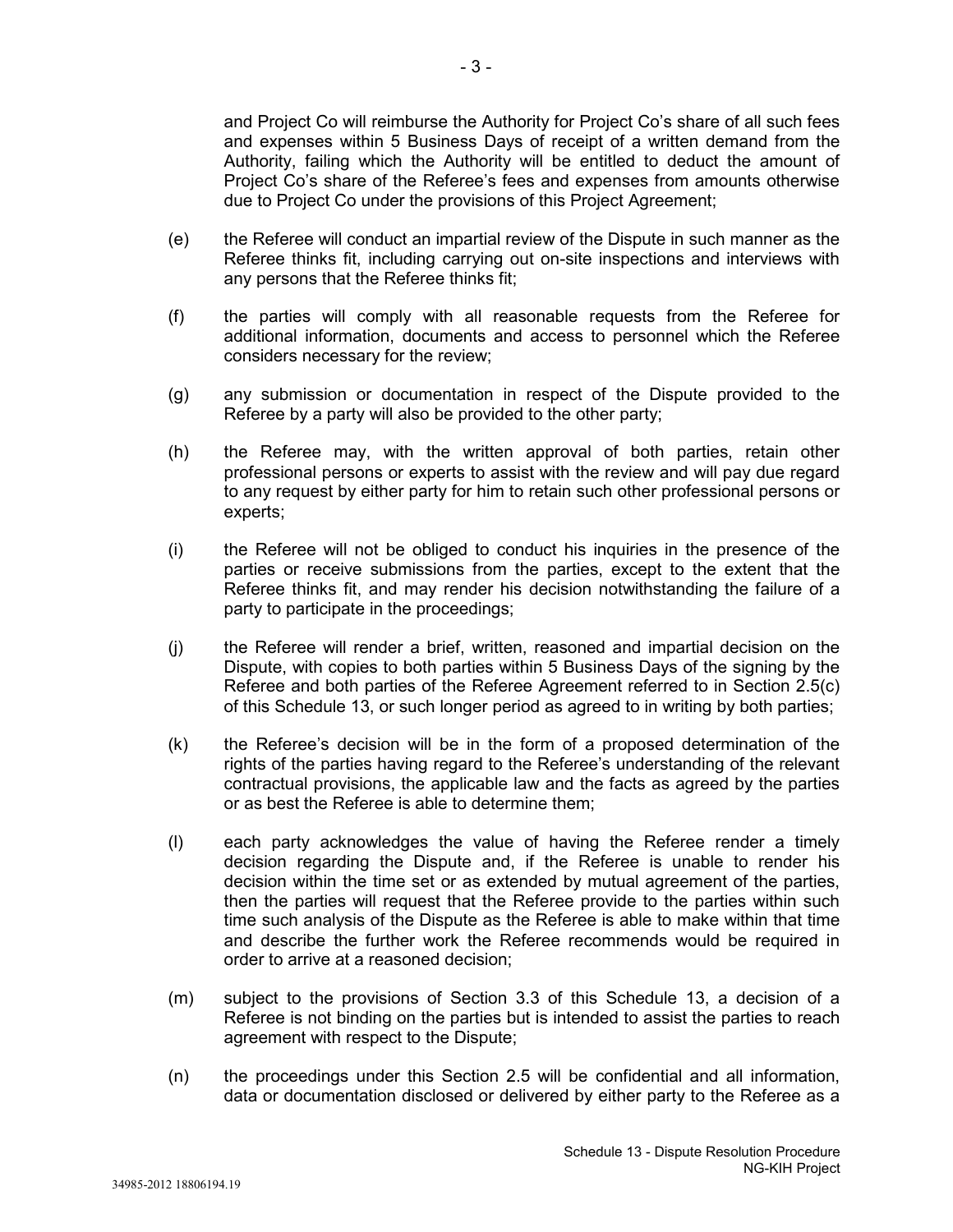and Project Co will reimburse the Authority for Project Co's share of all such fees and expenses within 5 Business Days of receipt of a written demand from the Authority, failing which the Authority will be entitled to deduct the amount of Project Co's share of the Referee's fees and expenses from amounts otherwise due to Project Co under the provisions of this Project Agreement;

(e) the Referee will conduct an impartial review of the Dispute in such manner as the Referee thinks fit, including carrying out on-site inspections and interviews with any persons that the Referee thinks fit;

(f) the parties will comply with all reasonable requests from the Referee for additional information, documents and access to personnel which the Referee considers necessary for the review;

(g) any submission or documentation in respect of the Dispute provided to the Referee by a party will also be provided to the other party;

(h) the Referee may, with the written approval of both parties, retain other professional persons or experts to assist with the review and will pay due regard to any request by either party for him to retain such other professional persons or experts;

(i) the Referee will not be obliged to conduct his inquiries in the presence of the parties or receive submissions from the parties, except to the extent that the Referee thinks fit, and may render his decision notwithstanding the failure of a party to participate in the proceedings;

(j) the Referee will render a brief, written, reasoned and impartial decision on the Dispute, with copies to both parties within 5 Business Days of the signing by the Referee and both parties of the Referee Agreement referred to in Section 2.5(c) of this Schedule 13, or such longer period as agreed to in writing by both parties;

(k) the Referee's decision will be in the form of a proposed determination of the rights of the parties having regard to the Referee's understanding of the relevant contractual provisions, the applicable law and the facts as agreed by the parties or as best the Referee is able to determine them;

(l) each party acknowledges the value of having the Referee render a timely decision regarding the Dispute and, if the Referee is unable to render his decision within the time set or as extended by mutual agreement of the parties, then the parties will request that the Referee provide to the parties within such time such analysis of the Dispute as the Referee is able to make within that time and describe the further work the Referee recommends would be required in order to arrive at a reasoned decision;

(m) subject to the provisions of Section 3.3 of this Schedule 13, a decision of a Referee is not binding on the parties but is intended to assist the parties to reach agreement with respect to the Dispute;

(n) the proceedings under this Section 2.5 will be confidential and all information, data or documentation disclosed or delivered by either party to the Referee as a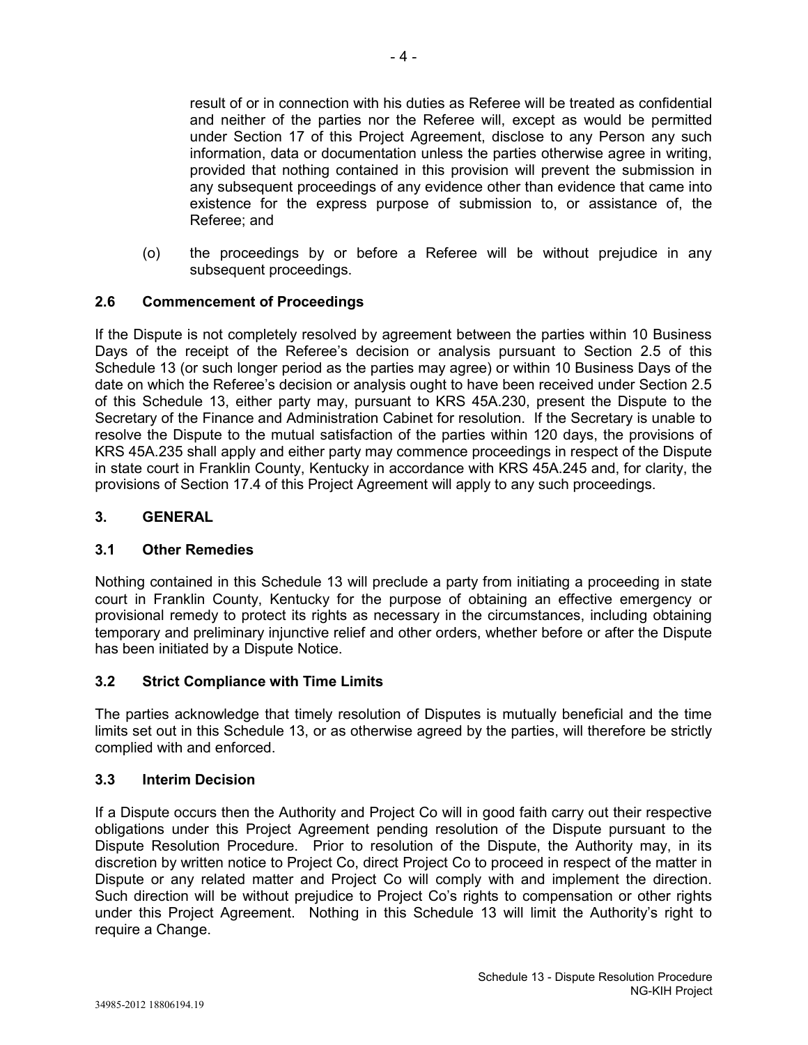result of or in connection with his duties as Referee will be treated as confidential and neither of the parties nor the Referee will, except as would be permitted under Section 17 of this Project Agreement, disclose to any Person any such information, data or documentation unless the parties otherwise agree in writing, provided that nothing contained in this provision will prevent the submission in any subsequent proceedings of any evidence other than evidence that came into existence for the express purpose of submission to, or assistance of, the Referee; and

(o) the proceedings by or before a Referee will be without prejudice in any subsequent proceedings.

### 2.6 Commencement of Proceedings

If the Dispute is not completely resolved by agreement between the parties within 10 Business Days of the receipt of the Referee's decision or analysis pursuant to Section 2.5 of this Schedule 13 (or such longer period as the parties may agree) or within 10 Business Days of the date on which the Referee's decision or analysis ought to have been received under Section 2.5 of this Schedule 13, either party may, pursuant to KRS 45A.230, present the Dispute to the Secretary of the Finance and Administration Cabinet for resolution. If the Secretary is unable to resolve the Dispute to the mutual satisfaction of the parties within 120 days, the provisions of KRS 45A.235 shall apply and either party may commence proceedings in respect of the Dispute in state court in Franklin County, Kentucky in accordance with KRS 45A.245 and, for clarity, the provisions of Section 17.4 of this Project Agreement will apply to any such proceedings.

## 3. GENERAL

### 3.1 Other Remedies

Nothing contained in this Schedule 13 will preclude a party from initiating a proceeding in state court in Franklin County, Kentucky for the purpose of obtaining an effective emergency or provisional remedy to protect its rights as necessary in the circumstances, including obtaining temporary and preliminary injunctive relief and other orders, whether before or after the Dispute has been initiated by a Dispute Notice.

### 3.2 Strict Compliance with Time Limits

The parties acknowledge that timely resolution of Disputes is mutually beneficial and the time limits set out in this Schedule 13, or as otherwise agreed by the parties, will therefore be strictly complied with and enforced.

### 3.3 Interim Decision

If a Dispute occurs then the Authority and Project Co will in good faith carry out their respective obligations under this Project Agreement pending resolution of the Dispute pursuant to the Dispute Resolution Procedure. Prior to resolution of the Dispute, the Authority may, in its discretion by written notice to Project Co, direct Project Co to proceed in respect of the matter in Dispute or any related matter and Project Co will comply with and implement the direction. Such direction will be without prejudice to Project Co's rights to compensation or other rights under this Project Agreement. Nothing in this Schedule 13 will limit the Authority's right to require a Change.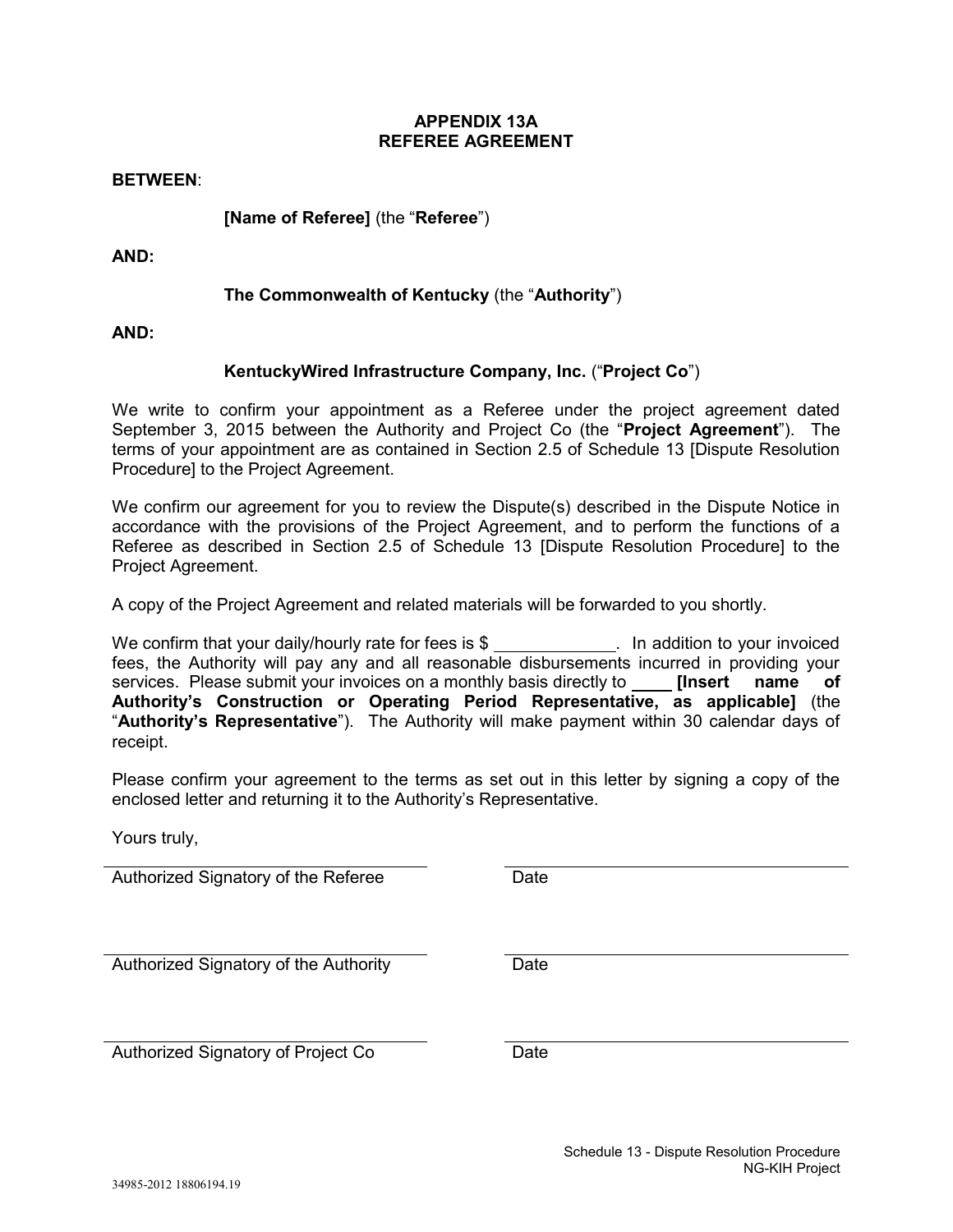# APPENDIX 13A
# REFEREE AGREEMENT

**BETWEEN**:

**[Name of Referee]** (the "**Referee**")

**AND:**

**The Commonwealth of Kentucky** (the "**Authority**")

**AND:**

**KentuckyWired Infrastructure Company, Inc.** ("**Project Co**")

We write to confirm your appointment as a Referee under the project agreement dated September 3, 2015 between the Authority and Project Co (the "**Project Agreement**"). The terms of your appointment are as contained in Section 2.5 of Schedule 13 [Dispute Resolution Procedure] to the Project Agreement.

We confirm our agreement for you to review the Dispute(s) described in the Dispute Notice in accordance with the provisions of the Project Agreement, and to perform the functions of a Referee as described in Section 2.5 of Schedule 13 [Dispute Resolution Procedure] to the Project Agreement.

A copy of the Project Agreement and related materials will be forwarded to you shortly.

We confirm that your daily/hourly rate for fees is $ _____________. In addition to your invoiced fees, the Authority will pay any and all reasonable disbursements incurred in providing your services. Please submit your invoices on a monthly basis directly to ____ **[Insert name of Authority's Construction or Operating Period Representative, as applicable]** (the "**Authority's Representative**"). The Authority will make payment within 30 calendar days of receipt.

Please confirm your agreement to the terms as set out in this letter by signing a copy of the enclosed letter and returning it to the Authority's Representative.

Yours truly,

| | |
|---|---|
| Authorized Signatory of the Referee | Date |
| Authorized Signatory of the Authority | Date |
| Authorized Signatory of Project Co | Date |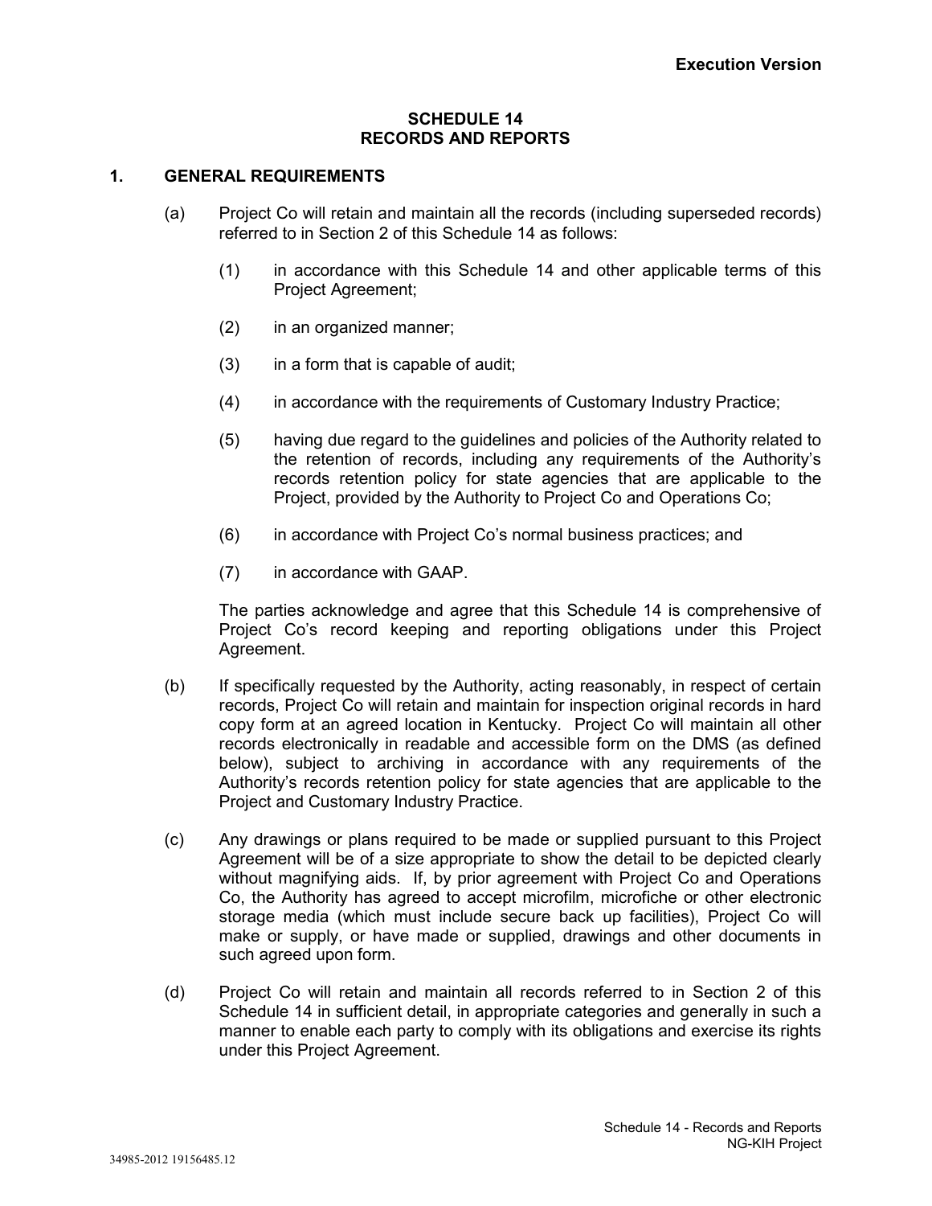**Execution Version**

# SCHEDULE 14
# RECORDS AND REPORTS

## 1. GENERAL REQUIREMENTS

(a) Project Co will retain and maintain all the records (including superseded records) referred to in Section 2 of this Schedule 14 as follows:

(1) in accordance with this Schedule 14 and other applicable terms of this Project Agreement;

(2) in an organized manner;

(3) in a form that is capable of audit;

(4) in accordance with the requirements of Customary Industry Practice;

(5) having due regard to the guidelines and policies of the Authority related to the retention of records, including any requirements of the Authority's records retention policy for state agencies that are applicable to the Project, provided by the Authority to Project Co and Operations Co;

(6) in accordance with Project Co's normal business practices; and

(7) in accordance with GAAP.

The parties acknowledge and agree that this Schedule 14 is comprehensive of Project Co's record keeping and reporting obligations under this Project Agreement.

(b) If specifically requested by the Authority, acting reasonably, in respect of certain records, Project Co will retain and maintain for inspection original records in hard copy form at an agreed location in Kentucky. Project Co will maintain all other records electronically in readable and accessible form on the DMS (as defined below), subject to archiving in accordance with any requirements of the Authority's records retention policy for state agencies that are applicable to the Project and Customary Industry Practice.

(c) Any drawings or plans required to be made or supplied pursuant to this Project Agreement will be of a size appropriate to show the detail to be depicted clearly without magnifying aids. If, by prior agreement with Project Co and Operations Co, the Authority has agreed to accept microfilm, microfiche or other electronic storage media (which must include secure back up facilities), Project Co will make or supply, or have made or supplied, drawings and other documents in such agreed upon form.

(d) Project Co will retain and maintain all records referred to in Section 2 of this Schedule 14 in sufficient detail, in appropriate categories and generally in such a manner to enable each party to comply with its obligations and exercise its rights under this Project Agreement.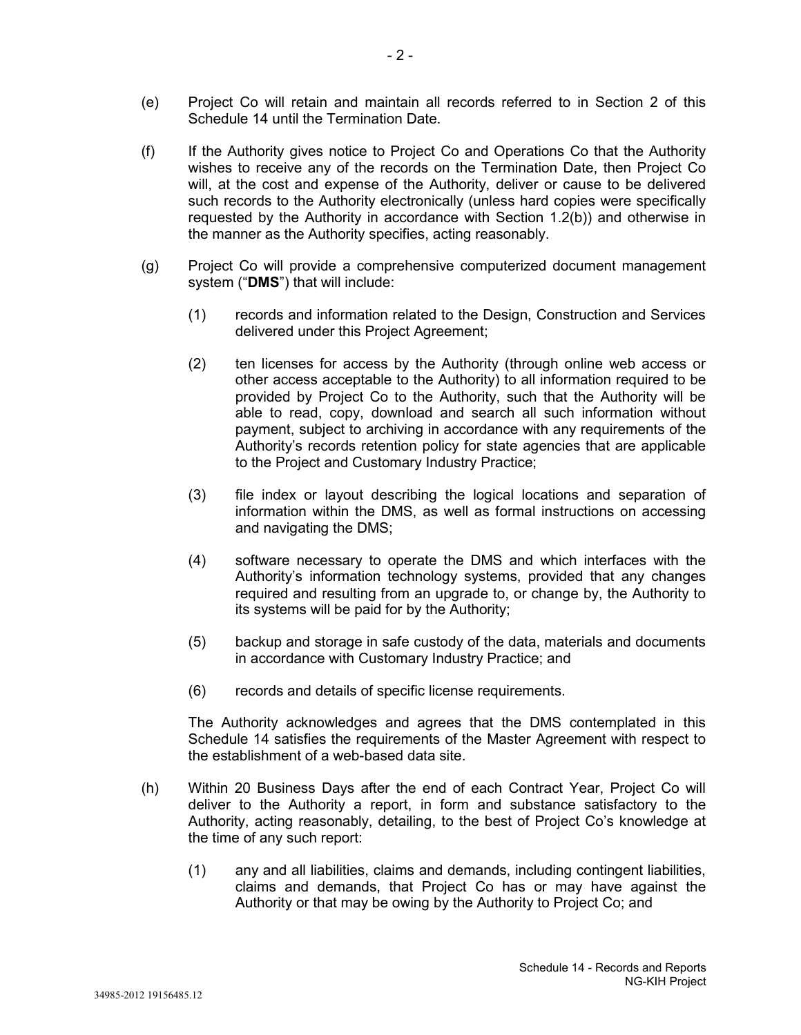(e) Project Co will retain and maintain all records referred to in Section 2 of this Schedule 14 until the Termination Date.

(f) If the Authority gives notice to Project Co and Operations Co that the Authority wishes to receive any of the records on the Termination Date, then Project Co will, at the cost and expense of the Authority, deliver or cause to be delivered such records to the Authority electronically (unless hard copies were specifically requested by the Authority in accordance with Section 1.2(b)) and otherwise in the manner as the Authority specifies, acting reasonably.

(g) Project Co will provide a comprehensive computerized document management system ("**DMS**") that will include:

  (1) records and information related to the Design, Construction and Services delivered under this Project Agreement;

  (2) ten licenses for access by the Authority (through online web access or other access acceptable to the Authority) to all information required to be provided by Project Co to the Authority, such that the Authority will be able to read, copy, download and search all such information without payment, subject to archiving in accordance with any requirements of the Authority's records retention policy for state agencies that are applicable to the Project and Customary Industry Practice;

  (3) file index or layout describing the logical locations and separation of information within the DMS, as well as formal instructions on accessing and navigating the DMS;

  (4) software necessary to operate the DMS and which interfaces with the Authority's information technology systems, provided that any changes required and resulting from an upgrade to, or change by, the Authority to its systems will be paid for by the Authority;

  (5) backup and storage in safe custody of the data, materials and documents in accordance with Customary Industry Practice; and

  (6) records and details of specific license requirements.

  The Authority acknowledges and agrees that the DMS contemplated in this Schedule 14 satisfies the requirements of the Master Agreement with respect to the establishment of a web-based data site.

(h) Within 20 Business Days after the end of each Contract Year, Project Co will deliver to the Authority a report, in form and substance satisfactory to the Authority, acting reasonably, detailing, to the best of Project Co's knowledge at the time of any such report:

  (1) any and all liabilities, claims and demands, including contingent liabilities, claims and demands, that Project Co has or may have against the Authority or that may be owing by the Authority to Project Co; and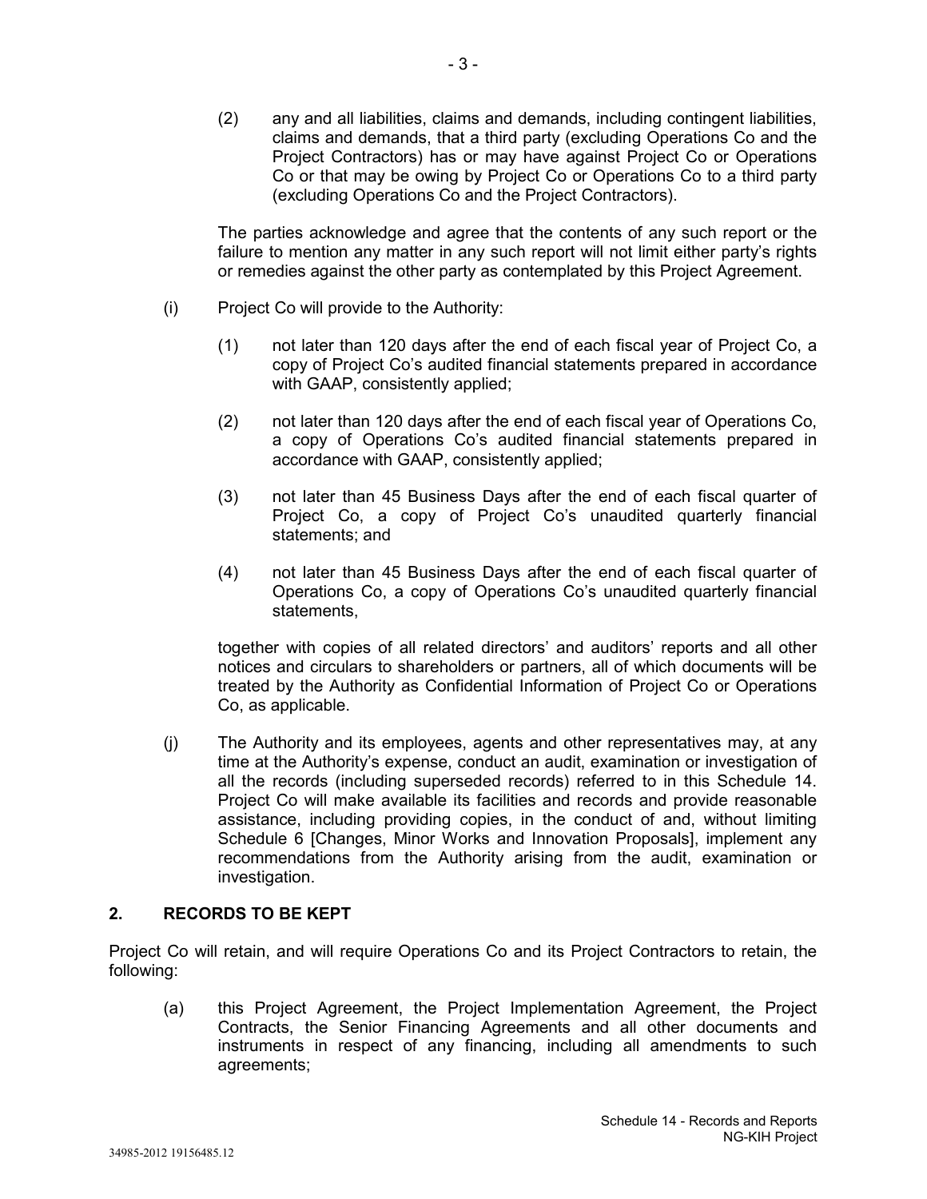(2) any and all liabilities, claims and demands, including contingent liabilities, claims and demands, that a third party (excluding Operations Co and the Project Contractors) has or may have against Project Co or Operations Co or that may be owing by Project Co or Operations Co to a third party (excluding Operations Co and the Project Contractors).

The parties acknowledge and agree that the contents of any such report or the failure to mention any matter in any such report will not limit either party's rights or remedies against the other party as contemplated by this Project Agreement.

(i) Project Co will provide to the Authority:

(1) not later than 120 days after the end of each fiscal year of Project Co, a copy of Project Co's audited financial statements prepared in accordance with GAAP, consistently applied;

(2) not later than 120 days after the end of each fiscal year of Operations Co, a copy of Operations Co's audited financial statements prepared in accordance with GAAP, consistently applied;

(3) not later than 45 Business Days after the end of each fiscal quarter of Project Co, a copy of Project Co's unaudited quarterly financial statements; and

(4) not later than 45 Business Days after the end of each fiscal quarter of Operations Co, a copy of Operations Co's unaudited quarterly financial statements,

together with copies of all related directors' and auditors' reports and all other notices and circulars to shareholders or partners, all of which documents will be treated by the Authority as Confidential Information of Project Co or Operations Co, as applicable.

(j) The Authority and its employees, agents and other representatives may, at any time at the Authority's expense, conduct an audit, examination or investigation of all the records (including superseded records) referred to in this Schedule 14. Project Co will make available its facilities and records and provide reasonable assistance, including providing copies, in the conduct of and, without limiting Schedule 6 [Changes, Minor Works and Innovation Proposals], implement any recommendations from the Authority arising from the audit, examination or investigation.

## 2. RECORDS TO BE KEPT

Project Co will retain, and will require Operations Co and its Project Contractors to retain, the following:

(a) this Project Agreement, the Project Implementation Agreement, the Project Contracts, the Senior Financing Agreements and all other documents and instruments in respect of any financing, including all amendments to such agreements;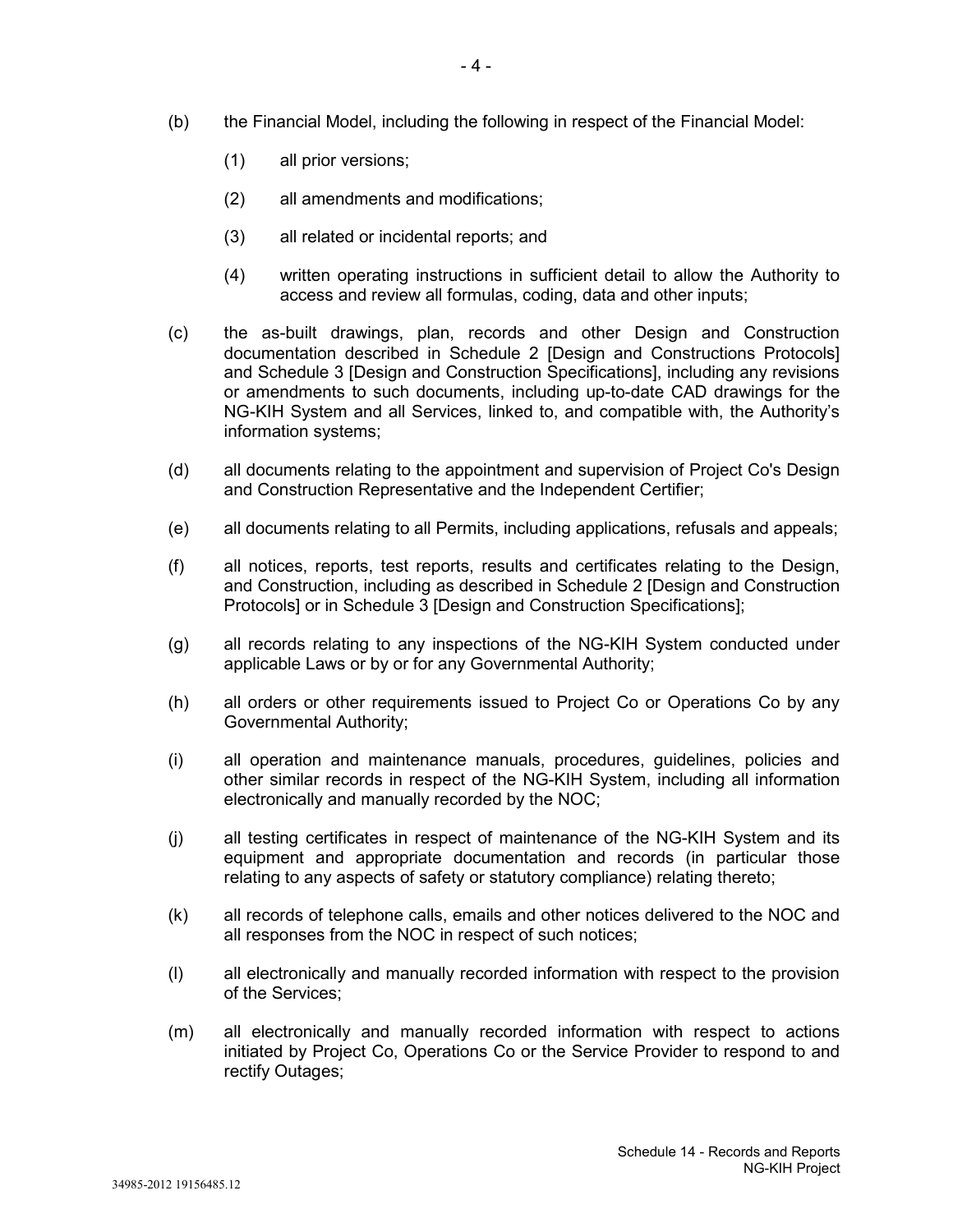(b) the Financial Model, including the following in respect of the Financial Model:

   (1) all prior versions;

   (2) all amendments and modifications;

   (3) all related or incidental reports; and

   (4) written operating instructions in sufficient detail to allow the Authority to access and review all formulas, coding, data and other inputs;

(c) the as-built drawings, plan, records and other Design and Construction documentation described in Schedule 2 [Design and Constructions Protocols] and Schedule 3 [Design and Construction Specifications], including any revisions or amendments to such documents, including up-to-date CAD drawings for the NG-KIH System and all Services, linked to, and compatible with, the Authority's information systems;

(d) all documents relating to the appointment and supervision of Project Co's Design and Construction Representative and the Independent Certifier;

(e) all documents relating to all Permits, including applications, refusals and appeals;

(f) all notices, reports, test reports, results and certificates relating to the Design, and Construction, including as described in Schedule 2 [Design and Construction Protocols] or in Schedule 3 [Design and Construction Specifications];

(g) all records relating to any inspections of the NG-KIH System conducted under applicable Laws or by or for any Governmental Authority;

(h) all orders or other requirements issued to Project Co or Operations Co by any Governmental Authority;

(i) all operation and maintenance manuals, procedures, guidelines, policies and other similar records in respect of the NG-KIH System, including all information electronically and manually recorded by the NOC;

(j) all testing certificates in respect of maintenance of the NG-KIH System and its equipment and appropriate documentation and records (in particular those relating to any aspects of safety or statutory compliance) relating thereto;

(k) all records of telephone calls, emails and other notices delivered to the NOC and all responses from the NOC in respect of such notices;

(l) all electronically and manually recorded information with respect to the provision of the Services;

(m) all electronically and manually recorded information with respect to actions initiated by Project Co, Operations Co or the Service Provider to respond to and rectify Outages;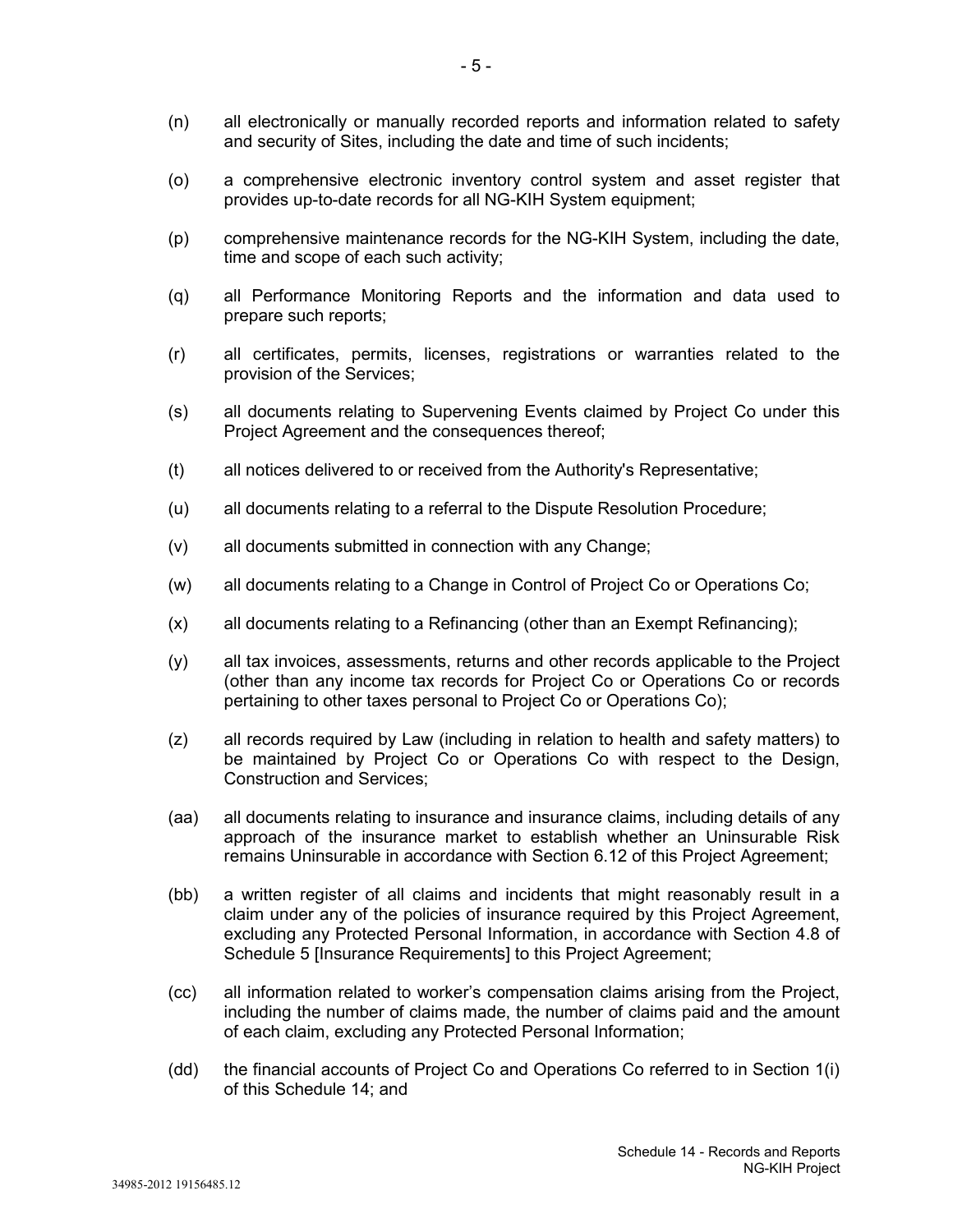(n) all electronically or manually recorded reports and information related to safety and security of Sites, including the date and time of such incidents;

(o) a comprehensive electronic inventory control system and asset register that provides up-to-date records for all NG-KIH System equipment;

(p) comprehensive maintenance records for the NG-KIH System, including the date, time and scope of each such activity;

(q) all Performance Monitoring Reports and the information and data used to prepare such reports;

(r) all certificates, permits, licenses, registrations or warranties related to the provision of the Services;

(s) all documents relating to Supervening Events claimed by Project Co under this Project Agreement and the consequences thereof;

(t) all notices delivered to or received from the Authority's Representative;

(u) all documents relating to a referral to the Dispute Resolution Procedure;

(v) all documents submitted in connection with any Change;

(w) all documents relating to a Change in Control of Project Co or Operations Co;

(x) all documents relating to a Refinancing (other than an Exempt Refinancing);

(y) all tax invoices, assessments, returns and other records applicable to the Project (other than any income tax records for Project Co or Operations Co or records pertaining to other taxes personal to Project Co or Operations Co);

(z) all records required by Law (including in relation to health and safety matters) to be maintained by Project Co or Operations Co with respect to the Design, Construction and Services;

(aa) all documents relating to insurance and insurance claims, including details of any approach of the insurance market to establish whether an Uninsurable Risk remains Uninsurable in accordance with Section 6.12 of this Project Agreement;

(bb) a written register of all claims and incidents that might reasonably result in a claim under any of the policies of insurance required by this Project Agreement, excluding any Protected Personal Information, in accordance with Section 4.8 of Schedule 5 [Insurance Requirements] to this Project Agreement;

(cc) all information related to worker's compensation claims arising from the Project, including the number of claims made, the number of claims paid and the amount of each claim, excluding any Protected Personal Information;

(dd) the financial accounts of Project Co and Operations Co referred to in Section 1(i) of this Schedule 14; and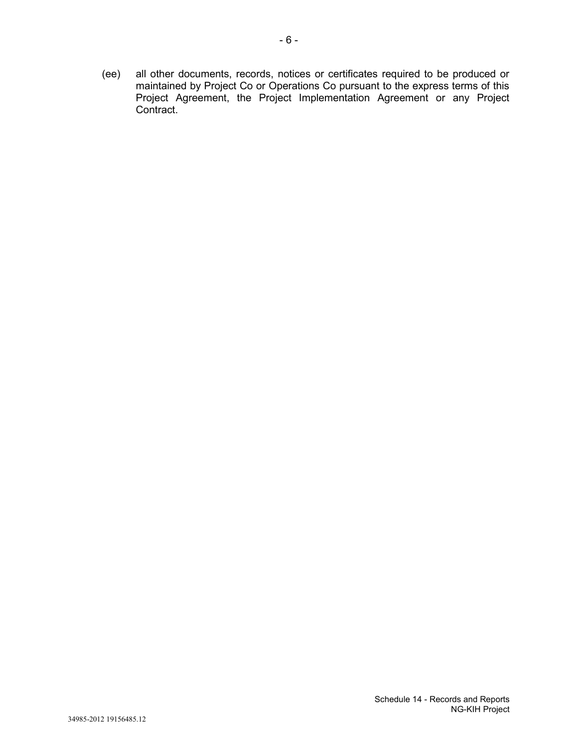(ee) all other documents, records, notices or certificates required to be produced or maintained by Project Co or Operations Co pursuant to the express terms of this Project Agreement, the Project Implementation Agreement or any Project Contract.